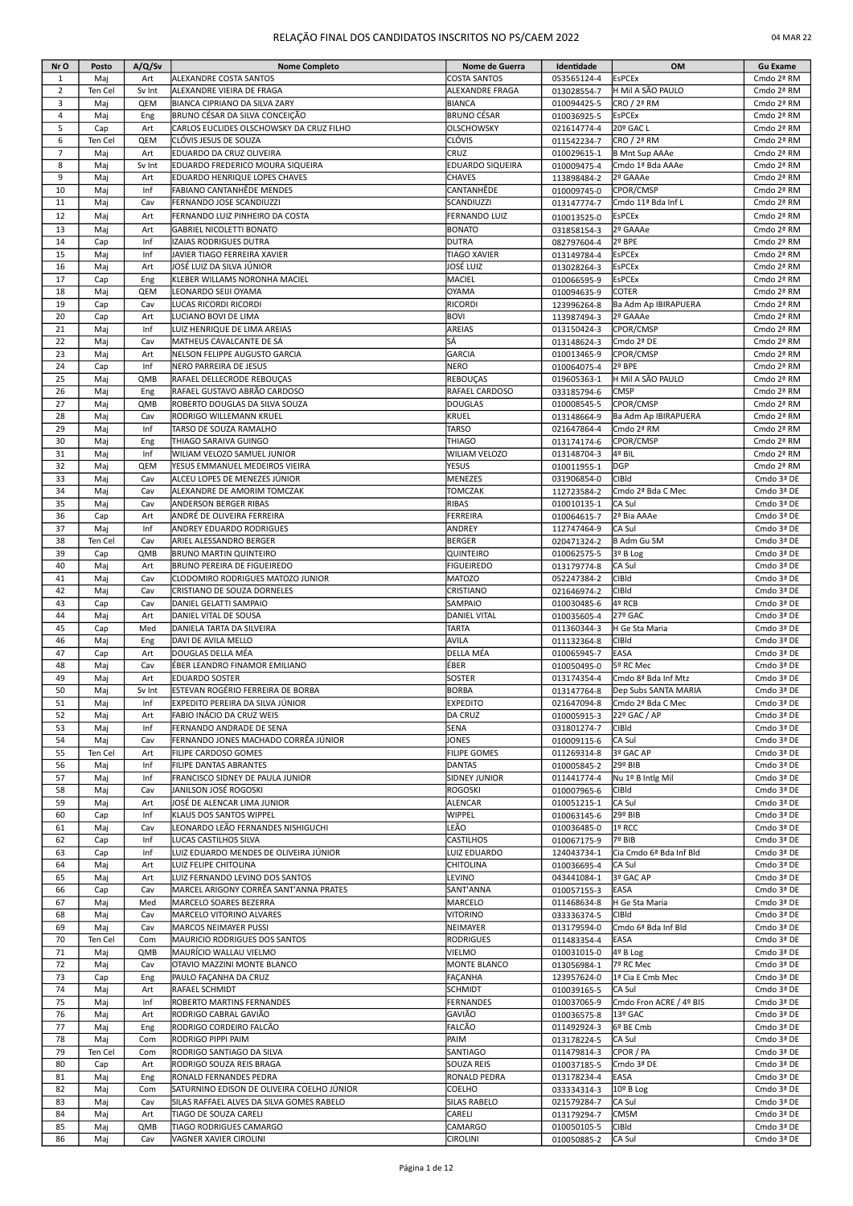# RELAÇÃO FINAL DOS CANDIDATOS INSCRITOS NO PS/CAEM 2022

04 MAR 22

| Nr O | Posto | A/Q/Sv | Nome Completo | Nome de Guerra | Identidade | OM | Gu Exame |
|---|---|---|---|---|---|---|---|
| 1 | Maj | Art | ALEXANDRE COSTA SANTOS | COSTA SANTOS | 053565124-4 | EsPCEx | Cmdo 2ª RM |
| 2 | Ten Cel | Sv Int | ALEXANDRE VIEIRA DE FRAGA | ALEXANDRE FRAGA | 013028554-7 | H Mil A SÃO PAULO | Cmdo 2ª RM |
| 3 | Maj | QEM | BIANCA CIPRIANO DA SILVA ZARY | BIANCA | 010094425-5 | CRO / 2ª RM | Cmdo 2ª RM |
| 4 | Maj | Eng | BRUNO CÉSAR DA SILVA CONCEIÇÃO | BRUNO CÉSAR | 010036925-5 | EsPCEx | Cmdo 2ª RM |
| 5 | Cap | Art | CARLOS EUCLIDES OLSCHOWSKY DA CRUZ FILHO | OLSCHOWSKY | 021614774-4 | 20º GAC L | Cmdo 2ª RM |
| 6 | Ten Cel | QEM | CLÓVIS JESUS DE SOUZA | CLÓVIS | 011542234-7 | CRO / 2ª RM | Cmdo 2ª RM |
| 7 | Maj | Art | EDUARDO DA CRUZ OLIVEIRA | CRUZ | 010029615-1 | B Mnt Sup AAAe | Cmdo 2ª RM |
| 8 | Maj | Sv Int | EDUARDO FREDERICO MOURA SIQUEIRA | EDUARDO SIQUEIRA | 010009475-4 | Cmdo 1ª Bda AAAe | Cmdo 2ª RM |
| 9 | Maj | Art | EDUARDO HENRIQUE LOPES CHAVES | CHAVES | 113898484-2 | 2º GAAAe | Cmdo 2ª RM |
| 10 | Maj | Inf | FABIANO CANTANHÊDE MENDES | CANTANHÊDE | 010009745-0 | CPOR/CMSP | Cmdo 2ª RM |
| 11 | Maj | Cav | FERNANDO JOSE SCANDIUZZI | SCANDIUZZI | 013147774-7 | Cmdo 11ª Bda Inf L | Cmdo 2ª RM |
| 12 | Maj | Art | FERNANDO LUIZ PINHEIRO DA COSTA | FERNANDO LUIZ | 010013525-0 | EsPCEx | Cmdo 2ª RM |
| 13 | Maj | Art | GABRIEL NICOLETTI BONATO | BONATO | 031858154-3 | 2º GAAAe | Cmdo 2ª RM |
| 14 | Cap | Inf | IZAIAS RODRIGUES DUTRA | DUTRA | 082797604-4 | 2º BPE | Cmdo 2ª RM |
| 15 | Maj | Inf | JAVIER TIAGO FERREIRA XAVIER | TIAGO XAVIER | 013149784-4 | EsPCEx | Cmdo 2ª RM |
| 16 | Maj | Art | JOSÉ LUIZ DA SILVA JÚNIOR | JOSÉ LUIZ | 013028264-3 | EsPCEx | Cmdo 2ª RM |
| 17 | Cap | Eng | KLEBER WILLAMS NORONHA MACIEL | MACIEL | 010066595-9 | EsPCEx | Cmdo 2ª RM |
| 18 | Maj | QEM | LEONARDO SEIJI OYAMA | OYAMA | 010094635-9 | COTER | Cmdo 2ª RM |
| 19 | Cap | Cav | LUCAS RICORDI RICORDI | RICORDI | 123996264-8 | Ba Adm Ap IBIRAPUERA | Cmdo 2ª RM |
| 20 | Cap | Art | LUCIANO BOVI DE LIMA | BOVI | 113987494-3 | 2º GAAAe | Cmdo 2ª RM |
| 21 | Maj | Inf | LUIZ HENRIQUE DE LIMA AREIAS | AREIAS | 013150424-3 | CPOR/CMSP | Cmdo 2ª RM |
| 22 | Maj | Cav | MATHEUS CAVALCANTE DE SÁ | SÁ | 013148624-3 | Cmdo 2ª DE | Cmdo 2ª RM |
| 23 | Maj | Art | NELSON FELIPPE AUGUSTO GARCIA | GARCIA | 010013465-9 | CPOR/CMSP | Cmdo 2ª RM |
| 24 | Cap | Inf | NERO PARREIRA DE JESUS | NERO | 010064075-4 | 2º BPE | Cmdo 2ª RM |
| 25 | Maj | QMB | RAFAEL DELLECRODE REBOUÇAS | REBOUÇAS | 019605363-1 | H Mil A SÃO PAULO | Cmdo 2ª RM |
| 26 | Maj | Eng | RAFAEL GUSTAVO ABRÃO CARDOSO | RAFAEL CARDOSO | 033185794-6 | CMSP | Cmdo 2ª RM |
| 27 | Maj | QMB | ROBERTO DOUGLAS DA SILVA SOUZA | DOUGLAS | 010008545-5 | CPOR/CMSP | Cmdo 2ª RM |
| 28 | Maj | Cav | RODRIGO WILLEMANN KRUEL | KRUEL | 013148664-9 | Ba Adm Ap IBIRAPUERA | Cmdo 2ª RM |
| 29 | Maj | Inf | TARSO DE SOUZA RAMALHO | TARSO | 021647864-4 | Cmdo 2ª RM | Cmdo 2ª RM |
| 30 | Maj | Eng | THIAGO SARAIVA GUINGO | THIAGO | 013174174-6 | CPOR/CMSP | Cmdo 2ª RM |
| 31 | Maj | Inf | WILIAM VELOZO SAMUEL JUNIOR | WILIAM VELOZO | 013148704-3 | 4º BIL | Cmdo 2ª RM |
| 32 | Maj | QEM | YESUS EMMANUEL MEDEIROS VIEIRA | YESUS | 010011955-1 | DGP | Cmdo 2ª RM |
| 33 | Maj | Cav | ALCEU LOPES DE MENEZES JÚNIOR | MENEZES | 031906854-0 | CIBld | Cmdo 3ª DE |
| 34 | Maj | Cav | ALEXANDRE DE AMORIM TOMCZAK | TOMCZAK | 112723584-2 | Cmdo 2ª Bda C Mec | Cmdo 3ª DE |
| 35 | Maj | Cav | ANDERSON BERGER RIBAS | RIBAS | 010010135-1 | CA Sul | Cmdo 3ª DE |
| 36 | Cap | Art | ANDRÉ DE OLIVEIRA FERREIRA | FERREIRA | 010064615-7 | 2ª Bia AAAe | Cmdo 3ª DE |
| 37 | Maj | Inf | ANDREY EDUARDO RODRIGUES | ANDREY | 112747464-9 | CA Sul | Cmdo 3ª DE |
| 38 | Ten Cel | Cav | ARIEL ALESSANDRO BERGER | BERGER | 020471324-2 | B Adm Gu SM | Cmdo 3ª DE |
| 39 | Cap | QMB | BRUNO MARTIN QUINTEIRO | QUINTEIRO | 010062575-5 | 3º B Log | Cmdo 3ª DE |
| 40 | Maj | Art | BRUNO PEREIRA DE FIGUEIREDO | FIGUEIREDO | 013179774-8 | CA Sul | Cmdo 3ª DE |
| 41 | Maj | Cav | CLODOMIRO RODRIGUES MATOZO JUNIOR | MATOZO | 052247384-2 | CIBld | Cmdo 3ª DE |
| 42 | Maj | Cav | CRISTIANO DE SOUZA DORNELES | CRISTIANO | 021646974-2 | CIBld | Cmdo 3ª DE |
| 43 | Cap | Cav | DANIEL GELATTI SAMPAIO | SAMPAIO | 010030485-6 | 4º RCB | Cmdo 3ª DE |
| 44 | Maj | Art | DANIEL VITAL DE SOUSA | DANIEL VITAL | 010035605-4 | 27º GAC | Cmdo 3ª DE |
| 45 | Cap | Med | DANIELA TARTA DA SILVEIRA | TARTA | 011360344-3 | H Ge Sta Maria | Cmdo 3ª DE |
| 46 | Maj | Eng | DAVI DE AVILA MELLO | AVILA | 011132364-8 | CIBld | Cmdo 3ª DE |
| 47 | Cap | Art | DOUGLAS DELLA MÉA | DELLA MÉA | 010065945-7 | EASA | Cmdo 3ª DE |
| 48 | Maj | Cav | ÉBER LEANDRO FINAMOR EMILIANO | ÉBER | 010050495-0 | 5º RC Mec | Cmdo 3ª DE |
| 49 | Maj | Art | EDUARDO SOSTER | SOSTER | 013174354-4 | Cmdo 8ª Bda Inf Mtz | Cmdo 3ª DE |
| 50 | Maj | Sv Int | ESTEVAN ROGÉRIO FERREIRA DE BORBA | BORBA | 013147764-8 | Dep Subs SANTA MARIA | Cmdo 3ª DE |
| 51 | Maj | Inf | EXPEDITO PEREIRA DA SILVA JÚNIOR | EXPEDITO | 021647094-8 | Cmdo 2ª Bda C Mec | Cmdo 3ª DE |
| 52 | Maj | Art | FABIO INÁCIO DA CRUZ WEIS | DA CRUZ | 010005915-3 | 22º GAC / AP | Cmdo 3ª DE |
| 53 | Maj | Inf | FERNANDO ANDRADE DE SENA | SENA | 031801274-7 | CIBld | Cmdo 3ª DE |
| 54 | Maj | Cav | FERNANDO JONES MACHADO CORRÊA JÚNIOR | JONES | 010009115-6 | CA Sul | Cmdo 3ª DE |
| 55 | Ten Cel | Art | FILIPE CARDOSO GOMES | FILIPE GOMES | 011269314-8 | 3º GAC AP | Cmdo 3ª DE |
| 56 | Maj | Inf | FILIPE DANTAS ABRANTES | DANTAS | 010005845-2 | 29º BIB | Cmdo 3ª DE |
| 57 | Maj | Inf | FRANCISCO SIDNEY DE PAULA JUNIOR | SIDNEY JUNIOR | 011441774-4 | Nu 1º B Intlg Mil | Cmdo 3ª DE |
| 58 | Maj | Cav | JANILSON JOSÉ ROGOSKI | ROGOSKI | 010007965-6 | CIBld | Cmdo 3ª DE |
| 59 | Maj | Art | JOSÉ DE ALENCAR LIMA JUNIOR | ALENCAR | 010051215-1 | CA Sul | Cmdo 3ª DE |
| 60 | Cap | Inf | KLAUS DOS SANTOS WIPPEL | WIPPEL | 010063145-6 | 29º BIB | Cmdo 3ª DE |
| 61 | Maj | Cav | LEONARDO LEÃO FERNANDES NISHIGUCHI | LEÃO | 010036485-0 | 1º RCC | Cmdo 3ª DE |
| 62 | Cap | Inf | LUCAS CASTILHOS SILVA | CASTILHOS | 010067175-9 | 7º BIB | Cmdo 3ª DE |
| 63 | Cap | Inf | LUIZ EDUARDO MENDES DE OLIVEIRA JÚNIOR | LUIZ EDUARDO | 124043734-1 | Cia Cmdo 6ª Bda Inf Bld | Cmdo 3ª DE |
| 64 | Maj | Art | LUIZ FELIPE CHITOLINA | CHITOLINA | 010036695-4 | CA Sul | Cmdo 3ª DE |
| 65 | Maj | Art | LUIZ FERNANDO LEVINO DOS SANTOS | LEVINO | 043441084-1 | 3º GAC AP | Cmdo 3ª DE |
| 66 | Cap | Cav | MARCEL ARIGONY CORRÊA SANT'ANNA PRATES | SANT'ANNA | 010057155-3 | EASA | Cmdo 3ª DE |
| 67 | Maj | Med | MARCELO SOARES BEZERRA | MARCELO | 011468634-8 | H Ge Sta Maria | Cmdo 3ª DE |
| 68 | Maj | Cav | MARCELO VITORINO ALVARES | VITORINO | 033336374-5 | CIBld | Cmdo 3ª DE |
| 69 | Maj | Cav | MARCOS NEIMAYER PUSSI | NEIMAYER | 013179594-0 | Cmdo 6ª Bda Inf Bld | Cmdo 3ª DE |
| 70 | Ten Cel | Com | MAURICIO RODRIGUES DOS SANTOS | RODRIGUES | 011483354-4 | EASA | Cmdo 3ª DE |
| 71 | Maj | QMB | MAURÍCIO WALLAU VIELMO | VIELMO | 010031015-0 | 4º B Log | Cmdo 3ª DE |
| 72 | Maj | Cav | OTAVIO MAZZINI MONTE BLANCO | MONTE BLANCO | 013056984-1 | 7º RC Mec | Cmdo 3ª DE |
| 73 | Cap | Eng | PAULO FAÇANHA DA CRUZ | FAÇANHA | 123957624-0 | 1ª Cia E Cmb Mec | Cmdo 3ª DE |
| 74 | Maj | Art | RAFAEL SCHMIDT | SCHMIDT | 010039165-5 | CA Sul | Cmdo 3ª DE |
| 75 | Maj | Inf | ROBERTO MARTINS FERNANDES | FERNANDES | 010037065-9 | Cmdo Fron ACRE / 4º BIS | Cmdo 3ª DE |
| 76 | Maj | Art | RODRIGO CABRAL GAVIÃO | GAVIÃO | 010036575-8 | 13º GAC | Cmdo 3ª DE |
| 77 | Maj | Eng | RODRIGO CORDEIRO FALCÃO | FALCÃO | 011492924-3 | 6º BE Cmb | Cmdo 3ª DE |
| 78 | Maj | Com | RODRIGO PIPPI PAIM | PAIM | 013178224-5 | CA Sul | Cmdo 3ª DE |
| 79 | Ten Cel | Com | RODRIGO SANTIAGO DA SILVA | SANTIAGO | 011479814-3 | CPOR / PA | Cmdo 3ª DE |
| 80 | Cap | Art | RODRIGO SOUZA REIS BRAGA | SOUZA REIS | 010037185-5 | Cmdo 3ª DE | Cmdo 3ª DE |
| 81 | Maj | Eng | RONALD FERNANDES PEDRA | RONALD PEDRA | 013178234-4 | EASA | Cmdo 3ª DE |
| 82 | Maj | Com | SATURNINO EDISON DE OLIVEIRA COELHO JÚNIOR | COELHO | 033334314-3 | 10º B Log | Cmdo 3ª DE |
| 83 | Maj | Cav | SILAS RAFFAEL ALVES DA SILVA GOMES RABELO | SILAS RABELO | 021579284-7 | CA Sul | Cmdo 3ª DE |
| 84 | Maj | Art | TIAGO DE SOUZA CARELI | CARELI | 013179294-7 | CMSM | Cmdo 3ª DE |
| 85 | Maj | QMB | TIAGO RODRIGUES CAMARGO | CAMARGO | 010050105-5 | CIBld | Cmdo 3ª DE |
| 86 | Maj | Cav | VAGNER XAVIER CIROLINI | CIROLINI | 010050885-2 | CA Sul | Cmdo 3ª DE |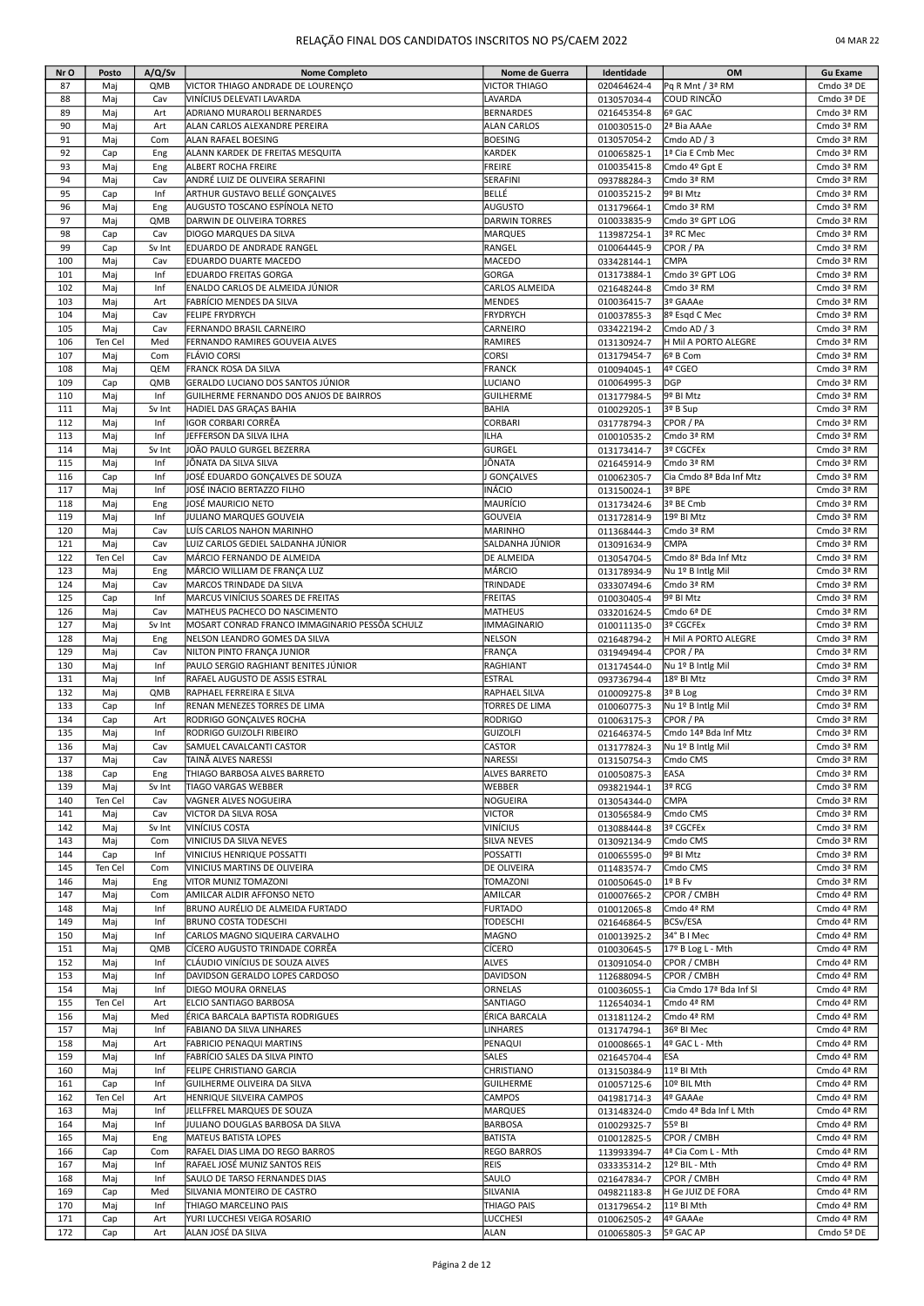# RELAÇÃO FINAL DOS CANDIDATOS INSCRITOS NO PS/CAEM 2022

04 MAR 22

| Nr O | Posto | A/Q/Sv | Nome Completo | Nome de Guerra | Identidade | OM | Gu Exame |
|---|---|---|---|---|---|---|---|
| 87 | Maj | QMB | VICTOR THIAGO ANDRADE DE LOURENÇO | VICTOR THIAGO | 020464624-4 | Pq R Mnt / 3ª RM | Cmdo 3ª DE |
| 88 | Maj | Cav | VINÍCIUS DELEVATI LAVARDA | LAVARDA | 013057034-4 | COUD RINCÃO | Cmdo 3ª DE |
| 89 | Maj | Art | ADRIANO MURAROLI BERNARDES | BERNARDES | 021645354-8 | 6º GAC | Cmdo 3ª RM |
| 90 | Maj | Art | ALAN CARLOS ALEXANDRE PEREIRA | ALAN CARLOS | 010030515-0 | 2ª Bia AAAe | Cmdo 3ª RM |
| 91 | Maj | Com | ALAN RAFAEL BOESING | BOESING | 013057054-2 | Cmdo AD / 3 | Cmdo 3ª RM |
| 92 | Cap | Eng | ALANN KARDEK DE FREITAS MESQUITA | KARDEK | 010065825-1 | 1ª Cia E Cmb Mec | Cmdo 3ª RM |
| 93 | Maj | Eng | ALBERT ROCHA FREIRE | FREIRE | 010035415-8 | Cmdo 4º Gpt E | Cmdo 3ª RM |
| 94 | Maj | Cav | ANDRÉ LUIZ DE OLIVEIRA SERAFINI | SERAFINI | 093788284-3 | Cmdo 3ª RM | Cmdo 3ª RM |
| 95 | Cap | Inf | ARTHUR GUSTAVO BELLÉ GONÇALVES | BELLÉ | 010035215-2 | 9º BI Mtz | Cmdo 3ª RM |
| 96 | Maj | Eng | AUGUSTO TOSCANO ESPÍNOLA NETO | AUGUSTO | 013179664-1 | Cmdo 3ª RM | Cmdo 3ª RM |
| 97 | Maj | QMB | DARWIN DE OLIVEIRA TORRES | DARWIN TORRES | 010033835-9 | Cmdo 3º GPT LOG | Cmdo 3ª RM |
| 98 | Cap | Cav | DIOGO MARQUES DA SILVA | MARQUES | 113987254-1 | 3º RC Mec | Cmdo 3ª RM |
| 99 | Cap | Sv Int | EDUARDO DE ANDRADE RANGEL | RANGEL | 010064445-9 | CPOR / PA | Cmdo 3ª RM |
| 100 | Maj | Cav | EDUARDO DUARTE MACEDO | MACEDO | 033428144-1 | CMPA | Cmdo 3ª RM |
| 101 | Maj | Inf | EDUARDO FREITAS GORGA | GORGA | 013173884-1 | Cmdo 3º GPT LOG | Cmdo 3ª RM |
| 102 | Maj | Inf | ENALDO CARLOS DE ALMEIDA JÚNIOR | CARLOS ALMEIDA | 021648244-8 | Cmdo 3ª RM | Cmdo 3ª RM |
| 103 | Maj | Art | FABRÍCIO MENDES DA SILVA | MENDES | 010036415-7 | 3º GAAAe | Cmdo 3ª RM |
| 104 | Maj | Cav | FELIPE FRYDRYCH | FRYDRYCH | 010037855-3 | 8º Esqd C Mec | Cmdo 3ª RM |
| 105 | Maj | Cav | FERNANDO BRASIL CARNEIRO | CARNEIRO | 033422194-2 | Cmdo AD / 3 | Cmdo 3ª RM |
| 106 | Ten Cel | Med | FERNANDO RAMIRES GOUVEIA ALVES | RAMIRES | 013130924-7 | H Mil A PORTO ALEGRE | Cmdo 3ª RM |
| 107 | Maj | Com | FLÁVIO CORSI | CORSI | 013179454-7 | 6º B Com | Cmdo 3ª RM |
| 108 | Maj | QEM | FRANCK ROSA DA SILVA | FRANCK | 010094045-1 | 4º CGEO | Cmdo 3ª RM |
| 109 | Cap | QMB | GERALDO LUCIANO DOS SANTOS JÚNIOR | LUCIANO | 010064995-3 | DGP | Cmdo 3ª RM |
| 110 | Maj | Inf | GUILHERME FERNANDO DOS ANJOS DE BAIRROS | GUILHERME | 013177984-5 | 9º BI Mtz | Cmdo 3ª RM |
| 111 | Maj | Sv Int | HADIEL DAS GRAÇAS BAHIA | BAHIA | 010029205-1 | 3º B Sup | Cmdo 3ª RM |
| 112 | Maj | Inf | IGOR CORBARI CORRÊA | CORBARI | 031778794-3 | CPOR / PA | Cmdo 3ª RM |
| 113 | Maj | Inf | JEFFERSON DA SILVA ILHA | ILHA | 010010535-2 | Cmdo 3ª RM | Cmdo 3ª RM |
| 114 | Maj | Sv Int | JOÃO PAULO GURGEL BEZERRA | GURGEL | 013173414-7 | 3º CGCFEx | Cmdo 3ª RM |
| 115 | Maj | Inf | JÔNATA DA SILVA SILVA | JÔNATA | 021645914-9 | Cmdo 3ª RM | Cmdo 3ª RM |
| 116 | Cap | Inf | JOSÉ EDUARDO GONÇALVES DE SOUZA | J GONÇALVES | 010062305-7 | Cia Cmdo 8ª Bda Inf Mtz | Cmdo 3ª RM |
| 117 | Maj | Inf | JOSÉ INÁCIO BERTAZZO FILHO | INÁCIO | 013150024-1 | 3º BPE | Cmdo 3ª RM |
| 118 | Maj | Eng | JOSÉ MAURICIO NETO | MAURÍCIO | 013173424-6 | 3º BE Cmb | Cmdo 3ª RM |
| 119 | Maj | Inf | JULIANO MARQUES GOUVEIA | GOUVEIA | 013172814-9 | 19º BI Mtz | Cmdo 3ª RM |
| 120 | Maj | Cav | LUÍS CARLOS NAHON MARINHO | MARINHO | 011368444-3 | Cmdo 3ª RM | Cmdo 3ª RM |
| 121 | Maj | Cav | LUIZ CARLOS GEDIEL SALDANHA JÚNIOR | SALDANHA JÚNIOR | 013091634-9 | CMPA | Cmdo 3ª RM |
| 122 | Ten Cel | Cav | MÁRCIO FERNANDO DE ALMEIDA | DE ALMEIDA | 013054704-5 | Cmdo 8ª Bda Inf Mtz | Cmdo 3ª RM |
| 123 | Maj | Eng | MÁRCIO WILLIAM DE FRANÇA LUZ | MÁRCIO | 013178934-9 | Nu 1º B Intlg Mil | Cmdo 3ª RM |
| 124 | Maj | Cav | MARCOS TRINDADE DA SILVA | TRINDADE | 033307494-6 | Cmdo 3ª RM | Cmdo 3ª RM |
| 125 | Cap | Inf | MARCUS VINÍCIUS SOARES DE FREITAS | FREITAS | 010030405-4 | 9º BI Mtz | Cmdo 3ª RM |
| 126 | Maj | Cav | MATHEUS PACHECO DO NASCIMENTO | MATHEUS | 033201624-5 | Cmdo 6ª DE | Cmdo 3ª RM |
| 127 | Maj | Sv Int | MOSART CONRAD FRANCO IMMAGINARIO PESSÔA SCHULZ | IMMAGINARIO | 010011135-0 | 3º CGCFEx | Cmdo 3ª RM |
| 128 | Maj | Eng | NELSON LEANDRO GOMES DA SILVA | NELSON | 021648794-2 | H Mil A PORTO ALEGRE | Cmdo 3ª RM |
| 129 | Maj | Cav | NILTON PINTO FRANÇA JUNIOR | FRANÇA | 031949494-4 | CPOR / PA | Cmdo 3ª RM |
| 130 | Maj | Inf | PAULO SERGIO RAGHIANT BENITES JÚNIOR | RAGHIANT | 013174544-0 | Nu 1º B Intlg Mil | Cmdo 3ª RM |
| 131 | Maj | Inf | RAFAEL AUGUSTO DE ASSIS ESTRAL | ESTRAL | 093736794-4 | 18º BI Mtz | Cmdo 3ª RM |
| 132 | Maj | QMB | RAPHAEL FERREIRA E SILVA | RAPHAEL SILVA | 010009275-8 | 3º B Log | Cmdo 3ª RM |
| 133 | Cap | Inf | RENAN MENEZES TORRES DE LIMA | TORRES DE LIMA | 010060775-3 | Nu 1º B Intlg Mil | Cmdo 3ª RM |
| 134 | Cap | Art | RODRIGO GONÇALVES ROCHA | RODRIGO | 010063175-3 | CPOR / PA | Cmdo 3ª RM |
| 135 | Maj | Inf | RODRIGO GUIZOLFI RIBEIRO | GUIZOLFI | 021646374-5 | Cmdo 14ª Bda Inf Mtz | Cmdo 3ª RM |
| 136 | Maj | Cav | SAMUEL CAVALCANTI CASTOR | CASTOR | 013177824-3 | Nu 1º B Intlg Mil | Cmdo 3ª RM |
| 137 | Maj | Cav | TAINÃ ALVES NARESSI | NARESSI | 013150754-3 | Cmdo CMS | Cmdo 3ª RM |
| 138 | Cap | Eng | THIAGO BARBOSA ALVES BARRETO | ALVES BARRETO | 010050875-3 | EASA | Cmdo 3ª RM |
| 139 | Maj | Sv Int | TIAGO VARGAS WEBBER | WEBBER | 093821944-1 | 3º RCG | Cmdo 3ª RM |
| 140 | Ten Cel | Cav | VAGNER ALVES NOGUEIRA | NOGUEIRA | 013054344-0 | CMPA | Cmdo 3ª RM |
| 141 | Maj | Cav | VICTOR DA SILVA ROSA | VICTOR | 013056584-9 | Cmdo CMS | Cmdo 3ª RM |
| 142 | Maj | Sv Int | VINÍCIUS COSTA | VINÍCIUS | 013088444-8 | 3º CGCFEx | Cmdo 3ª RM |
| 143 | Maj | Com | VINICIUS DA SILVA NEVES | SILVA NEVES | 013092134-9 | Cmdo CMS | Cmdo 3ª RM |
| 144 | Cap | Inf | VINICIUS HENRIQUE POSSATTI | POSSATTI | 010065595-0 | 9º BI Mtz | Cmdo 3ª RM |
| 145 | Ten Cel | Com | VINICIUS MARTINS DE OLIVEIRA | DE OLIVEIRA | 011483574-7 | Cmdo CMS | Cmdo 3ª RM |
| 146 | Maj | Eng | VITOR MUNIZ TOMAZONI | TOMAZONI | 010050645-0 | 1º B Fv | Cmdo 3ª RM |
| 147 | Maj | Com | AMILCAR ALDIR AFFONSO NETO | AMILCAR | 010007665-2 | CPOR / CMBH | Cmdo 4ª RM |
| 148 | Maj | Inf | BRUNO AURÉLIO DE ALMEIDA FURTADO | FURTADO | 010012065-8 | Cmdo 4ª RM | Cmdo 4ª RM |
| 149 | Maj | Inf | BRUNO COSTA TODESCHI | TODESCHI | 021646864-5 | BCSv/ESA | Cmdo 4ª RM |
| 150 | Maj | Inf | CARLOS MAGNO SIQUEIRA CARVALHO | MAGNO | 010013925-2 | 34° B I Mec | Cmdo 4ª RM |
| 151 | Maj | QMB | CÍCERO AUGUSTO TRINDADE CORRÊA | CÍCERO | 010030645-5 | 17º B Log L - Mth | Cmdo 4ª RM |
| 152 | Maj | Inf | CLÁUDIO VINÍCIUS DE SOUZA ALVES | ALVES | 013091054-0 | CPOR / CMBH | Cmdo 4ª RM |
| 153 | Maj | Inf | DAVIDSON GERALDO LOPES CARDOSO | DAVIDSON | 112688094-5 | CPOR / CMBH | Cmdo 4ª RM |
| 154 | Maj | Inf | DIEGO MOURA ORNELAS | ORNELAS | 010036055-1 | Cia Cmdo 17ª Bda Inf Sl | Cmdo 4ª RM |
| 155 | Ten Cel | Art | ELCIO SANTIAGO BARBOSA | SANTIAGO | 112654034-1 | Cmdo 4ª RM | Cmdo 4ª RM |
| 156 | Maj | Med | ÉRICA BARCALA BAPTISTA RODRIGUES | ÉRICA BARCALA | 013181124-2 | Cmdo 4ª RM | Cmdo 4ª RM |
| 157 | Maj | Inf | FABIANO DA SILVA LINHARES | LINHARES | 013174794-1 | 36º BI Mec | Cmdo 4ª RM |
| 158 | Maj | Art | FABRICIO PENAQUI MARTINS | PENAQUI | 010008665-1 | 4º GAC L - Mth | Cmdo 4ª RM |
| 159 | Maj | Inf | FABRÍCIO SALES DA SILVA PINTO | SALES | 021645704-4 | ESA | Cmdo 4ª RM |
| 160 | Maj | Inf | FELIPE CHRISTIANO GARCIA | CHRISTIANO | 013150384-9 | 11º BI Mth | Cmdo 4ª RM |
| 161 | Cap | Inf | GUILHERME OLIVEIRA DA SILVA | GUILHERME | 010057125-6 | 10º BIL Mth | Cmdo 4ª RM |
| 162 | Ten Cel | Art | HENRIQUE SILVEIRA CAMPOS | CAMPOS | 041981714-3 | 4º GAAAe | Cmdo 4ª RM |
| 163 | Maj | Inf | JELLFREL MARQUES DE SOUZA | MARQUES | 013148324-0 | Cmdo 4ª Bda Inf L Mth | Cmdo 4ª RM |
| 164 | Maj | Inf | JULIANO DOUGLAS BARBOSA DA SILVA | BARBOSA | 010029325-7 | 55º BI | Cmdo 4ª RM |
| 165 | Maj | Eng | MATEUS BATISTA LOPES | BATISTA | 010012825-5 | CPOR / CMBH | Cmdo 4ª RM |
| 166 | Cap | Com | RAFAEL DIAS LIMA DO REGO BARROS | REGO BARROS | 113993394-7 | 4ª Cia Com L - Mth | Cmdo 4ª RM |
| 167 | Maj | Inf | RAFAEL JOSÉ MUNIZ SANTOS REIS | REIS | 033335314-2 | 12º BIL - Mth | Cmdo 4ª RM |
| 168 | Maj | Inf | SAULO DE TARSO FERNANDES DIAS | SAULO | 021647834-7 | CPOR / CMBH | Cmdo 4ª RM |
| 169 | Cap | Med | SILVANIA MONTEIRO DE CASTRO | SILVANIA | 049821183-8 | H Ge JUIZ DE FORA | Cmdo 4ª RM |
| 170 | Maj | Inf | THIAGO MARCELINO PAIS | THIAGO PAIS | 013179654-2 | 11º BI Mth | Cmdo 4ª RM |
| 171 | Cap | Art | YURI LUCCHESI VEIGA ROSARIO | LUCCHESI | 010062505-2 | 4º GAAAe | Cmdo 4ª RM |
| 172 | Cap | Art | ALAN JOSÉ DA SILVA | ALAN | 010065805-3 | 5º GAC AP | Cmdo 5ª DE |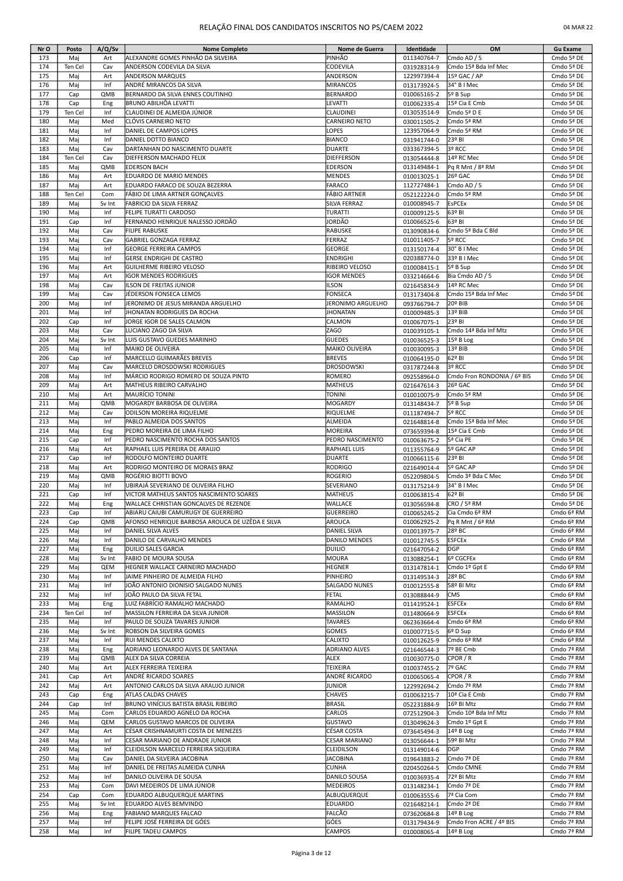# RELAÇÃO FINAL DOS CANDIDATOS INSCRITOS NO PS/CAEM 2022

04 MAR 22

| Nr O | Posto | A/Q/Sv | Nome Completo | Nome de Guerra | Identidade | OM | Gu Exame |
|---|---|---|---|---|---|---|---|
| 173 | Maj | Art | ALEXANDRE GOMES PINHÃO DA SILVEIRA | PINHÃO | 011340764-7 | Cmdo AD / 5 | Cmdo 5ª DE |
| 174 | Ten Cel | Cav | ANDERSON CODEVILA DA SILVA | CODEVILA | 031928314-9 | Cmdo 15ª Bda Inf Mec | Cmdo 5ª DE |
| 175 | Maj | Art | ANDERSON MARQUES | ANDERSON | 122997394-4 | 15º GAC / AP | Cmdo 5ª DE |
| 176 | Maj | Inf | ANDRÉ MIRANCOS DA SILVA | MIRANCOS | 013173924-5 | 34° B I Mec | Cmdo 5ª DE |
| 177 | Cap | QMB | BERNARDO DA SILVA ENNES COUTINHO | BERNARDO | 010065165-2 | 5º B Sup | Cmdo 5ª DE |
| 178 | Cap | Eng | BRUNO ABILHÔA LEVATTI | LEVATTI | 010062335-4 | 15ª Cia E Cmb | Cmdo 5ª DE |
| 179 | Ten Cel | Inf | CLAUDINEI DE ALMEIDA JÚNIOR | CLAUDINEI | 013053514-9 | Cmdo 5ª D E | Cmdo 5ª DE |
| 180 | Maj | Med | CLÓVIS CARNEIRO NETO | CARNEIRO NETO | 030011505-2 | Cmdo 5ª RM | Cmdo 5ª DE |
| 181 | Maj | Inf | DANIEL DE CAMPOS LOPES | LOPES | 123957064-9 | Cmdo 5ª RM | Cmdo 5ª DE |
| 182 | Maj | Inf | DANIEL DOTTO BIANCO | BIANCO | 031941744-0 | 23º BI | Cmdo 5ª DE |
| 183 | Maj | Cav | DARTANHAN DO NASCIMENTO DUARTE | DUARTE | 033367394-5 | 3º RCC | Cmdo 5ª DE |
| 184 | Ten Cel | Cav | DIEFFERSON MACHADO FELIX | DIEFFERSON | 013054444-8 | 14º RC Mec | Cmdo 5ª DE |
| 185 | Maj | QMB | EDERSON BACH | EDERSON | 013149484-1 | Pq R Mnt / 8ª RM | Cmdo 5ª DE |
| 186 | Maj | Art | EDUARDO DE MARIO MENDES | MENDES | 010013025-1 | 26º GAC | Cmdo 5ª DE |
| 187 | Maj | Art | EDUARDO FARACO DE SOUZA BEZERRA | FARACO | 112727484-1 | Cmdo AD / 5 | Cmdo 5ª DE |
| 188 | Ten Cel | Com | FÁBIO DE LIMA ARTNER GONÇALVES | FÁBIO ARTNER | 052122224-0 | Cmdo 5ª RM | Cmdo 5ª DE |
| 189 | Maj | Sv Int | FABRICIO DA SILVA FERRAZ | SILVA FERRAZ | 010008945-7 | EsPCEx | Cmdo 5ª DE |
| 190 | Maj | Inf | FELIPE TURATTI CARDOSO | TURATTI | 010009125-5 | 63º BI | Cmdo 5ª DE |
| 191 | Cap | Inf | FERNANDO HENRIQUE NALESSO JORDÃO | JORDÃO | 010066525-6 | 63º BI | Cmdo 5ª DE |
| 192 | Maj | Cav | FILIPE RABUSKE | RABUSKE | 013090834-6 | Cmdo 5ª Bda C Bld | Cmdo 5ª DE |
| 193 | Maj | Cav | GABRIEL GONZAGA FERRAZ | FERRAZ | 010011405-7 | 5º RCC | Cmdo 5ª DE |
| 194 | Maj | Inf | GEORGE FERREIRA CAMPOS | GEORGE | 013150174-4 | 30° B I Mec | Cmdo 5ª DE |
| 195 | Maj | Inf | GERSE ENDRIGHI DE CASTRO | ENDRIGHI | 020388774-0 | 33º B I Mec | Cmdo 5ª DE |
| 196 | Maj | Art | GUILHERME RIBEIRO VELOSO | RIBEIRO VELOSO | 010008415-1 | 5º B Sup | Cmdo 5ª DE |
| 197 | Maj | Art | IGOR MENDES RODRIGUES | IGOR MENDES | 033214664-6 | Bia Cmdo AD / 5 | Cmdo 5ª DE |
| 198 | Maj | Cav | ILSON DE FREITAS JUNIOR | ILSON | 021645834-9 | 14º RC Mec | Cmdo 5ª DE |
| 199 | Maj | Cav | JÉDERSON FONSECA LEMOS | FONSECA | 013173404-8 | Cmdo 15ª Bda Inf Mec | Cmdo 5ª DE |
| 200 | Maj | Inf | JERONIMO DE JESUS MIRANDA ARGUELHO | JERONIMO ARGUELHO | 093766794-7 | 20º BIB | Cmdo 5ª DE |
| 201 | Maj | Inf | JHONATAN RODRIGUES DA ROCHA | JHONATAN | 010009485-3 | 13º BIB | Cmdo 5ª DE |
| 202 | Cap | Inf | JORGE IGOR DE SALES CALMON | CALMON | 010067075-1 | 23º BI | Cmdo 5ª DE |
| 203 | Maj | Cav | LUCIANO ZAGO DA SILVA | ZAGO | 010039105-1 | Cmdo 14ª Bda Inf Mtz | Cmdo 5ª DE |
| 204 | Maj | Sv Int | LUIS GUSTAVO GUEDES MARINHO | GUEDES | 010036525-3 | 15º B Log | Cmdo 5ª DE |
| 205 | Maj | Inf | MAIKO DE OLIVEIRA | MAIKO OLIVEIRA | 010030095-3 | 13º BIB | Cmdo 5ª DE |
| 206 | Cap | Inf | MARCELLO GUIMARÃES BREVES | BREVES | 010064195-0 | 62º BI | Cmdo 5ª DE |
| 207 | Maj | Cav | MARCELO DROSDOWSKI RODRIGUES | DROSDOWSKI | 031787244-8 | 3º RCC | Cmdo 5ª DE |
| 208 | Maj | Inf | MÁRCIO RODRIGO ROMERO DE SOUZA PINTO | ROMERO | 092558964-0 | Cmdo Fron RONDONIA / 6º BIS | Cmdo 5ª DE |
| 209 | Maj | Art | MATHEUS RIBEIRO CARVALHO | MATHEUS | 021647614-3 | 26º GAC | Cmdo 5ª DE |
| 210 | Maj | Art | MAURÍCIO TONINI | TONINI | 010010075-9 | Cmdo 5ª RM | Cmdo 5ª DE |
| 211 | Maj | QMB | MOGARDY BARBOSA DE OLIVEIRA | MOGARDY | 013148434-7 | 5º B Sup | Cmdo 5ª DE |
| 212 | Maj | Cav | ODILSON MOREIRA RIQUELME | RIQUELME | 011187494-7 | 5º RCC | Cmdo 5ª DE |
| 213 | Maj | Inf | PABLO ALMEIDA DOS SANTOS | ALMEIDA | 021648814-8 | Cmdo 15ª Bda Inf Mec | Cmdo 5ª DE |
| 214 | Maj | Eng | PEDRO MOREIRA DE LIMA FILHO | MOREIRA | 073659394-8 | 15ª Cia E Cmb | Cmdo 5ª DE |
| 215 | Cap | Inf | PEDRO NASCIMENTO ROCHA DOS SANTOS | PEDRO NASCIMENTO | 010063675-2 | 5ª Cia PE | Cmdo 5ª DE |
| 216 | Maj | Art | RAPHAEL LUIS PEREIRA DE ARAUJO | RAPHAEL LUIS | 011355764-9 | 5º GAC AP | Cmdo 5ª DE |
| 217 | Cap | Inf | RODOLFO MONTEIRO DUARTE | DUARTE | 010066115-6 | 23º BI | Cmdo 5ª DE |
| 218 | Maj | Art | RODRIGO MONTEIRO DE MORAES BRAZ | RODRIGO | 021649014-4 | 5º GAC AP | Cmdo 5ª DE |
| 219 | Maj | QMB | ROGÉRIO BIOTTI BOVO | ROGERIO | 052209804-5 | Cmdo 3ª Bda C Mec | Cmdo 5ª DE |
| 220 | Maj | Inf | UBIRAJÁ SEVERIANO DE OLIVEIRA FILHO | SEVERIANO | 013175214-9 | 34° B I Mec | Cmdo 5ª DE |
| 221 | Cap | Inf | VICTOR MATHEUS SANTOS NASCIMENTO SOARES | MATHEUS | 010063815-4 | 62º BI | Cmdo 5ª DE |
| 222 | Maj | Eng | WALLACE CHRISTIAN GONCALVES DE REZENDE | WALLACE | 013056594-8 | CRO / 5ª RM | Cmdo 5ª DE |
| 223 | Cap | Inf | ABIARU CAIUBI CAMURUGY DE GUERREIRO | GUERREIRO | 010065245-2 | Cia Cmdo 6ª RM | Cmdo 6ª RM |
| 224 | Cap | QMB | AFONSO HENRIQUE BARBOSA AROUCA DE UZÊDA E SILVA | AROUCA | 010062925-2 | Pq R Mnt / 6ª RM | Cmdo 6ª RM |
| 225 | Maj | Inf | DANIEL SILVA ALVES | DANIEL SILVA | 010013975-7 | 28º BC | Cmdo 6ª RM |
| 226 | Maj | Inf | DANILO DE CARVALHO MENDES | DANILO MENDES | 010012745-5 | ESFCEx | Cmdo 6ª RM |
| 227 | Maj | Eng | DUILIO SALES GARCIA | DUILIO | 021647054-2 | DGP | Cmdo 6ª RM |
| 228 | Maj | Sv Int | FABIO DE MOURA SOUSA | MOURA | 013088254-1 | 6º CGCFEx | Cmdo 6ª RM |
| 229 | Maj | QEM | HEGNER WALLACE CARNEIRO MACHADO | HEGNER | 013147814-1 | Cmdo 1º Gpt E | Cmdo 6ª RM |
| 230 | Maj | Inf | JAIME PINHEIRO DE ALMEIDA FILHO | PINHEIRO | 013149534-3 | 28º BC | Cmdo 6ª RM |
| 231 | Maj | Inf | JOÃO ANTONIO DIONISIO SALGADO NUNES | SALGADO NUNES | 010012555-8 | 58º BI Mtz | Cmdo 6ª RM |
| 232 | Maj | Inf | JOÃO PAULO DA SILVA FETAL | FETAL | 013088844-9 | CMS | Cmdo 6ª RM |
| 233 | Maj | Eng | LUIZ FABRÍCIO RAMALHO MACHADO | RAMALHO | 011419524-1 | ESFCEx | Cmdo 6ª RM |
| 234 | Ten Cel | Inf | MASSILON FERREIRA DA SILVA JUNIOR | MASSILON | 011480664-9 | ESFCEx | Cmdo 6ª RM |
| 235 | Maj | Inf | PAULO DE SOUZA TAVARES JUNIOR | TAVARES | 062363664-4 | Cmdo 6ª RM | Cmdo 6ª RM |
| 236 | Maj | Sv Int | ROBSON DA SILVEIRA GOMES | GOMES | 010007715-5 | 6º D Sup | Cmdo 6ª RM |
| 237 | Maj | Inf | RUI MENDES CALIXTO | CALIXTO | 010012625-9 | Cmdo 6ª RM | Cmdo 6ª RM |
| 238 | Maj | Eng | ADRIANO LEONARDO ALVES DE SANTANA | ADRIANO ALVES | 021646544-3 | 7º BE Cmb | Cmdo 7ª RM |
| 239 | Maj | QMB | ALEX DA SILVA CORREIA | ALEX | 010030775-0 | CPOR / R | Cmdo 7ª RM |
| 240 | Maj | Art | ALEX FERREIRA TEIXEIRA | TEIXEIRA | 010037455-2 | 7º GAC | Cmdo 7ª RM |
| 241 | Cap | Art | ANDRÉ RICARDO SOARES | ANDRÉ RICARDO | 010065065-4 | CPOR / R | Cmdo 7ª RM |
| 242 | Maj | Art | ANTONIO CARLOS DA SILVA ARAUJO JUNIOR | JUNIOR | 122992694-2 | Cmdo 7ª RM | Cmdo 7ª RM |
| 243 | Cap | Eng | ATLAS CALDAS CHAVES | CHAVES | 010063215-7 | 10ª Cia E Cmb | Cmdo 7ª RM |
| 244 | Cap | Inf | BRUNO VINÍCIUS BATISTA BRASIL RIBEIRO | BRASIL | 052231884-9 | 16º BI Mtz | Cmdo 7ª RM |
| 245 | Maj | Com | CARLOS EDUARDO AGNELO DA ROCHA | CARLOS | 072512904-3 | Cmdo 10ª Bda Inf Mtz | Cmdo 7ª RM |
| 246 | Maj | QEM | CARLOS GUSTAVO MARCOS DE OLIVEIRA | GUSTAVO | 013049624-3 | Cmdo 1º Gpt E | Cmdo 7ª RM |
| 247 | Maj | Art | CÉSAR CRISHNAMURTI COSTA DE MENEZES | CÉSAR COSTA | 073645494-3 | 14º B Log | Cmdo 7ª RM |
| 248 | Maj | Inf | CESAR MARIANO DE ANDRADE JUNIOR | CESAR MARIANO | 013056644-1 | 59º BI Mtz | Cmdo 7ª RM |
| 249 | Maj | Inf | CLEIDILSON MARCELO FERREIRA SIQUEIRA | CLEIDILSON | 013149014-6 | DGP | Cmdo 7ª RM |
| 250 | Maj | Cav | DANIEL DA SILVEIRA JACOBINA | JACOBINA | 019643883-2 | Cmdo 7ª DE | Cmdo 7ª RM |
| 251 | Maj | Inf | DANIEL DE FREITAS ALMEIDA CUNHA | CUNHA | 020450264-5 | Cmdo CMNE | Cmdo 7ª RM |
| 252 | Maj | Inf | DANILO OLIVEIRA DE SOUSA | DANILO SOUSA | 010036935-4 | 72º BI Mtz | Cmdo 7ª RM |
| 253 | Maj | Com | DAVI MEDEIROS DE LIMA JÚNIOR | MEDEIROS | 013148234-1 | Cmdo 7ª DE | Cmdo 7ª RM |
| 254 | Cap | Com | EDUARDO ALBUQUERQUE MARTINS | ALBUQUERQUE | 010063555-6 | 7ª Cia Com | Cmdo 7ª RM |
| 255 | Maj | Sv Int | EDUARDO ALVES BEMVINDO | EDUARDO | 021648214-1 | Cmdo 2ª DE | Cmdo 7ª RM |
| 256 | Maj | Eng | FABIANO MARQUES FALCAO | FALCÃO | 073620684-8 | 14º B Log | Cmdo 7ª RM |
| 257 | Maj | Inf | FELIPE JOSÉ FERREIRA DE GÓES | GÓES | 013179434-9 | Cmdo Fron ACRE / 4º BIS | Cmdo 7ª RM |
| 258 | Maj | Inf | FILIPE TADEU CAMPOS | CAMPOS | 010008065-4 | 14º B Log | Cmdo 7ª RM |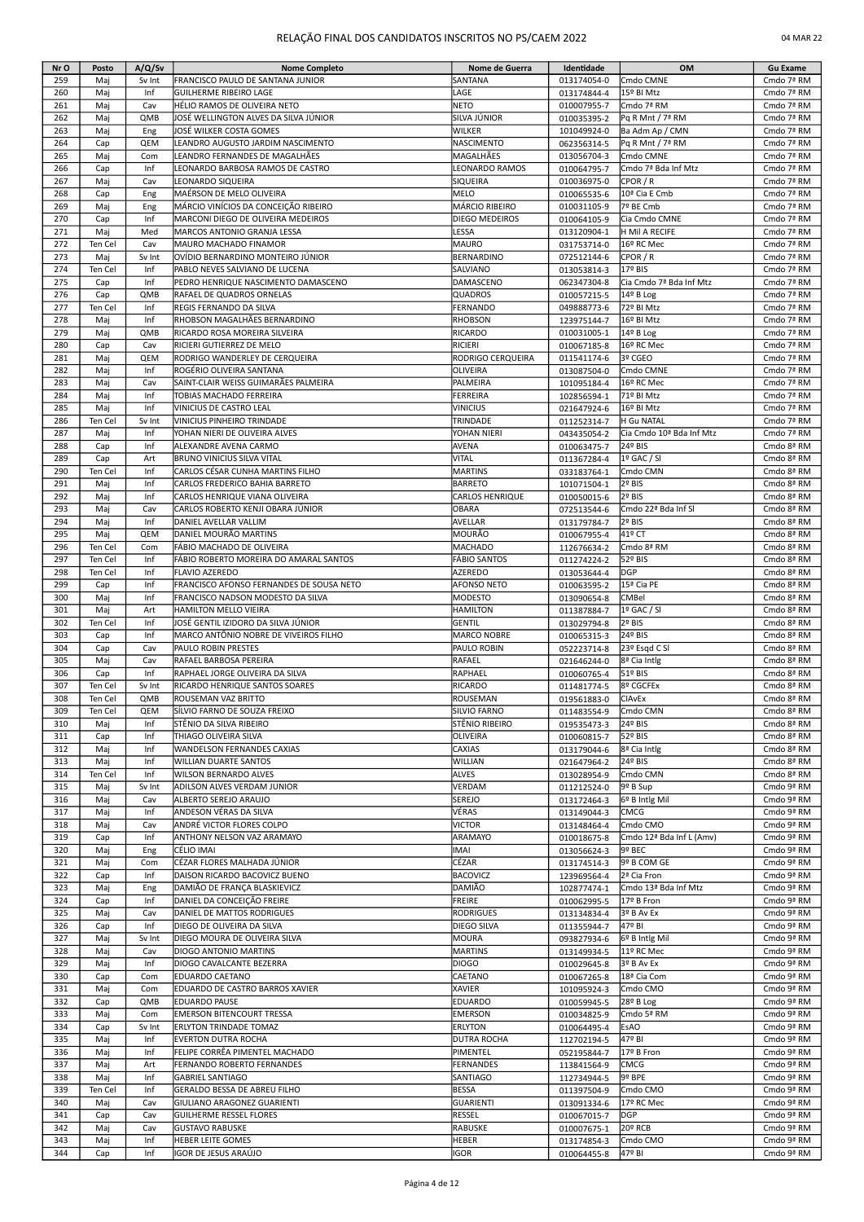# RELAÇÃO FINAL DOS CANDIDATOS INSCRITOS NO PS/CAEM 2022

04 MAR 22

| Nr O | Posto | A/Q/Sv | Nome Completo | Nome de Guerra | Identidade | OM | Gu Exame |
|---|---|---|---|---|---|---|---|
| 259 | Maj | Sv Int | FRANCISCO PAULO DE SANTANA JUNIOR | SANTANA | 013174054-0 | Cmdo CMNE | Cmdo 7ª RM |
| 260 | Maj | Inf | GUILHERME RIBEIRO LAGE | LAGE | 013174844-4 | 15º BI Mtz | Cmdo 7ª RM |
| 261 | Maj | Cav | HÉLIO RAMOS DE OLIVEIRA NETO | NETO | 010007955-7 | Cmdo 7ª RM | Cmdo 7ª RM |
| 262 | Maj | QMB | JOSÉ WELLINGTON ALVES DA SILVA JÚNIOR | SILVA JÚNIOR | 010035395-2 | Pq R Mnt / 7ª RM | Cmdo 7ª RM |
| 263 | Maj | Eng | JOSÉ WILKER COSTA GOMES | WILKER | 101049924-0 | Ba Adm Ap / CMN | Cmdo 7ª RM |
| 264 | Cap | QEM | LEANDRO AUGUSTO JARDIM NASCIMENTO | NASCIMENTO | 062356314-5 | Pq R Mnt / 7ª RM | Cmdo 7ª RM |
| 265 | Maj | Com | LEANDRO FERNANDES DE MAGALHÃES | MAGALHÃES | 013056704-3 | Cmdo CMNE | Cmdo 7ª RM |
| 266 | Cap | Inf | LEONARDO BARBOSA RAMOS DE CASTRO | LEONARDO RAMOS | 010064795-7 | Cmdo 7ª Bda Inf Mtz | Cmdo 7ª RM |
| 267 | Maj | Cav | LEONARDO SIQUEIRA | SIQUEIRA | 010036975-0 | CPOR / R | Cmdo 7ª RM |
| 268 | Cap | Eng | MAÉRSON DE MELO OLIVEIRA | MELO | 010065535-6 | 10ª Cia E Cmb | Cmdo 7ª RM |
| 269 | Maj | Eng | MÁRCIO VINÍCIOS DA CONCEIÇÃO RIBEIRO | MÁRCIO RIBEIRO | 010031105-9 | 7º BE Cmb | Cmdo 7ª RM |
| 270 | Cap | Inf | MARCONI DIEGO DE OLIVEIRA MEDEIROS | DIEGO MEDEIROS | 010064105-9 | Cia Cmdo CMNE | Cmdo 7ª RM |
| 271 | Maj | Med | MARCOS ANTONIO GRANJA LESSA | LESSA | 013120904-1 | H Mil A RECIFE | Cmdo 7ª RM |
| 272 | Ten Cel | Cav | MAURO MACHADO FINAMOR | MAURO | 031753714-0 | 16º RC Mec | Cmdo 7ª RM |
| 273 | Maj | Sv Int | OVÍDIO BERNARDINO MONTEIRO JÚNIOR | BERNARDINO | 072512144-6 | CPOR / R | Cmdo 7ª RM |
| 274 | Ten Cel | Inf | PABLO NEVES SALVIANO DE LUCENA | SALVIANO | 013053814-3 | 17º BIS | Cmdo 7ª RM |
| 275 | Cap | Inf | PEDRO HENRIQUE NASCIMENTO DAMASCENO | DAMASCENO | 062347304-8 | Cia Cmdo 7ª Bda Inf Mtz | Cmdo 7ª RM |
| 276 | Cap | QMB | RAFAEL DE QUADROS ORNELAS | QUADROS | 010057215-5 | 14º B Log | Cmdo 7ª RM |
| 277 | Ten Cel | Inf | REGIS FERNANDO DA SILVA | FERNANDO | 049888773-6 | 72º BI Mtz | Cmdo 7ª RM |
| 278 | Maj | Inf | RHOBSON MAGALHÃES BERNARDINO | RHOBSON | 123975144-7 | 16º BI Mtz | Cmdo 7ª RM |
| 279 | Maj | QMB | RICARDO ROSA MOREIRA SILVEIRA | RICARDO | 010031005-1 | 14º B Log | Cmdo 7ª RM |
| 280 | Cap | Cav | RICIERI GUTIERREZ DE MELO | RICIERI | 010067185-8 | 16º RC Mec | Cmdo 7ª RM |
| 281 | Maj | QEM | RODRIGO WANDERLEY DE CERQUEIRA | RODRIGO CERQUEIRA | 011541174-6 | 3º CGEO | Cmdo 7ª RM |
| 282 | Maj | Inf | ROGÉRIO OLIVEIRA SANTANA | OLIVEIRA | 013087504-0 | Cmdo CMNE | Cmdo 7ª RM |
| 283 | Maj | Cav | SAINT-CLAIR WEISS GUIMARÃES PALMEIRA | PALMEIRA | 101095184-4 | 16º RC Mec | Cmdo 7ª RM |
| 284 | Maj | Inf | TOBIAS MACHADO FERREIRA | FERREIRA | 102856594-1 | 71º BI Mtz | Cmdo 7ª RM |
| 285 | Maj | Inf | VINICIUS DE CASTRO LEAL | VINICIUS | 021647924-6 | 16º BI Mtz | Cmdo 7ª RM |
| 286 | Ten Cel | Sv Int | VINICIUS PINHEIRO TRINDADE | TRINDADE | 011252314-7 | H Gu NATAL | Cmdo 7ª RM |
| 287 | Maj | Inf | YOHAN NIERI DE OLIVEIRA ALVES | YOHAN NIERI | 043435054-2 | Cia Cmdo 10ª Bda Inf Mtz | Cmdo 7ª RM |
| 288 | Cap | Inf | ALEXANDRE AVENA CARMO | AVENA | 010063475-7 | 24º BIS | Cmdo 8ª RM |
| 289 | Cap | Art | BRUNO VINICIUS SILVA VITAL | VITAL | 011367284-4 | 1º GAC / Sl | Cmdo 8ª RM |
| 290 | Ten Cel | Inf | CARLOS CÉSAR CUNHA MARTINS FILHO | MARTINS | 033183764-1 | Cmdo CMN | Cmdo 8ª RM |
| 291 | Maj | Inf | CARLOS FREDERICO BAHIA BARRETO | BARRETO | 101071504-1 | 2º BIS | Cmdo 8ª RM |
| 292 | Maj | Inf | CARLOS HENRIQUE VIANA OLIVEIRA | CARLOS HENRIQUE | 010050015-6 | 2º BIS | Cmdo 8ª RM |
| 293 | Maj | Cav | CARLOS ROBERTO KENJI OBARA JÚNIOR | OBARA | 072513544-6 | Cmdo 22ª Bda Inf Sl | Cmdo 8ª RM |
| 294 | Maj | Inf | DANIEL AVELLAR VALLIM | AVELLAR | 013179784-7 | 2º BIS | Cmdo 8ª RM |
| 295 | Maj | QEM | DANIEL MOURÃO MARTINS | MOURÃO | 010067955-4 | 41º CT | Cmdo 8ª RM |
| 296 | Ten Cel | Com | FÁBIO MACHADO DE OLIVEIRA | MACHADO | 112676634-2 | Cmdo 8ª RM | Cmdo 8ª RM |
| 297 | Ten Cel | Inf | FÁBIO ROBERTO MOREIRA DO AMARAL SANTOS | FÁBIO SANTOS | 011274224-2 | 52º BIS | Cmdo 8ª RM |
| 298 | Ten Cel | Inf | FLAVIO AZEREDO | AZEREDO | 013053644-4 | DGP | Cmdo 8ª RM |
| 299 | Cap | Inf | FRANCISCO AFONSO FERNANDES DE SOUSA NETO | AFONSO NETO | 010063595-2 | 15ª Cia PE | Cmdo 8ª RM |
| 300 | Maj | Inf | FRANCISCO NADSON MODESTO DA SILVA | MODESTO | 013090654-8 | CMBel | Cmdo 8ª RM |
| 301 | Maj | Art | HAMILTON MELLO VIEIRA | HAMILTON | 011387884-7 | 1º GAC / Sl | Cmdo 8ª RM |
| 302 | Ten Cel | Inf | JOSÉ GENTIL IZIDORO DA SILVA JÚNIOR | GENTIL | 013029794-8 | 2º BIS | Cmdo 8ª RM |
| 303 | Cap | Inf | MARCO ANTÔNIO NOBRE DE VIVEIROS FILHO | MARCO NOBRE | 010065315-3 | 24º BIS | Cmdo 8ª RM |
| 304 | Cap | Cav | PAULO ROBIN PRESTES | PAULO ROBIN | 052223714-8 | 23º Esqd C Sl | Cmdo 8ª RM |
| 305 | Maj | Cav | RAFAEL BARBOSA PEREIRA | RAFAEL | 021646244-0 | 8ª Cia Intlg | Cmdo 8ª RM |
| 306 | Cap | Inf | RAPHAEL JORGE OLIVEIRA DA SILVA | RAPHAEL | 010060765-4 | 51º BIS | Cmdo 8ª RM |
| 307 | Ten Cel | Sv Int | RICARDO HENRIQUE SANTOS SOARES | RICARDO | 011481774-5 | 8º CGCFEx | Cmdo 8ª RM |
| 308 | Ten Cel | QMB | ROUSEMAN VAZ BRITTO | ROUSEMAN | 019561883-0 | CIAvEx | Cmdo 8ª RM |
| 309 | Ten Cel | QEM | SÍLVIO FARNO DE SOUZA FREIXO | SILVIO FARNO | 011483554-9 | Cmdo CMN | Cmdo 8ª RM |
| 310 | Maj | Inf | STÊNIO DA SILVA RIBEIRO | STÊNIO RIBEIRO | 019535473-3 | 24º BIS | Cmdo 8ª RM |
| 311 | Cap | Inf | THIAGO OLIVEIRA SILVA | OLIVEIRA | 010060815-7 | 52º BIS | Cmdo 8ª RM |
| 312 | Maj | Inf | WANDELSON FERNANDES CAXIAS | CAXIAS | 013179044-6 | 8ª Cia Intlg | Cmdo 8ª RM |
| 313 | Maj | Inf | WILLIAN DUARTE SANTOS | WILLIAN | 021647964-2 | 24º BIS | Cmdo 8ª RM |
| 314 | Ten Cel | Inf | WILSON BERNARDO ALVES | ALVES | 013028954-9 | Cmdo CMN | Cmdo 8ª RM |
| 315 | Maj | Sv Int | ADILSON ALVES VERDAM JUNIOR | VERDAM | 011212524-0 | 9º B Sup | Cmdo 9ª RM |
| 316 | Maj | Cav | ALBERTO SEREJO ARAUJO | SEREJO | 013172464-3 | 6º B Intlg Mil | Cmdo 9ª RM |
| 317 | Maj | Inf | ANDESON VÉRAS DA SILVA | VÉRAS | 013149044-3 | CMCG | Cmdo 9ª RM |
| 318 | Maj | Cav | ANDRÉ VICTOR FLORES COLPO | VICTOR | 013148464-4 | Cmdo CMO | Cmdo 9ª RM |
| 319 | Cap | Inf | ANTHONY NELSON VAZ ARAMAYO | ARAMAYO | 010018675-8 | Cmdo 12ª Bda Inf L (Amv) | Cmdo 9ª RM |
| 320 | Maj | Eng | CÉLIO IMAI | IMAI | 013056624-3 | 9º BEC | Cmdo 9ª RM |
| 321 | Maj | Com | CÉZAR FLORES MALHADA JÚNIOR | CÉZAR | 013174514-3 | 9º B COM GE | Cmdo 9ª RM |
| 322 | Cap | Inf | DAISON RICARDO BACOVICZ BUENO | BACOVICZ | 123969564-4 | 2ª Cia Fron | Cmdo 9ª RM |
| 323 | Maj | Eng | DAMIÃO DE FRANÇA BLASKIEVICZ | DAMIÃO | 102877474-1 | Cmdo 13ª Bda Inf Mtz | Cmdo 9ª RM |
| 324 | Cap | Inf | DANIEL DA CONCEIÇÃO FREIRE | FREIRE | 010062995-5 | 17º B Fron | Cmdo 9ª RM |
| 325 | Maj | Cav | DANIEL DE MATTOS RODRIGUES | RODRIGUES | 013134834-4 | 3º B Av Ex | Cmdo 9ª RM |
| 326 | Cap | Inf | DIEGO DE OLIVEIRA DA SILVA | DIEGO SILVA | 011355944-7 | 47º BI | Cmdo 9ª RM |
| 327 | Maj | Sv Int | DIEGO MOURA DE OLIVEIRA SILVA | MOURA | 093827934-6 | 6º B Intlg Mil | Cmdo 9ª RM |
| 328 | Maj | Cav | DIOGO ANTONIO MARTINS | MARTINS | 013149934-5 | 11º RC Mec | Cmdo 9ª RM |
| 329 | Maj | Inf | DIOGO CAVALCANTE BEZERRA | DIOGO | 010029645-8 | 3º B Av Ex | Cmdo 9ª RM |
| 330 | Cap | Com | EDUARDO CAETANO | CAETANO | 010067265-8 | 18ª Cia Com | Cmdo 9ª RM |
| 331 | Maj | Com | EDUARDO DE CASTRO BARROS XAVIER | XAVIER | 101095924-3 | Cmdo CMO | Cmdo 9ª RM |
| 332 | Cap | QMB | EDUARDO PAUSE | EDUARDO | 010059945-5 | 28º B Log | Cmdo 9ª RM |
| 333 | Maj | Com | EMERSON BITENCOURT TRESSA | EMERSON | 010034825-9 | Cmdo 5ª RM | Cmdo 9ª RM |
| 334 | Cap | Sv Int | ERLYTON TRINDADE TOMAZ | ERLYTON | 010064495-4 | EsAO | Cmdo 9ª RM |
| 335 | Maj | Inf | EVERTON DUTRA ROCHA | DUTRA ROCHA | 112702194-5 | 47º BI | Cmdo 9ª RM |
| 336 | Maj | Inf | FELIPE CORRÊA PIMENTEL MACHADO | PIMENTEL | 052195844-7 | 17º B Fron | Cmdo 9ª RM |
| 337 | Maj | Art | FERNANDO ROBERTO FERNANDES | FERNANDES | 113841564-9 | CMCG | Cmdo 9ª RM |
| 338 | Maj | Inf | GABRIEL SANTIAGO | SANTIAGO | 112734944-5 | 9º BPE | Cmdo 9ª RM |
| 339 | Ten Cel | Inf | GERALDO BESSA DE ABREU FILHO | BESSA | 011397504-9 | Cmdo CMO | Cmdo 9ª RM |
| 340 | Maj | Cav | GIULIANO ARAGONEZ GUARIENTI | GUARIENTI | 013091334-6 | 17º RC Mec | Cmdo 9ª RM |
| 341 | Cap | Cav | GUILHERME RESSEL FLORES | RESSEL | 010067015-7 | DGP | Cmdo 9ª RM |
| 342 | Maj | Cav | GUSTAVO RABUSKE | RABUSKE | 010007675-1 | 20º RCB | Cmdo 9ª RM |
| 343 | Maj | Inf | HEBER LEITE GOMES | HEBER | 013174854-3 | Cmdo CMO | Cmdo 9ª RM |
| 344 | Cap | Inf | IGOR DE JESUS ARAÚJO | IGOR | 010064455-8 | 47º BI | Cmdo 9ª RM |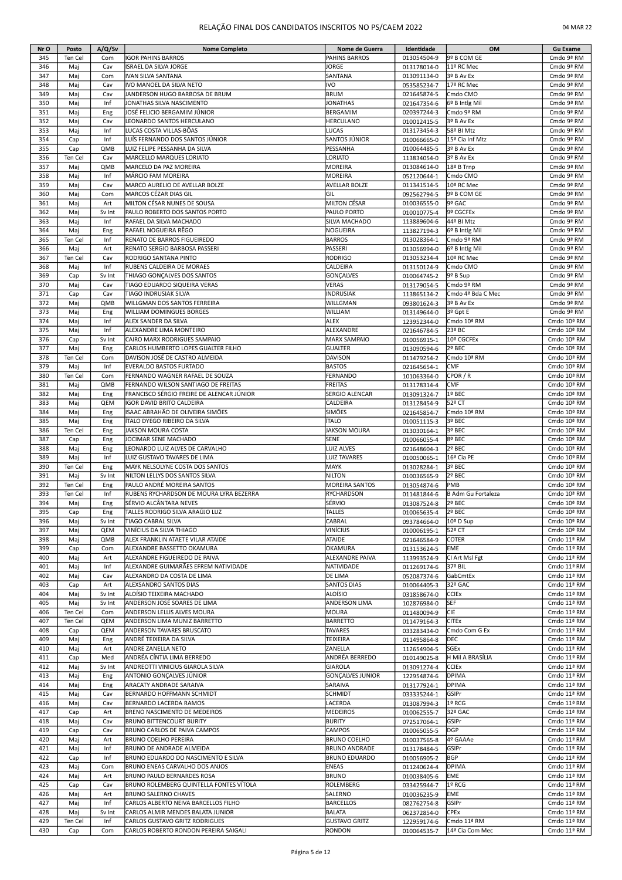| Nr O | Posto | A/Q/Sv | Nome Completo | Nome de Guerra | Identidade | OM | Gu Exame |
|---|---|---|---|---|---|---|---|
| 345 | Ten Cel | Com | IGOR PAHINS BARROS | PAHINS BARROS | 013054504-9 | 9º B COM GE | Cmdo 9ª RM |
| 346 | Maj | Cav | ISRAEL DA SILVA JORGE | JORGE | 013178014-0 | 11º RC Mec | Cmdo 9ª RM |
| 347 | Maj | Com | IVAN SILVA SANTANA | SANTANA | 013091134-0 | 3º B Av Ex | Cmdo 9ª RM |
| 348 | Maj | Cav | IVO MANOEL DA SILVA NETO | IVO | 053585234-7 | 17º RC Mec | Cmdo 9ª RM |
| 349 | Maj | Cav | JANDERSON HUGO BARBOSA DE BRUM | BRUM | 021645874-5 | Cmdo CMO | Cmdo 9ª RM |
| 350 | Maj | Inf | JONATHAS SILVA NASCIMENTO | JONATHAS | 021647354-6 | 6º B Intlg Mil | Cmdo 9ª RM |
| 351 | Maj | Eng | JOSÉ FELICIO BERGAMIM JÚNIOR | BERGAMIM | 020397244-3 | Cmdo 9ª RM | Cmdo 9ª RM |
| 352 | Maj | Cav | LEONARDO SANTOS HERCULANO | HERCULANO | 010012415-5 | 3º B Av Ex | Cmdo 9ª RM |
| 353 | Maj | Inf | LUCAS COSTA VILLAS-BÔAS | LUCAS | 013173454-3 | 58º BI Mtz | Cmdo 9ª RM |
| 354 | Cap | Inf | LUÍS FERNANDO DOS SANTOS JÚNIOR | SANTOS JÚNIOR | 010066665-0 | 15ª Cia Inf Mtz | Cmdo 9ª RM |
| 355 | Cap | QMB | LUIZ FELIPE PESSANHA DA SILVA | PESSANHA | 010064485-5 | 3º B Av Ex | Cmdo 9ª RM |
| 356 | Ten Cel | Cav | MARCELLO MARQUES LORIATO | LORIATO | 113834054-0 | 3º B Av Ex | Cmdo 9ª RM |
| 357 | Maj | QMB | MARCELO DA PAZ MOREIRA | MOREIRA | 013084614-0 | 18º B Trnp | Cmdo 9ª RM |
| 358 | Maj | Inf | MÁRCIO FAM MOREIRA | MOREIRA | 052120644-1 | Cmdo CMO | Cmdo 9ª RM |
| 359 | Maj | Cav | MARCO AURELIO DE AVELLAR BOLZE | AVELLAR BOLZE | 011341514-5 | 10º RC Mec | Cmdo 9ª RM |
| 360 | Maj | Com | MARCOS CÉZAR DIAS GIL | GIL | 092562794-5 | 9º B COM GE | Cmdo 9ª RM |
| 361 | Maj | Art | MILTON CÉSAR NUNES DE SOUSA | MILTON CÉSAR | 010036555-0 | 9º GAC | Cmdo 9ª RM |
| 362 | Maj | Sv Int | PAULO ROBERTO DOS SANTOS PORTO | PAULO PORTO | 010010775-4 | 9º CGCFEx | Cmdo 9ª RM |
| 363 | Maj | Inf | RAFAEL DA SILVA MACHADO | SILVA MACHADO | 113889604-6 | 44º BI Mtz | Cmdo 9ª RM |
| 364 | Maj | Eng | RAFAEL NOGUEIRA RÊGO | NOGUEIRA | 113827194-3 | 6º B Intlg Mil | Cmdo 9ª RM |
| 365 | Ten Cel | Inf | RENATO DE BARROS FIGUEIREDO | BARROS | 013028364-1 | Cmdo 9ª RM | Cmdo 9ª RM |
| 366 | Maj | Art | RENATO SERGIO BARBOSA PASSERI | PASSERI | 013056994-0 | 6º B Intlg Mil | Cmdo 9ª RM |
| 367 | Ten Cel | Cav | RODRIGO SANTANA PINTO | RODRIGO | 013053234-4 | 10º RC Mec | Cmdo 9ª RM |
| 368 | Maj | Inf | RUBENS CALDEIRA DE MORAES | CALDEIRA | 013150124-9 | Cmdo CMO | Cmdo 9ª RM |
| 369 | Cap | Sv Int | THIAGO GONÇALVES DOS SANTOS | GONÇALVES | 010064745-2 | 9º B Sup | Cmdo 9ª RM |
| 370 | Maj | Cav | TIAGO EDUARDO SIQUEIRA VERAS | VERAS | 013179054-5 | Cmdo 9ª RM | Cmdo 9ª RM |
| 371 | Cap | Cav | TIAGO INDRUSIAK SILVA | INDRUSIAK | 113865134-2 | Cmdo 4ª Bda C Mec | Cmdo 9ª RM |
| 372 | Maj | QMB | WILLGMAN DOS SANTOS FERREIRA | WILLGMAN | 093801624-3 | 3º B Av Ex | Cmdo 9ª RM |
| 373 | Maj | Eng | WILLIAM DOMINGUES BORGES | WILLIAM | 013149644-0 | 3º Gpt E | Cmdo 9ª RM |
| 374 | Maj | Inf | ALEX SANDER DA SILVA | ALEX | 123952344-0 | Cmdo 10ª RM | Cmdo 10ª RM |
| 375 | Maj | Inf | ALEXANDRE LIMA MONTEIRO | ALEXANDRE | 021646784-5 | 23º BC | Cmdo 10ª RM |
| 376 | Cap | Sv Int | CAIRO MARX RODRIGUES SAMPAIO | MARX SAMPAIO | 010056915-1 | 10º CGCFEx | Cmdo 10ª RM |
| 377 | Maj | Eng | CARLOS HUMBERTO LOPES GUALTER FILHO | GUALTER | 013090594-6 | 2º BEC | Cmdo 10ª RM |
| 378 | Ten Cel | Com | DAVISON JOSÉ DE CASTRO ALMEIDA | DAVISON | 011479254-2 | Cmdo 10ª RM | Cmdo 10ª RM |
| 379 | Maj | Inf | EVERALDO BASTOS FURTADO | BASTOS | 021645654-1 | CMF | Cmdo 10ª RM |
| 380 | Ten Cel | Com | FERNANDO WAGNER RAFAEL DE SOUZA | FERNANDO | 101063364-0 | CPOR / R | Cmdo 10ª RM |
| 381 | Maj | QMB | FERNANDO WILSON SANTIAGO DE FREITAS | FREITAS | 013178314-4 | CMF | Cmdo 10ª RM |
| 382 | Maj | Eng | FRANCISCO SÉRGIO FREIRE DE ALENCAR JÚNIOR | SERGIO ALENCAR | 013091324-7 | 1º BEC | Cmdo 10ª RM |
| 383 | Maj | QEM | IGOR DAVID BRITO CALDEIRA | CALDEIRA | 013128454-9 | 52º CT | Cmdo 10ª RM |
| 384 | Maj | Eng | ISAAC ABRAHÃO DE OLIVEIRA SIMÕES | SIMÕES | 021645854-7 | Cmdo 10ª RM | Cmdo 10ª RM |
| 385 | Maj | Eng | ÍTALO DYEGO RIBEIRO DA SILVA | ÍTALO | 010051115-3 | 3º BEC | Cmdo 10ª RM |
| 386 | Ten Cel | Eng | JAKSON MOURA COSTA | JAKSON MOURA | 013030164-1 | 3º BEC | Cmdo 10ª RM |
| 387 | Cap | Eng | JOCIMAR SENE MACHADO | SENE | 010066055-4 | 8º BEC | Cmdo 10ª RM |
| 388 | Maj | Eng | LEONARDO LUIZ ALVES DE CARVALHO | LUIZ ALVES | 021648604-3 | 2º BEC | Cmdo 10ª RM |
| 389 | Maj | Inf | LUIZ GUSTAVO TAVARES DE LIMA | LUIZ TAVARES | 010050065-1 | 16ª Cia PE | Cmdo 10ª RM |
| 390 | Ten Cel | Eng | MAYK NELSOLYNE COSTA DOS SANTOS | MAYK | 013028284-1 | 3º BEC | Cmdo 10ª RM |
| 391 | Maj | Sv Int | NILTON LELLYS DOS SANTOS SILVA | NILTON | 010036565-9 | 2º BEC | Cmdo 10ª RM |
| 392 | Ten Cel | Eng | PAULO ANDRÉ MOREIRA SANTOS | MOREIRA SANTOS | 013054874-6 | PMB | Cmdo 10ª RM |
| 393 | Ten Cel | Inf | RUBENS RYCHARDSON DE MOURA LYRA BEZERRA | RYCHARDSON | 011481844-6 | B Adm Gu Fortaleza | Cmdo 10ª RM |
| 394 | Maj | Eng | SÉRVIO ALCÂNTARA NEVES | SÉRVIO | 013087524-8 | 2º BEC | Cmdo 10ª RM |
| 395 | Cap | Eng | TALLES RODRIGO SILVA ARAÚJO LUZ | TALLES | 010065635-4 | 2º BEC | Cmdo 10ª RM |
| 396 | Maj | Sv Int | TIAGO CABRAL SILVA | CABRAL | 093784664-0 | 10º D Sup | Cmdo 10ª RM |
| 397 | Maj | QEM | VINÍCIUS DA SILVA THIAGO | VINÍCIUS | 010006195-1 | 52º CT | Cmdo 10ª RM |
| 398 | Maj | QMB | ALEX FRANKLIN ATAETE VILAR ATAIDE | ATAIDE | 021646584-9 | COTER | Cmdo 11ª RM |
| 399 | Cap | Com | ALEXANDRE BASSETTO OKAMURA | OKAMURA | 013153624-5 | EME | Cmdo 11ª RM |
| 400 | Maj | Art | ALEXANDRE FIGUEIREDO DE PAIVA | ALEXANDRE PAIVA | 113993524-9 | CI Art Msl Fgt | Cmdo 11ª RM |
| 401 | Maj | Inf | ALEXANDRE GUIMARÃES EFREM NATIVIDADE | NATIVIDADE | 011269174-6 | 37º BIL | Cmdo 11ª RM |
| 402 | Maj | Cav | ALEXANDRO DA COSTA DE LIMA | DE LIMA | 052087374-6 | GabCmtEx | Cmdo 11ª RM |
| 403 | Cap | Art | ALEXSANDRO SANTOS DIAS | SANTOS DIAS | 010064405-3 | 32º GAC | Cmdo 11ª RM |
| 404 | Maj | Sv Int | ALOÍSIO TEIXEIRA MACHADO | ALOÍSIO | 031858674-0 | CCIEx | Cmdo 11ª RM |
| 405 | Maj | Sv Int | ANDERSON JOSÉ SOARES DE LIMA | ANDERSON LIMA | 102876984-0 | SEF | Cmdo 11ª RM |
| 406 | Ten Cel | Com | ANDERSON LELLIS ALVES MOURA | MOURA | 011480094-9 | CIE | Cmdo 11ª RM |
| 407 | Ten Cel | QEM | ANDERSON LIMA MUNIZ BARRETTO | BARRETTO | 011479164-3 | CITEx | Cmdo 11ª RM |
| 408 | Cap | QEM | ANDERSON TAVARES BRUSCATO | TAVARES | 033283434-0 | Cmdo Com G Ex | Cmdo 11ª RM |
| 409 | Maj | Eng | ANDRÉ TEIXEIRA DA SILVA | TEIXEIRA | 011495864-8 | DEC | Cmdo 11ª RM |
| 410 | Maj | Art | ANDRE ZANELLA NETO | ZANELLA | 112654904-5 | SGEx | Cmdo 11ª RM |
| 411 | Cap | Med | ANDRÉA CÍNTIA LIMA BERREDO | ANDRÉA BERREDO | 010149025-8 | H Mil A BRASÍLIA | Cmdo 11ª RM |
| 412 | Maj | Sv Int | ANDREOTTI VINICIUS GIAROLA SILVA | GIAROLA | 013091274-4 | CCIEx | Cmdo 11ª RM |
| 413 | Maj | Eng | ANTONIO GONÇALVES JÚNIOR | GONÇALVES JUNIOR | 122954874-6 | DPIMA | Cmdo 11ª RM |
| 414 | Maj | Eng | ARACATY ANDRADE SARAIVA | SARAIVA | 013177924-1 | DPIMA | Cmdo 11ª RM |
| 415 | Maj | Cav | BERNARDO HOFFMANN SCHMIDT | SCHMIDT | 033335244-1 | GSIPr | Cmdo 11ª RM |
| 416 | Maj | Cav | BERNARDO LACERDA RAMOS | LACERDA | 013087994-3 | 1º RCG | Cmdo 11ª RM |
| 417 | Cap | Art | BRENO NASCIMENTO DE MEDEIROS | MEDEIROS | 010062555-7 | 32º GAC | Cmdo 11ª RM |
| 418 | Maj | Cav | BRUNO BITTENCOURT BURITY | BURITY | 072571064-1 | GSIPr | Cmdo 11ª RM |
| 419 | Cap | Cav | BRUNO CARLOS DE PAIVA CAMPOS | CAMPOS | 010065055-5 | DGP | Cmdo 11ª RM |
| 420 | Maj | Art | BRUNO COELHO PEREIRA | BRUNO COELHO | 010037565-8 | 4º GAAAe | Cmdo 11ª RM |
| 421 | Maj | Inf | BRUNO DE ANDRADE ALMEIDA | BRUNO ANDRADE | 013178484-5 | GSIPr | Cmdo 11ª RM |
| 422 | Cap | Inf | BRUNO EDUARDO DO NASCIMENTO E SILVA | BRUNO EDUARDO | 010056905-2 | BGP | Cmdo 11ª RM |
| 423 | Maj | Com | BRUNO ENEAS CARVALHO DOS ANJOS | ENEAS | 011240624-4 | DPIMA | Cmdo 11ª RM |
| 424 | Maj | Art | BRUNO PAULO BERNARDES ROSA | BRUNO | 010038405-6 | EME | Cmdo 11ª RM |
| 425 | Cap | Cav | BRUNO ROLEMBERG QUINTELLA FONTES VÍTOLA | ROLEMBERG | 033425944-7 | 1º RCG | Cmdo 11ª RM |
| 426 | Maj | Art | BRUNO SALERNO CHAVES | SALERNO | 010036235-9 | EME | Cmdo 11ª RM |
| 427 | Maj | Inf | CARLOS ALBERTO NEIVA BARCELLOS FILHO | BARCELLOS | 082762754-8 | GSIPr | Cmdo 11ª RM |
| 428 | Maj | Sv Int | CARLOS ALMIR MENDES BALATA JUNIOR | BALATA | 062372854-0 | CPEx | Cmdo 11ª RM |
| 429 | Ten Cel | Inf | CARLOS GUSTAVO GRITZ RODRIGUES | GUSTAVO GRITZ | 122959174-6 | Cmdo 11ª RM | Cmdo 11ª RM |
| 430 | Cap | Com | CARLOS ROBERTO RONDON PEREIRA SAIGALI | RONDON | 010064535-7 | 14ª Cia Com Mec | Cmdo 11ª RM |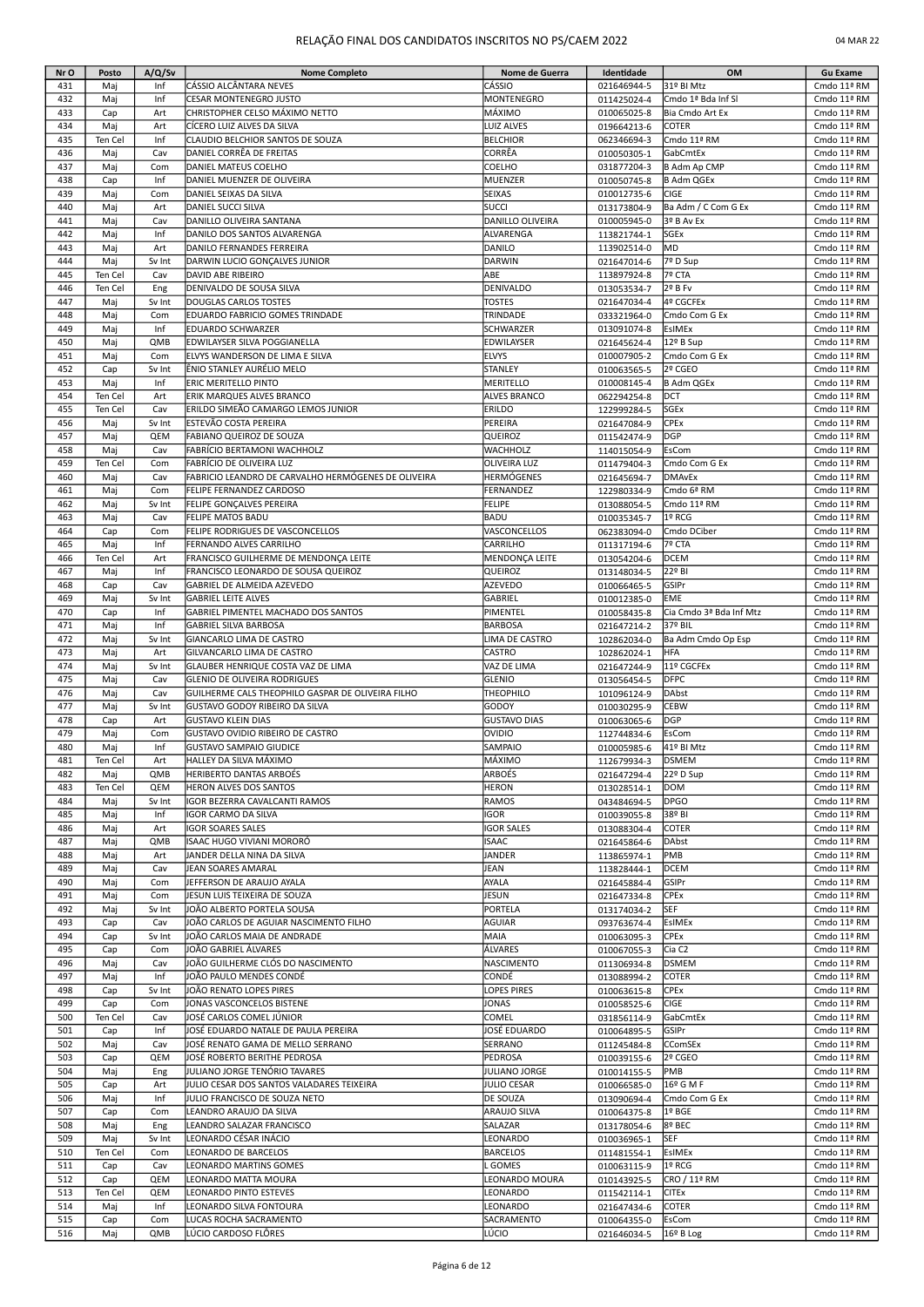# RELAÇÃO FINAL DOS CANDIDATOS INSCRITOS NO PS/CAEM 2022

04 MAR 22

| Nr O | Posto | A/Q/Sv | Nome Completo | Nome de Guerra | Identidade | OM | Gu Exame |
|---|---|---|---|---|---|---|---|
| 431 | Maj | Inf | CÁSSIO ALCÂNTARA NEVES | CÁSSIO | 021646944-5 | 31º BI Mtz | Cmdo 11ª RM |
| 432 | Maj | Inf | CESAR MONTENEGRO JUSTO | MONTENEGRO | 011425024-4 | Cmdo 1ª Bda Inf Sl | Cmdo 11ª RM |
| 433 | Cap | Art | CHRISTOPHER CELSO MÁXIMO NETTO | MÁXIMO | 010065025-8 | Bia Cmdo Art Ex | Cmdo 11ª RM |
| 434 | Maj | Art | CÍCERO LUIZ ALVES DA SILVA | LUIZ ALVES | 019664213-6 | COTER | Cmdo 11ª RM |
| 435 | Ten Cel | Inf | CLAUDIO BELCHIOR SANTOS DE SOUZA | BELCHIOR | 062346694-3 | Cmdo 11ª RM | Cmdo 11ª RM |
| 436 | Maj | Cav | DANIEL CORRÊA DE FREITAS | CORRÊA | 010050305-1 | GabCmtEx | Cmdo 11ª RM |
| 437 | Maj | Com | DANIEL MATEUS COELHO | COELHO | 031877204-3 | B Adm Ap CMP | Cmdo 11ª RM |
| 438 | Cap | Inf | DANIEL MUENZER DE OLIVEIRA | MUENZER | 010050745-8 | B Adm QGEx | Cmdo 11ª RM |
| 439 | Maj | Com | DANIEL SEIXAS DA SILVA | SEIXAS | 010012735-6 | CIGE | Cmdo 11ª RM |
| 440 | Maj | Art | DANIEL SUCCI SILVA | SUCCI | 013173804-9 | Ba Adm / C Com G Ex | Cmdo 11ª RM |
| 441 | Maj | Cav | DANILLO OLIVEIRA SANTANA | DANILLO OLIVEIRA | 010005945-0 | 3º B Av Ex | Cmdo 11ª RM |
| 442 | Maj | Inf | DANILO DOS SANTOS ALVARENGA | ALVARENGA | 113821744-1 | SGEx | Cmdo 11ª RM |
| 443 | Maj | Art | DANILO FERNANDES FERREIRA | DANILO | 113902514-0 | MD | Cmdo 11ª RM |
| 444 | Maj | Sv Int | DARWIN LUCIO GONÇALVES JUNIOR | DARWIN | 021647014-6 | 7º D Sup | Cmdo 11ª RM |
| 445 | Ten Cel | Cav | DAVID ABE RIBEIRO | ABE | 113897924-8 | 7º CTA | Cmdo 11ª RM |
| 446 | Ten Cel | Eng | DENIVALDO DE SOUSA SILVA | DENIVALDO | 013053534-7 | 2º B Fv | Cmdo 11ª RM |
| 447 | Maj | Sv Int | DOUGLAS CARLOS TOSTES | TOSTES | 021647034-4 | 4º CGCFEx | Cmdo 11ª RM |
| 448 | Maj | Com | EDUARDO FABRICIO GOMES TRINDADE | TRINDADE | 033321964-0 | Cmdo Com G Ex | Cmdo 11ª RM |
| 449 | Maj | Inf | EDUARDO SCHWARZER | SCHWARZER | 013091074-8 | EsIMEx | Cmdo 11ª RM |
| 450 | Maj | QMB | EDWILAYSER SILVA POGGIANELLA | EDWILAYSER | 021645624-4 | 12º B Sup | Cmdo 11ª RM |
| 451 | Maj | Com | ELVYS WANDERSON DE LIMA E SILVA | ELVYS | 010007905-2 | Cmdo Com G Ex | Cmdo 11ª RM |
| 452 | Cap | Sv Int | ÊNIO STANLEY AURÉLIO MELO | STANLEY | 010063565-5 | 2º CGEO | Cmdo 11ª RM |
| 453 | Maj | Inf | ERIC MERITELLO PINTO | MERITELLO | 010008145-4 | B Adm QGEx | Cmdo 11ª RM |
| 454 | Ten Cel | Art | ERIK MARQUES ALVES BRANCO | ALVES BRANCO | 062294254-8 | DCT | Cmdo 11ª RM |
| 455 | Ten Cel | Cav | ERILDO SIMEÃO CAMARGO LEMOS JUNIOR | ERILDO | 122999284-5 | SGEx | Cmdo 11ª RM |
| 456 | Maj | Sv Int | ESTEVÃO COSTA PEREIRA | PEREIRA | 021647084-9 | CPEx | Cmdo 11ª RM |
| 457 | Maj | QEM | FABIANO QUEIROZ DE SOUZA | QUEIROZ | 011542474-9 | DGP | Cmdo 11ª RM |
| 458 | Maj | Cav | FABRÍCIO BERTAMONI WACHHOLZ | WACHHOLZ | 114015054-9 | EsCom | Cmdo 11ª RM |
| 459 | Ten Cel | Com | FABRÍCIO DE OLIVEIRA LUZ | OLIVEIRA LUZ | 011479404-3 | Cmdo Com G Ex | Cmdo 11ª RM |
| 460 | Maj | Cav | FABRICIO LEANDRO DE CARVALHO HERMÓGENES DE OLIVEIRA | HERMÓGENES | 021645694-7 | DMAvEx | Cmdo 11ª RM |
| 461 | Maj | Com | FELIPE FERNANDEZ CARDOSO | FERNANDEZ | 122980334-9 | Cmdo 6ª RM | Cmdo 11ª RM |
| 462 | Maj | Sv Int | FELIPE GONÇALVES PEREIRA | FELIPE | 013088054-5 | Cmdo 11ª RM | Cmdo 11ª RM |
| 463 | Maj | Cav | FELIPE MATOS BADU | BADU | 010035345-7 | 1º RCG | Cmdo 11ª RM |
| 464 | Cap | Com | FELIPE RODRIGUES DE VASCONCELLOS | VASCONCELLOS | 062383094-0 | Cmdo DCiber | Cmdo 11ª RM |
| 465 | Maj | Inf | FERNANDO ALVES CARRILHO | CARRILHO | 011317194-6 | 7º CTA | Cmdo 11ª RM |
| 466 | Ten Cel | Art | FRANCISCO GUILHERME DE MENDONÇA LEITE | MENDONÇA LEITE | 013054204-6 | DCEM | Cmdo 11ª RM |
| 467 | Maj | Inf | FRANCISCO LEONARDO DE SOUSA QUEIROZ | QUEIROZ | 013148034-5 | 22º BI | Cmdo 11ª RM |
| 468 | Cap | Cav | GABRIEL DE ALMEIDA AZEVEDO | AZEVEDO | 010066465-5 | GSIPr | Cmdo 11ª RM |
| 469 | Maj | Sv Int | GABRIEL LEITE ALVES | GABRIEL | 010012385-0 | EME | Cmdo 11ª RM |
| 470 | Cap | Inf | GABRIEL PIMENTEL MACHADO DOS SANTOS | PIMENTEL | 010058435-8 | Cia Cmdo 3ª Bda Inf Mtz | Cmdo 11ª RM |
| 471 | Maj | Inf | GABRIEL SILVA BARBOSA | BARBOSA | 021647214-2 | 37º BIL | Cmdo 11ª RM |
| 472 | Maj | Sv Int | GIANCARLO LIMA DE CASTRO | LIMA DE CASTRO | 102862034-0 | Ba Adm Cmdo Op Esp | Cmdo 11ª RM |
| 473 | Maj | Art | GILVANCARLO LIMA DE CASTRO | CASTRO | 102862024-1 | HFA | Cmdo 11ª RM |
| 474 | Maj | Sv Int | GLAUBER HENRIQUE COSTA VAZ DE LIMA | VAZ DE LIMA | 021647244-9 | 11º CGCFEx | Cmdo 11ª RM |
| 475 | Maj | Cav | GLENIO DE OLIVEIRA RODRIGUES | GLENIO | 013056454-5 | DFPC | Cmdo 11ª RM |
| 476 | Maj | Cav | GUILHERME CALS THEOPHILO GASPAR DE OLIVEIRA FILHO | THEOPHILO | 101096124-9 | DAbst | Cmdo 11ª RM |
| 477 | Maj | Sv Int | GUSTAVO GODOY RIBEIRO DA SILVA | GODOY | 010030295-9 | CEBW | Cmdo 11ª RM |
| 478 | Cap | Art | GUSTAVO KLEIN DIAS | GUSTAVO DIAS | 010063065-6 | DGP | Cmdo 11ª RM |
| 479 | Maj | Com | GUSTAVO OVIDIO RIBEIRO DE CASTRO | OVIDIO | 112744834-6 | EsCom | Cmdo 11ª RM |
| 480 | Maj | Inf | GUSTAVO SAMPAIO GIUDICE | SAMPAIO | 010005985-6 | 41º BI Mtz | Cmdo 11ª RM |
| 481 | Ten Cel | Art | HALLEY DA SILVA MÁXIMO | MÁXIMO | 112679934-3 | DSMEM | Cmdo 11ª RM |
| 482 | Maj | QMB | HERIBERTO DANTAS ARBOÉS | ARBOÉS | 021647294-4 | 22º D Sup | Cmdo 11ª RM |
| 483 | Ten Cel | QEM | HERON ALVES DOS SANTOS | HERON | 013028514-1 | DOM | Cmdo 11ª RM |
| 484 | Maj | Sv Int | IGOR BEZERRA CAVALCANTI RAMOS | RAMOS | 043484694-5 | DPGO | Cmdo 11ª RM |
| 485 | Maj | Inf | IGOR CARMO DA SILVA | IGOR | 010039055-8 | 38º BI | Cmdo 11ª RM |
| 486 | Maj | Art | IGOR SOARES SALES | IGOR SALES | 013088304-4 | COTER | Cmdo 11ª RM |
| 487 | Maj | QMB | ISAAC HUGO VIVIANI MORORÓ | ISAAC | 021645864-6 | DAbst | Cmdo 11ª RM |
| 488 | Maj | Art | JANDER DELLA NINA DA SILVA | JANDER | 113865974-1 | PMB | Cmdo 11ª RM |
| 489 | Maj | Cav | JEAN SOARES AMARAL | JEAN | 113828444-1 | DCEM | Cmdo 11ª RM |
| 490 | Maj | Com | JEFFERSON DE ARAUJO AYALA | AYALA | 021645884-4 | GSIPr | Cmdo 11ª RM |
| 491 | Maj | Com | JESUN LUIS TEIXEIRA DE SOUZA | JESUN | 021647334-8 | CPEx | Cmdo 11ª RM |
| 492 | Maj | Sv Int | JOÃO ALBERTO PORTELA SOUSA | PORTELA | 013174034-2 | SEF | Cmdo 11ª RM |
| 493 | Cap | Cav | JOÃO CARLOS DE AGUIAR NASCIMENTO FILHO | AGUIAR | 093763674-4 | EsIMEx | Cmdo 11ª RM |
| 494 | Cap | Sv Int | JOÃO CARLOS MAIA DE ANDRADE | MAIA | 010063095-3 | CPEx | Cmdo 11ª RM |
| 495 | Cap | Com | JOÃO GABRIEL ÁLVARES | ÁLVARES | 010067055-3 | Cia C2 | Cmdo 11ª RM |
| 496 | Maj | Cav | JOÃO GUILHERME CLÓS DO NASCIMENTO | NASCIMENTO | 011306934-8 | DSMEM | Cmdo 11ª RM |
| 497 | Maj | Inf | JOÃO PAULO MENDES CONDÉ | CONDÉ | 013088994-2 | COTER | Cmdo 11ª RM |
| 498 | Cap | Sv Int | JOÃO RENATO LOPES PIRES | LOPES PIRES | 010063615-8 | CPEx | Cmdo 11ª RM |
| 499 | Cap | Com | JONAS VASCONCELOS BISTENE | JONAS | 010058525-6 | CIGE | Cmdo 11ª RM |
| 500 | Ten Cel | Cav | JOSÉ CARLOS COMEL JÚNIOR | COMEL | 031856114-9 | GabCmtEx | Cmdo 11ª RM |
| 501 | Cap | Inf | JOSÉ EDUARDO NATALE DE PAULA PEREIRA | JOSÉ EDUARDO | 010064895-5 | GSIPr | Cmdo 11ª RM |
| 502 | Maj | Cav | JOSÉ RENATO GAMA DE MELLO SERRANO | SERRANO | 011245484-8 | CComSEx | Cmdo 11ª RM |
| 503 | Cap | QEM | JOSÉ ROBERTO BERITHE PEDROSA | PEDROSA | 010039155-6 | 2º CGEO | Cmdo 11ª RM |
| 504 | Maj | Eng | JULIANO JORGE TENÓRIO TAVARES | JULIANO JORGE | 010014155-5 | PMB | Cmdo 11ª RM |
| 505 | Cap | Art | JULIO CESAR DOS SANTOS VALADARES TEIXEIRA | JULIO CESAR | 010066585-0 | 16º G M F | Cmdo 11ª RM |
| 506 | Maj | Inf | JULIO FRANCISCO DE SOUZA NETO | DE SOUZA | 013090694-4 | Cmdo Com G Ex | Cmdo 11ª RM |
| 507 | Cap | Com | LEANDRO ARAUJO DA SILVA | ARAUJO SILVA | 010064375-8 | 1º BGE | Cmdo 11ª RM |
| 508 | Maj | Eng | LEANDRO SALAZAR FRANCISCO | SALAZAR | 013178054-6 | 8º BEC | Cmdo 11ª RM |
| 509 | Maj | Sv Int | LEONARDO CÉSAR INÁCIO | LEONARDO | 010036965-1 | SEF | Cmdo 11ª RM |
| 510 | Ten Cel | Com | LEONARDO DE BARCELOS | BARCELOS | 011481554-1 | EsIMEx | Cmdo 11ª RM |
| 511 | Cap | Cav | LEONARDO MARTINS GOMES | L GOMES | 010063115-9 | 1º RCG | Cmdo 11ª RM |
| 512 | Cap | QEM | LEONARDO MATTA MOURA | LEONARDO MOURA | 010143925-5 | CRO / 11ª RM | Cmdo 11ª RM |
| 513 | Ten Cel | QEM | LEONARDO PINTO ESTEVES | LEONARDO | 011542114-1 | CITEx | Cmdo 11ª RM |
| 514 | Maj | Inf | LEONARDO SILVA FONTOURA | LEONARDO | 021647434-6 | COTER | Cmdo 11ª RM |
| 515 | Cap | Com | LUCAS ROCHA SACRAMENTO | SACRAMENTO | 010064355-0 | EsCom | Cmdo 11ª RM |
| 516 | Maj | QMB | LÚCIO CARDOSO FLÔRES | LÚCIO | 021646034-5 | 16º B Log | Cmdo 11ª RM |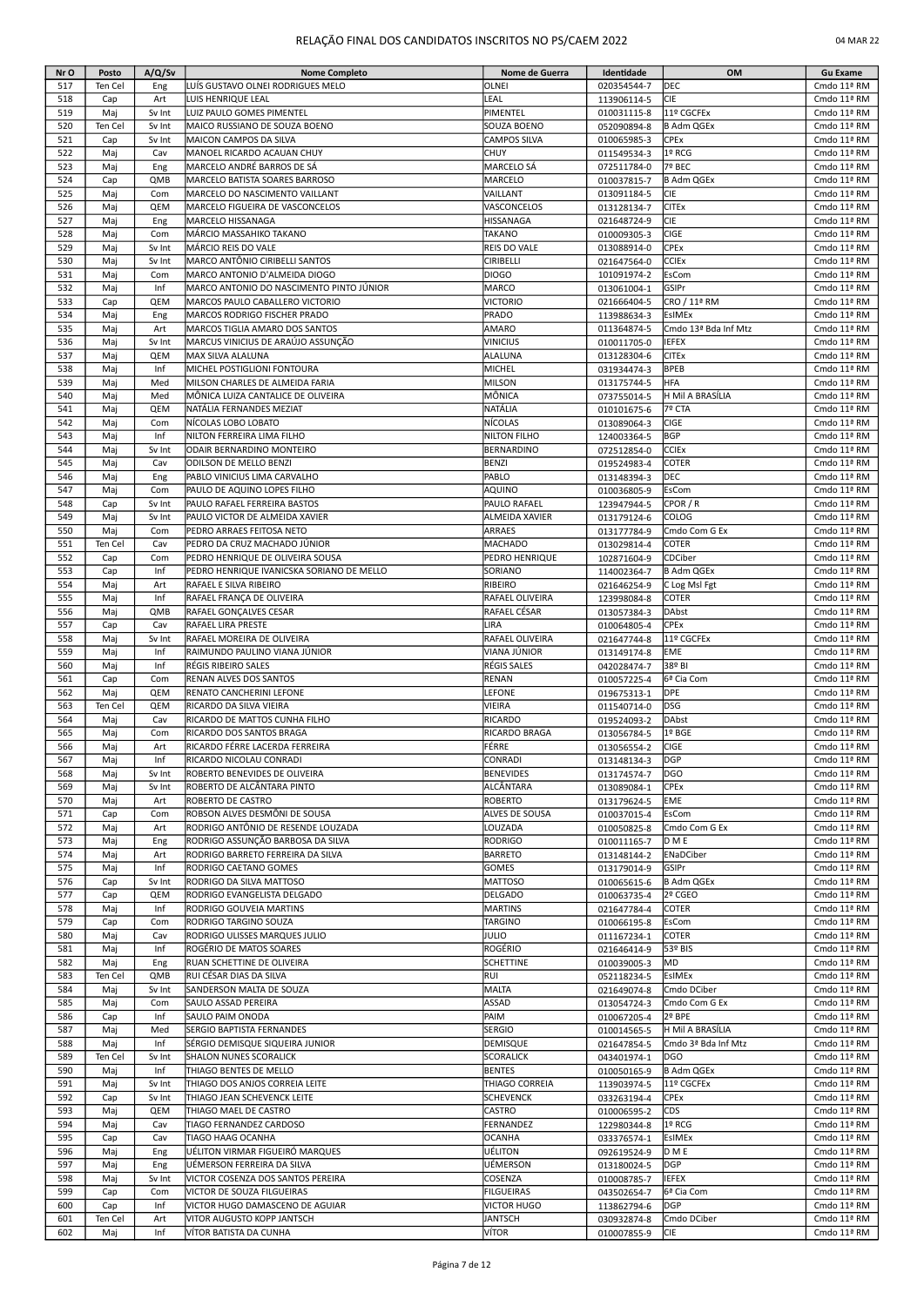# RELAÇÃO FINAL DOS CANDIDATOS INSCRITOS NO PS/CAEM 2022

04 MAR 22

| Nr O | Posto | A/Q/Sv | Nome Completo | Nome de Guerra | Identidade | OM | Gu Exame |
|---|---|---|---|---|---|---|---|
| 517 | Ten Cel | Eng | LUÍS GUSTAVO OLNEI RODRIGUES MELO | OLNEI | 020354544-7 | DEC | Cmdo 11ª RM |
| 518 | Cap | Art | LUIS HENRIQUE LEAL | LEAL | 113906114-5 | CIE | Cmdo 11ª RM |
| 519 | Maj | Sv Int | LUIZ PAULO GOMES PIMENTEL | PIMENTEL | 010031115-8 | 11º CGCFEx | Cmdo 11ª RM |
| 520 | Ten Cel | Sv Int | MAICO RUSSIANO DE SOUZA BOENO | SOUZA BOENO | 052090894-8 | B Adm QGEx | Cmdo 11ª RM |
| 521 | Cap | Sv Int | MAICON CAMPOS DA SILVA | CAMPOS SILVA | 010065985-3 | CPEx | Cmdo 11ª RM |
| 522 | Maj | Cav | MANOEL RICARDO ACAUAN CHUY | CHUY | 011549534-3 | 1º RCG | Cmdo 11ª RM |
| 523 | Maj | Eng | MARCELO ANDRÉ BARROS DE SÁ | MARCELO SÁ | 072511784-0 | 7º BEC | Cmdo 11ª RM |
| 524 | Cap | QMB | MARCELO BATISTA SOARES BARROSO | MARCELO | 010037815-7 | B Adm QGEx | Cmdo 11ª RM |
| 525 | Maj | Com | MARCELO DO NASCIMENTO VAILLANT | VAILLANT | 013091184-5 | CIE | Cmdo 11ª RM |
| 526 | Maj | QEM | MARCELO FIGUEIRA DE VASCONCELOS | VASCONCELOS | 013128134-7 | CITEx | Cmdo 11ª RM |
| 527 | Maj | Eng | MARCELO HISSANAGA | HISSANAGA | 021648724-9 | CIE | Cmdo 11ª RM |
| 528 | Maj | Com | MÁRCIO MASSAHIKO TAKANO | TAKANO | 010009305-3 | CIGE | Cmdo 11ª RM |
| 529 | Maj | Sv Int | MÁRCIO REIS DO VALE | REIS DO VALE | 013088914-0 | CPEx | Cmdo 11ª RM |
| 530 | Maj | Sv Int | MARCO ANTÔNIO CIRIBELLI SANTOS | CIRIBELLI | 021647564-0 | CCIEx | Cmdo 11ª RM |
| 531 | Maj | Com | MARCO ANTONIO D'ALMEIDA DIOGO | DIOGO | 101091974-2 | EsCom | Cmdo 11ª RM |
| 532 | Maj | Inf | MARCO ANTONIO DO NASCIMENTO PINTO JÚNIOR | MARCO | 013061004-1 | GSIPr | Cmdo 11ª RM |
| 533 | Cap | QEM | MARCOS PAULO CABALLERO VICTORIO | VICTORIO | 021666404-5 | CRO / 11ª RM | Cmdo 11ª RM |
| 534 | Maj | Eng | MARCOS RODRIGO FISCHER PRADO | PRADO | 113988634-3 | EsIMEx | Cmdo 11ª RM |
| 535 | Maj | Art | MARCOS TIGLIA AMARO DOS SANTOS | AMARO | 011364874-5 | Cmdo 13ª Bda Inf Mtz | Cmdo 11ª RM |
| 536 | Maj | Sv Int | MARCUS VINICIUS DE ARAÚJO ASSUNÇÃO | VINICIUS | 010011705-0 | IEFEX | Cmdo 11ª RM |
| 537 | Maj | QEM | MAX SILVA ALALUNA | ALALUNA | 013128304-6 | CITEx | Cmdo 11ª RM |
| 538 | Maj | Inf | MICHEL POSTIGLIONI FONTOURA | MICHEL | 031934474-3 | BPEB | Cmdo 11ª RM |
| 539 | Maj | Med | MILSON CHARLES DE ALMEIDA FARIA | MILSON | 013175744-5 | HFA | Cmdo 11ª RM |
| 540 | Maj | Med | MÔNICA LUIZA CANTALICE DE OLIVEIRA | MÔNICA | 073755014-5 | H Mil A BRASÍLIA | Cmdo 11ª RM |
| 541 | Maj | QEM | NATÁLIA FERNANDES MEZIAT | NATÁLIA | 010101675-6 | 7º CTA | Cmdo 11ª RM |
| 542 | Maj | Com | NÍCOLAS LOBO LOBATO | NÍCOLAS | 013089064-3 | CIGE | Cmdo 11ª RM |
| 543 | Maj | Inf | NILTON FERREIRA LIMA FILHO | NILTON FILHO | 124003364-5 | BGP | Cmdo 11ª RM |
| 544 | Maj | Sv Int | ODAIR BERNARDINO MONTEIRO | BERNARDINO | 072512854-0 | CCIEx | Cmdo 11ª RM |
| 545 | Maj | Cav | ODILSON DE MELLO BENZI | BENZI | 019524983-4 | COTER | Cmdo 11ª RM |
| 546 | Maj | Eng | PABLO VINICIUS LIMA CARVALHO | PABLO | 013148394-3 | DEC | Cmdo 11ª RM |
| 547 | Maj | Com | PAULO DE AQUINO LOPES FILHO | AQUINO | 010036805-9 | EsCom | Cmdo 11ª RM |
| 548 | Cap | Sv Int | PAULO RAFAEL FERREIRA BASTOS | PAULO RAFAEL | 123947944-5 | CPOR / R | Cmdo 11ª RM |
| 549 | Maj | Sv Int | PAULO VICTOR DE ALMEIDA XAVIER | ALMEIDA XAVIER | 013179124-6 | COLOG | Cmdo 11ª RM |
| 550 | Maj | Com | PEDRO ARRAES FEITOSA NETO | ARRAES | 013177784-9 | Cmdo Com G Ex | Cmdo 11ª RM |
| 551 | Ten Cel | Cav | PEDRO DA CRUZ MACHADO JÚNIOR | MACHADO | 013029814-4 | COTER | Cmdo 11ª RM |
| 552 | Cap | Com | PEDRO HENRIQUE DE OLIVEIRA SOUSA | PEDRO HENRIQUE | 102871604-9 | CDCiber | Cmdo 11ª RM |
| 553 | Cap | Inf | PEDRO HENRIQUE IVANICSKA SORIANO DE MELLO | SORIANO | 114002364-7 | B Adm QGEx | Cmdo 11ª RM |
| 554 | Maj | Art | RAFAEL E SILVA RIBEIRO | RIBEIRO | 021646254-9 | C Log Msl Fgt | Cmdo 11ª RM |
| 555 | Maj | Inf | RAFAEL FRANÇA DE OLIVEIRA | RAFAEL OLIVEIRA | 123998084-8 | COTER | Cmdo 11ª RM |
| 556 | Maj | QMB | RAFAEL GONÇALVES CESAR | RAFAEL CÉSAR | 013057384-3 | DAbst | Cmdo 11ª RM |
| 557 | Cap | Cav | RAFAEL LIRA PRESTE | LIRA | 010064805-4 | CPEx | Cmdo 11ª RM |
| 558 | Maj | Sv Int | RAFAEL MOREIRA DE OLIVEIRA | RAFAEL OLIVEIRA | 021647744-8 | 11º CGCFEx | Cmdo 11ª RM |
| 559 | Maj | Inf | RAIMUNDO PAULINO VIANA JÚNIOR | VIANA JÚNIOR | 013149174-8 | EME | Cmdo 11ª RM |
| 560 | Maj | Inf | RÉGIS RIBEIRO SALES | RÉGIS SALES | 042028474-7 | 38º BI | Cmdo 11ª RM |
| 561 | Cap | Com | RENAN ALVES DOS SANTOS | RENAN | 010057225-4 | 6ª Cia Com | Cmdo 11ª RM |
| 562 | Maj | QEM | RENATO CANCHERINI LEFONE | LEFONE | 019675313-1 | DPE | Cmdo 11ª RM |
| 563 | Ten Cel | QEM | RICARDO DA SILVA VIEIRA | VIEIRA | 011540714-0 | DSG | Cmdo 11ª RM |
| 564 | Maj | Cav | RICARDO DE MATTOS CUNHA FILHO | RICARDO | 019524093-2 | DAbst | Cmdo 11ª RM |
| 565 | Maj | Com | RICARDO DOS SANTOS BRAGA | RICARDO BRAGA | 013056784-5 | 1º BGE | Cmdo 11ª RM |
| 566 | Maj | Art | RICARDO FÉRRE LACERDA FERREIRA | FÉRRE | 013056554-2 | CIGE | Cmdo 11ª RM |
| 567 | Maj | Inf | RICARDO NICOLAU CONRADI | CONRADI | 013148134-3 | DGP | Cmdo 11ª RM |
| 568 | Maj | Sv Int | ROBERTO BENEVIDES DE OLIVEIRA | BENEVIDES | 013174574-7 | DGO | Cmdo 11ª RM |
| 569 | Maj | Sv Int | ROBERTO DE ALCÂNTARA PINTO | ALCÂNTARA | 013089084-1 | CPEx | Cmdo 11ª RM |
| 570 | Maj | Art | ROBERTO DE CASTRO | ROBERTO | 013179624-5 | EME | Cmdo 11ª RM |
| 571 | Cap | Com | ROBSON ALVES DESMÕNI DE SOUSA | ALVES DE SOUSA | 010037015-4 | EsCom | Cmdo 11ª RM |
| 572 | Maj | Art | RODRIGO ANTÔNIO DE RESENDE LOUZADA | LOUZADA | 010050825-8 | Cmdo Com G Ex | Cmdo 11ª RM |
| 573 | Maj | Eng | RODRIGO ASSUNÇÃO BARBOSA DA SILVA | RODRIGO | 010011165-7 | D M E | Cmdo 11ª RM |
| 574 | Maj | Art | RODRIGO BARRETO FERREIRA DA SILVA | BARRETO | 013148144-2 | ENaDCiber | Cmdo 11ª RM |
| 575 | Maj | Inf | RODRIGO CAETANO GOMES | GOMES | 013179014-9 | GSIPr | Cmdo 11ª RM |
| 576 | Cap | Sv Int | RODRIGO DA SILVA MATTOSO | MATTOSO | 010065615-6 | B Adm QGEx | Cmdo 11ª RM |
| 577 | Cap | QEM | RODRIGO EVANGELISTA DELGADO | DELGADO | 010063735-4 | 2º CGEO | Cmdo 11ª RM |
| 578 | Maj | Inf | RODRIGO GOUVEIA MARTINS | MARTINS | 021647784-4 | COTER | Cmdo 11ª RM |
| 579 | Cap | Com | RODRIGO TARGINO SOUZA | TARGINO | 010066195-8 | EsCom | Cmdo 11ª RM |
| 580 | Maj | Cav | RODRIGO ULISSES MARQUES JULIO | JULIO | 011167234-1 | COTER | Cmdo 11ª RM |
| 581 | Maj | Inf | ROGÉRIO DE MATOS SOARES | ROGÉRIO | 021646414-9 | 53º BIS | Cmdo 11ª RM |
| 582 | Maj | Eng | RUAN SCHETTINE DE OLIVEIRA | SCHETTINE | 010039005-3 | MD | Cmdo 11ª RM |
| 583 | Ten Cel | QMB | RUI CÉSAR DIAS DA SILVA | RUI | 052118234-5 | EsIMEx | Cmdo 11ª RM |
| 584 | Maj | Sv Int | SANDERSON MALTA DE SOUZA | MALTA | 021649074-8 | Cmdo DCiber | Cmdo 11ª RM |
| 585 | Maj | Com | SAULO ASSAD PEREIRA | ASSAD | 013054724-3 | Cmdo Com G Ex | Cmdo 11ª RM |
| 586 | Cap | Inf | SAULO PAIM ONODA | PAIM | 010067205-4 | 2º BPE | Cmdo 11ª RM |
| 587 | Maj | Med | SERGIO BAPTISTA FERNANDES | SERGIO | 010014565-5 | H Mil A BRASÍLIA | Cmdo 11ª RM |
| 588 | Maj | Inf | SÉRGIO DEMISQUE SIQUEIRA JUNIOR | DEMISQUE | 021647854-5 | Cmdo 3ª Bda Inf Mtz | Cmdo 11ª RM |
| 589 | Ten Cel | Sv Int | SHALON NUNES SCORALICK | SCORALICK | 043401974-1 | DGO | Cmdo 11ª RM |
| 590 | Maj | Inf | THIAGO BENTES DE MELLO | BENTES | 010050165-9 | B Adm QGEx | Cmdo 11ª RM |
| 591 | Maj | Sv Int | THIAGO DOS ANJOS CORREIA LEITE | THIAGO CORREIA | 113903974-5 | 11º CGCFEx | Cmdo 11ª RM |
| 592 | Cap | Sv Int | THIAGO JEAN SCHEVENCK LEITE | SCHEVENCK | 033263194-4 | CPEx | Cmdo 11ª RM |
| 593 | Maj | QEM | THIAGO MAEL DE CASTRO | CASTRO | 010006595-2 | CDS | Cmdo 11ª RM |
| 594 | Maj | Cav | TIAGO FERNANDEZ CARDOSO | FERNANDEZ | 122980344-8 | 1º RCG | Cmdo 11ª RM |
| 595 | Cap | Cav | TIAGO HAAG OCANHA | OCANHA | 033376574-1 | EsIMEx | Cmdo 11ª RM |
| 596 | Maj | Eng | UÉLITON VIRMAR FIGUEIRÓ MARQUES | UÉLITON | 092619524-9 | D M E | Cmdo 11ª RM |
| 597 | Maj | Eng | UÉMERSON FERREIRA DA SILVA | UÉMERSON | 013180024-5 | DGP | Cmdo 11ª RM |
| 598 | Maj | Sv Int | VICTOR COSENZA DOS SANTOS PEREIRA | COSENZA | 010008785-7 | IEFEX | Cmdo 11ª RM |
| 599 | Cap | Com | VICTOR DE SOUZA FILGUEIRAS | FILGUEIRAS | 043502654-7 | 6ª Cia Com | Cmdo 11ª RM |
| 600 | Cap | Inf | VICTOR HUGO DAMASCENO DE AGUIAR | VICTOR HUGO | 113862794-6 | DGP | Cmdo 11ª RM |
| 601 | Ten Cel | Art | VITOR AUGUSTO KOPP JANTSCH | JANTSCH | 030932874-8 | Cmdo DCiber | Cmdo 11ª RM |
| 602 | Maj | Inf | VÍTOR BATISTA DA CUNHA | VÍTOR | 010007855-9 | CIE | Cmdo 11ª RM |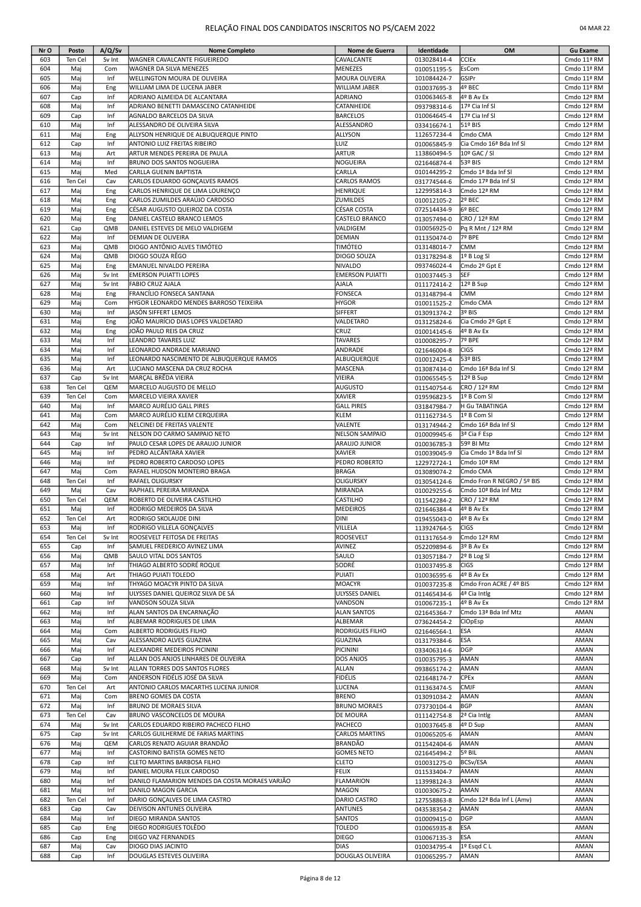# RELAÇÃO FINAL DOS CANDIDATOS INSCRITOS NO PS/CAEM 2022

04 MAR 22

| Nr O | Posto | A/Q/Sv | Nome Completo | Nome de Guerra | Identidade | OM | Gu Exame |
|---|---|---|---|---|---|---|---|
| 603 | Ten Cel | Sv Int | WAGNER CAVALCANTE FIGUEIREDO | CAVALCANTE | 013028414-4 | CCIEx | Cmdo 11ª RM |
| 604 | Maj | Com | WAGNER DA SILVA MENEZES | MENEZES | 010051195-5 | EsCom | Cmdo 11ª RM |
| 605 | Maj | Inf | WELLINGTON MOURA DE OLIVEIRA | MOURA OLIVEIRA | 101084424-7 | GSIPr | Cmdo 11ª RM |
| 606 | Maj | Eng | WILLIAM LIMA DE LUCENA JABER | WILLIAM JABER | 010037695-3 | 4º BEC | Cmdo 11ª RM |
| 607 | Cap | Inf | ADRIANO ALMEIDA DE ALCANTARA | ADRIANO | 010063465-8 | 4º B Av Ex | Cmdo 12ª RM |
| 608 | Maj | Inf | ADRIANO BENETTI DAMASCENO CATANHEIDE | CATANHEIDE | 093798314-6 | 17ª Cia Inf Sl | Cmdo 12ª RM |
| 609 | Cap | Inf | AGNALDO BARCELOS DA SILVA | BARCELOS | 010064645-4 | 17ª Cia Inf Sl | Cmdo 12ª RM |
| 610 | Maj | Inf | ALESSANDRO DE OLIVEIRA SILVA | ALESSANDRO | 033416674-1 | 51º BIS | Cmdo 12ª RM |
| 611 | Maj | Eng | ALLYSON HENRIQUE DE ALBUQUERQUE PINTO | ALLYSON | 112657234-4 | Cmdo CMA | Cmdo 12ª RM |
| 612 | Cap | Inf | ANTONIO LUIZ FREITAS RIBEIRO | LUIZ | 010065845-9 | Cia Cmdo 16ª Bda Inf Sl | Cmdo 12ª RM |
| 613 | Maj | Art | ARTUR MENDES PEREIRA DE PAULA | ARTUR | 113860494-5 | 10º GAC / Sl | Cmdo 12ª RM |
| 614 | Maj | Inf | BRUNO DOS SANTOS NOGUEIRA | NOGUEIRA | 021646874-4 | 53º BIS | Cmdo 12ª RM |
| 615 | Maj | Med | CARLLA GUENIN BAPTISTA | CARLLA | 010144295-2 | Cmdo 1ª Bda Inf Sl | Cmdo 12ª RM |
| 616 | Ten Cel | Cav | CARLOS EDUARDO GONÇALVES RAMOS | CARLOS RAMOS | 031774544-6 | Cmdo 17ª Bda Inf Sl | Cmdo 12ª RM |
| 617 | Maj | Eng | CARLOS HENRIQUE DE LIMA LOURENÇO | HENRIQUE | 122995814-3 | Cmdo 12ª RM | Cmdo 12ª RM |
| 618 | Maj | Eng | CARLOS ZUMILDES ARAÚJO CARDOSO | ZUMILDES | 010012105-2 | 2º BEC | Cmdo 12ª RM |
| 619 | Maj | Eng | CÉSAR AUGUSTO QUEIROZ DA COSTA | CÉSAR COSTA | 072514434-9 | 6º BEC | Cmdo 12ª RM |
| 620 | Maj | Eng | DANIEL CASTELO BRANCO LEMOS | CASTELO BRANCO | 013057494-0 | CRO / 12ª RM | Cmdo 12ª RM |
| 621 | Cap | QMB | DANIEL ESTEVES DE MELO VALDIGEM | VALDIGEM | 010056925-0 | Pq R Mnt / 12ª RM | Cmdo 12ª RM |
| 622 | Maj | Inf | DEMIAN DE OLIVEIRA | DEMIAN | 011350474-0 | 7º BPE | Cmdo 12ª RM |
| 623 | Maj | QMB | DIOGO ANTÔNIO ALVES TIMÓTEO | TIMÓTEO | 013148014-7 | CMM | Cmdo 12ª RM |
| 624 | Maj | QMB | DIOGO SOUZA RÊGO | DIOGO SOUZA | 013178294-8 | 1º B Log Sl | Cmdo 12ª RM |
| 625 | Maj | Eng | EMANUEL NIVALDO PEREIRA | NIVALDO | 093746024-4 | Cmdo 2º Gpt E | Cmdo 12ª RM |
| 626 | Maj | Sv Int | EMERSON PUIATTI LOPES | EMERSON PUIATTI | 010037445-3 | SEF | Cmdo 12ª RM |
| 627 | Maj | Sv Int | FABIO CRUZ AJALA | AJALA | 011172414-2 | 12º B Sup | Cmdo 12ª RM |
| 628 | Maj | Eng | FRANCÍLIO FONSECA SANTANA | FONSECA | 013148794-4 | CMM | Cmdo 12ª RM |
| 629 | Maj | Com | HYGOR LEONARDO MENDES BARROSO TEIXEIRA | HYGOR | 010011525-2 | Cmdo CMA | Cmdo 12ª RM |
| 630 | Maj | Inf | JASÓN SIFFERT LEMOS | SIFFERT | 013091374-2 | 3º BIS | Cmdo 12ª RM |
| 631 | Maj | Eng | JOÃO MAURÍCIO DIAS LOPES VALDETARO | VALDETARO | 013125824-6 | Cia Cmdo 2º Gpt E | Cmdo 12ª RM |
| 632 | Maj | Eng | JOÃO PAULO REIS DA CRUZ | CRUZ | 010014145-6 | 4º B Av Ex | Cmdo 12ª RM |
| 633 | Maj | Inf | LEANDRO TAVARES LUIZ | TAVARES | 010008295-7 | 7º BPE | Cmdo 12ª RM |
| 634 | Maj | Inf | LEONARDO ANDRADE MARIANO | ANDRADE | 021646004-8 | CIGS | Cmdo 12ª RM |
| 635 | Maj | Inf | LEONARDO NASCIMENTO DE ALBUQUERQUE RAMOS | ALBUQUERQUE | 010012425-4 | 53º BIS | Cmdo 12ª RM |
| 636 | Maj | Art | LUCIANO MASCENA DA CRUZ ROCHA | MASCENA | 013087434-0 | Cmdo 16ª Bda Inf Sl | Cmdo 12ª RM |
| 637 | Cap | Sv Int | MARÇAL BRÊDA VIEIRA | VIEIRA | 010065545-5 | 12º B Sup | Cmdo 12ª RM |
| 638 | Ten Cel | QEM | MARCELO AUGUSTO DE MELLO | AUGUSTO | 011540754-6 | CRO / 12ª RM | Cmdo 12ª RM |
| 639 | Ten Cel | Com | MARCELO VIEIRA XAVIER | XAVIER | 019596823-5 | 1º B Com Sl | Cmdo 12ª RM |
| 640 | Maj | Inf | MARCO AURÉLIO GALL PIRES | GALL PIRES | 031847984-7 | H Gu TABATINGA | Cmdo 12ª RM |
| 641 | Maj | Com | MARCO AURÉLIO KLEM CERQUEIRA | KLEM | 011162734-5 | 1º B Com Sl | Cmdo 12ª RM |
| 642 | Maj | Com | NELCINEI DE FREITAS VALENTE | VALENTE | 013174944-2 | Cmdo 16ª Bda Inf Sl | Cmdo 12ª RM |
| 643 | Maj | Sv Int | NELSON DO CARMO SAMPAIO NETO | NELSON SAMPAIO | 010009945-6 | 3ª Cia F Esp | Cmdo 12ª RM |
| 644 | Cap | Inf | PAULO CESAR LOPES DE ARAUJO JUNIOR | ARAUJO JUNIOR | 010036785-3 | 59º BI Mtz | Cmdo 12ª RM |
| 645 | Maj | Inf | PEDRO ALCÂNTARA XAVIER | XAVIER | 010039045-9 | Cia Cmdo 1ª Bda Inf Sl | Cmdo 12ª RM |
| 646 | Maj | Inf | PEDRO ROBERTO CARDOSO LOPES | PEDRO ROBERTO | 122972724-1 | Cmdo 10ª RM | Cmdo 12ª RM |
| 647 | Maj | Com | RAFAEL HUDSON MONTEIRO BRAGA | BRAGA | 013089074-2 | Cmdo CMA | Cmdo 12ª RM |
| 648 | Ten Cel | Inf | RAFAEL OLIGURSKY | OLIGURSKY | 013054124-6 | Cmdo Fron R NEGRO / 5º BIS | Cmdo 12ª RM |
| 649 | Maj | Cav | RAPHAEL PEREIRA MIRANDA | MIRANDA | 010029255-6 | Cmdo 10ª Bda Inf Mtz | Cmdo 12ª RM |
| 650 | Ten Cel | QEM | ROBERTO DE OLIVEIRA CASTILHO | CASTILHO | 011542284-2 | CRO / 12ª RM | Cmdo 12ª RM |
| 651 | Maj | Inf | RODRIGO MEDEIROS DA SILVA | MEDEIROS | 021646384-4 | 4º B Av Ex | Cmdo 12ª RM |
| 652 | Ten Cel | Art | RODRIGO SKOLAUDE DINI | DINI | 019455043-0 | 4º B Av Ex | Cmdo 12ª RM |
| 653 | Maj | Inf | RODRIGO VILLELA GONÇALVES | VILLELA | 113924764-5 | CIGS | Cmdo 12ª RM |
| 654 | Ten Cel | Sv Int | ROOSEVELT FEITOSA DE FREITAS | ROOSEVELT | 011317654-9 | Cmdo 12ª RM | Cmdo 12ª RM |
| 655 | Cap | Inf | SAMUEL FREDERICO AVINEZ LIMA | AVINEZ | 052209894-6 | 3º B Av Ex | Cmdo 12ª RM |
| 656 | Maj | QMB | SAULO VITAL DOS SANTOS | SAULO | 013057184-7 | 2º B Log Sl | Cmdo 12ª RM |
| 657 | Maj | Inf | THIAGO ALBERTO SODRÉ ROQUE | SODRÉ | 010037495-8 | CIGS | Cmdo 12ª RM |
| 658 | Maj | Art | THIAGO PUIATI TOLEDO | PUIATI | 010036595-6 | 4º B Av Ex | Cmdo 12ª RM |
| 659 | Maj | Inf | THYAGO MOACYR PINTO DA SILVA | MOACYR | 010037235-8 | Cmdo Fron ACRE / 4º BIS | Cmdo 12ª RM |
| 660 | Maj | Inf | ULYSSES DANIEL QUEIROZ SILVA DE SÁ | ULYSSES DANIEL | 011465434-6 | 4ª Cia Intlg | Cmdo 12ª RM |
| 661 | Cap | Inf | VANDSON SOUZA SILVA | VANDSON | 010067235-1 | 4º B Av Ex | Cmdo 12ª RM |
| 662 | Maj | Inf | ALAN SANTOS DA ENCARNAÇÃO | ALAN SANTOS | 021645364-7 | Cmdo 13ª Bda Inf Mtz | AMAN |
| 663 | Maj | Inf | ALBEMAR RODRIGUES DE LIMA | ALBEMAR | 073624454-2 | CIOpEsp | AMAN |
| 664 | Maj | Com | ALBERTO RODRIGUES FILHO | RODRIGUES FILHO | 021646564-1 | ESA | AMAN |
| 665 | Maj | Cav | ALESSANDRO ALVES GUAZINA | GUAZINA | 013179384-6 | ESA | AMAN |
| 666 | Maj | Inf | ALEXANDRE MEDEIROS PICININI | PICININI | 033406314-6 | DGP | AMAN |
| 667 | Cap | Inf | ALLAN DOS ANJOS LINHARES DE OLIVEIRA | DOS ANJOS | 010035795-3 | AMAN | AMAN |
| 668 | Maj | Sv Int | ALLAN TORRES DOS SANTOS FLORES | ALLAN | 093865174-2 | AMAN | AMAN |
| 669 | Maj | Com | ANDERSON FIDÉLIS JOSÉ DA SILVA | FIDÉLIS | 021648174-7 | CPEx | AMAN |
| 670 | Ten Cel | Art | ANTONIO CARLOS MACARTHS LUCENA JUNIOR | LUCENA | 011363474-5 | CMJF | AMAN |
| 671 | Maj | Com | BRENO GOMES DA COSTA | BRENO | 013091034-2 | AMAN | AMAN |
| 672 | Maj | Inf | BRUNO DE MORAES SILVA | BRUNO MORAES | 073730104-4 | BGP | AMAN |
| 673 | Ten Cel | Cav | BRUNO VASCONCELOS DE MOURA | DE MOURA | 011142754-8 | 2ª Cia Intlg | AMAN |
| 674 | Maj | Sv Int | CARLOS EDUARDO RIBEIRO PACHECO FILHO | PACHECO | 010037645-8 | 4º D Sup | AMAN |
| 675 | Cap | Sv Int | CARLOS GUILHERME DE FARIAS MARTINS | CARLOS MARTINS | 010065205-6 | AMAN | AMAN |
| 676 | Maj | QEM | CARLOS RENATO AGUIAR BRANDÃO | BRANDÃO | 011542404-6 | AMAN | AMAN |
| 677 | Maj | Inf | CASTORINO BATISTA GOMES NETO | GOMES NETO | 021645494-2 | 5º BIL | AMAN |
| 678 | Cap | Inf | CLETO MARTINS BARBOSA FILHO | CLETO | 010031275-0 | BCSv/ESA | AMAN |
| 679 | Maj | Inf | DANIEL MOURA FELIX CARDOSO | FELIX | 011533404-7 | AMAN | AMAN |
| 680 | Maj | Inf | DANILO FLAMARION MENDES DA COSTA MORAES VARJÃO | FLAMARION | 113998124-3 | AMAN | AMAN |
| 681 | Maj | Inf | DANILO MAGON GARCIA | MAGON | 010030675-2 | AMAN | AMAN |
| 682 | Ten Cel | Inf | DARIO GONÇALVES DE LIMA CASTRO | DARIO CASTRO | 127558863-8 | Cmdo 12ª Bda Inf L (Amv) | AMAN |
| 683 | Cap | Cav | DEIVISON ANTUNES OLIVEIRA | ANTUNES | 043538354-2 | AMAN | AMAN |
| 684 | Maj | Inf | DIEGO MIRANDA SANTOS | SANTOS | 010009415-0 | DGP | AMAN |
| 685 | Cap | Eng | DIEGO RODRIGUES TOLÊDO | TOLEDO | 010065935-8 | ESA | AMAN |
| 686 | Cap | Eng | DIEGO VAZ FERNANDES | DIEGO | 010067135-3 | ESA | AMAN |
| 687 | Maj | Cav | DIOGO DIAS JACINTO | DIAS | 010034795-4 | 1º Esqd C L | AMAN |
| 688 | Cap | Inf | DOUGLAS ESTEVES OLIVEIRA | DOUGLAS OLIVEIRA | 010065295-7 | AMAN | AMAN |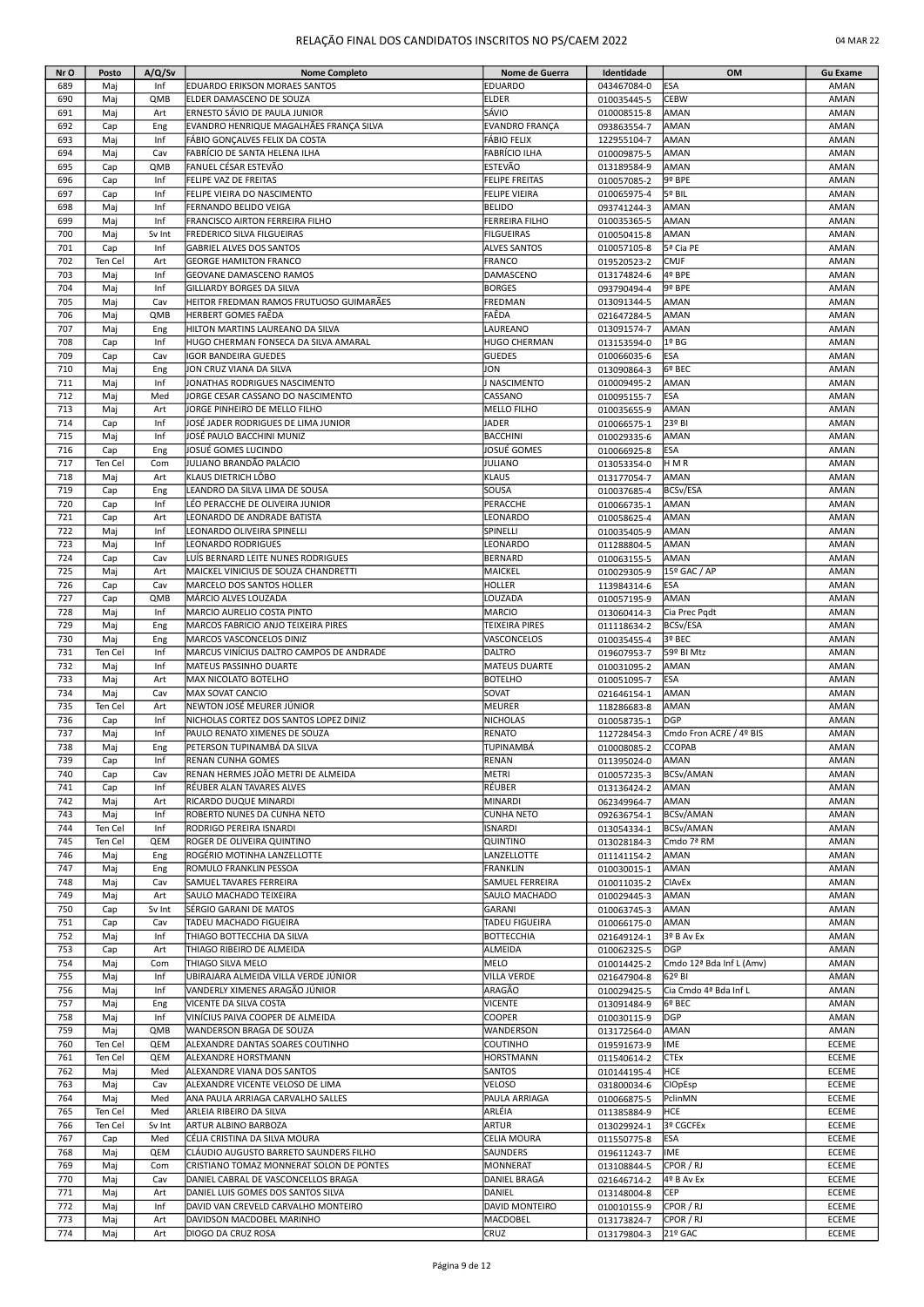| Nr O | Posto | A/Q/Sv | Nome Completo | Nome de Guerra | Identidade | OM | Gu Exame |
|---|---|---|---|---|---|---|---|
| 689 | Maj | Inf | EDUARDO ERIKSON MORAES SANTOS | EDUARDO | 043467084-0 | ESA | AMAN |
| 690 | Maj | QMB | ELDER DAMASCENO DE SOUZA | ELDER | 010035445-5 | CEBW | AMAN |
| 691 | Maj | Art | ERNESTO SÁVIO DE PAULA JUNIOR | SÁVIO | 010008515-8 | AMAN | AMAN |
| 692 | Cap | Eng | EVANDRO HENRIQUE MAGALHÃES FRANÇA SILVA | EVANDRO FRANÇA | 093863554-7 | AMAN | AMAN |
| 693 | Maj | Inf | FÁBIO GONÇALVES FELIX DA COSTA | FÁBIO FELIX | 122955104-7 | AMAN | AMAN |
| 694 | Maj | Cav | FABRÍCIO DE SANTA HELENA ILHA | FABRÍCIO ILHA | 010009875-5 | AMAN | AMAN |
| 695 | Cap | QMB | FANUEL CÉSAR ESTEVÃO | ESTEVÃO | 013189584-9 | AMAN | AMAN |
| 696 | Cap | Inf | FELIPE VAZ DE FREITAS | FELIPE FREITAS | 010057085-2 | 9º BPE | AMAN |
| 697 | Cap | Inf | FELIPE VIEIRA DO NASCIMENTO | FELIPE VIEIRA | 010065975-4 | 5º BIL | AMAN |
| 698 | Maj | Inf | FERNANDO BELIDO VEIGA | BELIDO | 093741244-3 | AMAN | AMAN |
| 699 | Maj | Inf | FRANCISCO AIRTON FERREIRA FILHO | FERREIRA FILHO | 010035365-5 | AMAN | AMAN |
| 700 | Maj | Sv Int | FREDERICO SILVA FILGUEIRAS | FILGUEIRAS | 010050415-8 | AMAN | AMAN |
| 701 | Cap | Inf | GABRIEL ALVES DOS SANTOS | ALVES SANTOS | 010057105-8 | 5ª Cia PE | AMAN |
| 702 | Ten Cel | Art | GEORGE HAMILTON FRANCO | FRANCO | 019520523-2 | CMJF | AMAN |
| 703 | Maj | Inf | GEOVANE DAMASCENO RAMOS | DAMASCENO | 013174824-6 | 4º BPE | AMAN |
| 704 | Maj | Inf | GILLIARDY BORGES DA SILVA | BORGES | 093790494-4 | 9º BPE | AMAN |
| 705 | Maj | Cav | HEITOR FREDMAN RAMOS FRUTUOSO GUIMARÃES | FREDMAN | 013091344-5 | AMAN | AMAN |
| 706 | Maj | QMB | HERBERT GOMES FAÊDA | FAÊDA | 021647284-5 | AMAN | AMAN |
| 707 | Maj | Eng | HILTON MARTINS LAUREANO DA SILVA | LAUREANO | 013091574-7 | AMAN | AMAN |
| 708 | Cap | Inf | HUGO CHERMAN FONSECA DA SILVA AMARAL | HUGO CHERMAN | 013153594-0 | 1º BG | AMAN |
| 709 | Cap | Cav | IGOR BANDEIRA GUEDES | GUEDES | 010066035-6 | ESA | AMAN |
| 710 | Maj | Eng | JON CRUZ VIANA DA SILVA | JON | 013090864-3 | 6º BEC | AMAN |
| 711 | Maj | Inf | JONATHAS RODRIGUES NASCIMENTO | J NASCIMENTO | 010009495-2 | AMAN | AMAN |
| 712 | Maj | Med | JORGE CESAR CASSANO DO NASCIMENTO | CASSANO | 010095155-7 | ESA | AMAN |
| 713 | Maj | Art | JORGE PINHEIRO DE MELLO FILHO | MELLO FILHO | 010035655-9 | AMAN | AMAN |
| 714 | Cap | Inf | JOSÉ JADER RODRIGUES DE LIMA JUNIOR | JADER | 010066575-1 | 23º BI | AMAN |
| 715 | Maj | Inf | JOSÉ PAULO BACCHINI MUNIZ | BACCHINI | 010029335-6 | AMAN | AMAN |
| 716 | Cap | Eng | JOSUÉ GOMES LUCINDO | JOSUÉ GOMES | 010066925-8 | ESA | AMAN |
| 717 | Ten Cel | Com | JULIANO BRANDÃO PALÁCIO | JULIANO | 013053354-0 | H M R | AMAN |
| 718 | Maj | Art | KLAUS DIETRICH LÔBO | KLAUS | 013177054-7 | AMAN | AMAN |
| 719 | Cap | Eng | LEANDRO DA SILVA LIMA DE SOUSA | SOUSA | 010037685-4 | BCSv/ESA | AMAN |
| 720 | Cap | Inf | LÉO PERACCHE DE OLIVEIRA JUNIOR | PERACCHE | 010066735-1 | AMAN | AMAN |
| 721 | Cap | Art | LEONARDO DE ANDRADE BATISTA | LEONARDO | 010058625-4 | AMAN | AMAN |
| 722 | Maj | Inf | LEONARDO OLIVEIRA SPINELLI | SPINELLI | 010035405-9 | AMAN | AMAN |
| 723 | Maj | Inf | LEONARDO RODRIGUES | LEONARDO | 011288804-5 | AMAN | AMAN |
| 724 | Cap | Cav | LUÍS BERNARD LEITE NUNES RODRIGUES | BERNARD | 010063155-5 | AMAN | AMAN |
| 725 | Maj | Art | MAICKEL VINICIUS DE SOUZA CHANDRETTI | MAICKEL | 010029305-9 | 15º GAC / AP | AMAN |
| 726 | Cap | Cav | MARCELO DOS SANTOS HOLLER | HOLLER | 113984314-6 | ESA | AMAN |
| 727 | Cap | QMB | MÁRCIO ALVES LOUZADA | LOUZADA | 010057195-9 | AMAN | AMAN |
| 728 | Maj | Inf | MARCIO AURELIO COSTA PINTO | MARCIO | 013060414-3 | Cia Prec Pqdt | AMAN |
| 729 | Maj | Eng | MARCOS FABRICIO ANJO TEIXEIRA PIRES | TEIXEIRA PIRES | 011118634-2 | BCSv/ESA | AMAN |
| 730 | Maj | Eng | MARCOS VASCONCELOS DINIZ | VASCONCELOS | 010035455-4 | 3º BEC | AMAN |
| 731 | Ten Cel | Inf | MARCUS VINÍCIUS DALTRO CAMPOS DE ANDRADE | DALTRO | 019607953-7 | 59º BI Mtz | AMAN |
| 732 | Maj | Inf | MATEUS PASSINHO DUARTE | MATEUS DUARTE | 010031095-2 | AMAN | AMAN |
| 733 | Maj | Art | MAX NICOLATO BOTELHO | BOTELHO | 010051095-7 | ESA | AMAN |
| 734 | Maj | Cav | MAX SOVAT CANCIO | SOVAT | 021646154-1 | AMAN | AMAN |
| 735 | Ten Cel | Art | NEWTON JOSÉ MEURER JÚNIOR | MEURER | 118286683-8 | AMAN | AMAN |
| 736 | Cap | Inf | NICHOLAS CORTEZ DOS SANTOS LOPEZ DINIZ | NICHOLAS | 010058735-1 | DGP | AMAN |
| 737 | Maj | Inf | PAULO RENATO XIMENES DE SOUZA | RENATO | 112728454-3 | Cmdo Fron ACRE / 4º BIS | AMAN |
| 738 | Maj | Eng | PETERSON TUPINAMBÁ DA SILVA | TUPINAMBÁ | 010008085-2 | CCOPAB | AMAN |
| 739 | Cap | Inf | RENAN CUNHA GOMES | RENAN | 011395024-0 | AMAN | AMAN |
| 740 | Cap | Cav | RENAN HERMES JOÃO METRI DE ALMEIDA | METRI | 010057235-3 | BCSv/AMAN | AMAN |
| 741 | Cap | Inf | RÉUBER ALAN TAVARES ALVES | RÉUBER | 013136424-2 | AMAN | AMAN |
| 742 | Maj | Art | RICARDO DUQUE MINARDI | MINARDI | 062349964-7 | AMAN | AMAN |
| 743 | Maj | Inf | ROBERTO NUNES DA CUNHA NETO | CUNHA NETO | 092636754-1 | BCSv/AMAN | AMAN |
| 744 | Ten Cel | Inf | RODRIGO PEREIRA ISNARDI | ISNARDI | 013054334-1 | BCSv/AMAN | AMAN |
| 745 | Ten Cel | QEM | ROGER DE OLIVEIRA QUINTINO | QUINTINO | 013028184-3 | Cmdo 7ª RM | AMAN |
| 746 | Maj | Eng | ROGÉRIO MOTINHA LANZELLOTTE | LANZELLOTTE | 011141154-2 | AMAN | AMAN |
| 747 | Maj | Eng | ROMULO FRANKLIN PESSOA | FRANKLIN | 010030015-1 | AMAN | AMAN |
| 748 | Maj | Cav | SAMUEL TAVARES FERREIRA | SAMUEL FERREIRA | 010011035-2 | CIAvEx | AMAN |
| 749 | Maj | Art | SAULO MACHADO TEIXEIRA | SAULO MACHADO | 010029445-3 | AMAN | AMAN |
| 750 | Cap | Sv Int | SÉRGIO GARANI DE MATOS | GARANI | 010063745-3 | AMAN | AMAN |
| 751 | Cap | Cav | TADEU MACHADO FIGUEIRA | TADEU FIGUEIRA | 010066175-0 | AMAN | AMAN |
| 752 | Maj | Inf | THIAGO BOTTECCHIA DA SILVA | BOTTECCHIA | 021649124-1 | 3º B Av Ex | AMAN |
| 753 | Cap | Art | THIAGO RIBEIRO DE ALMEIDA | ALMEIDA | 010062325-5 | DGP | AMAN |
| 754 | Maj | Com | THIAGO SILVA MELO | MELO | 010014425-2 | Cmdo 12ª Bda Inf L (Amv) | AMAN |
| 755 | Maj | Inf | UBIRAJARA ALMEIDA VILLA VERDE JÚNIOR | VILLA VERDE | 021647904-8 | 62º BI | AMAN |
| 756 | Maj | Inf | VANDERLY XIMENES ARAGÃO JÚNIOR | ARAGÃO | 010029425-5 | Cia Cmdo 4ª Bda Inf L | AMAN |
| 757 | Maj | Eng | VICENTE DA SILVA COSTA | VICENTE | 013091484-9 | 6º BEC | AMAN |
| 758 | Maj | Inf | VINÍCIUS PAIVA COOPER DE ALMEIDA | COOPER | 010030115-9 | DGP | AMAN |
| 759 | Maj | QMB | WANDERSON BRAGA DE SOUZA | WANDERSON | 013172564-0 | AMAN | AMAN |
| 760 | Ten Cel | QEM | ALEXANDRE DANTAS SOARES COUTINHO | COUTINHO | 019591673-9 | IME | ECEME |
| 761 | Ten Cel | QEM | ALEXANDRE HORSTMANN | HORSTMANN | 011540614-2 | CTEx | ECEME |
| 762 | Maj | Med | ALEXANDRE VIANA DOS SANTOS | SANTOS | 010144195-4 | HCE | ECEME |
| 763 | Maj | Cav | ALEXANDRE VICENTE VELOSO DE LIMA | VELOSO | 031800034-6 | CIOpEsp | ECEME |
| 764 | Maj | Med | ANA PAULA ARRIAGA CARVALHO SALLES | PAULA ARRIAGA | 010066875-5 | PclinMN | ECEME |
| 765 | Ten Cel | Med | ARLEIA RIBEIRO DA SILVA | ARLÉIA | 011385884-9 | HCE | ECEME |
| 766 | Ten Cel | Sv Int | ARTUR ALBINO BARBOZA | ARTUR | 013029924-1 | 3º CGCFEx | ECEME |
| 767 | Cap | Med | CÉLIA CRISTINA DA SILVA MOURA | CELIA MOURA | 011550775-8 | ESA | ECEME |
| 768 | Maj | QEM | CLÁUDIO AUGUSTO BARRETO SAUNDERS FILHO | SAUNDERS | 019611243-7 | IME | ECEME |
| 769 | Maj | Com | CRISTIANO TOMAZ MONNERAT SOLON DE PONTES | MONNERAT | 013108844-5 | CPOR / RJ | ECEME |
| 770 | Maj | Cav | DANIEL CABRAL DE VASCONCELLOS BRAGA | DANIEL BRAGA | 021646714-2 | 4º B Av Ex | ECEME |
| 771 | Maj | Art | DANIEL LUIS GOMES DOS SANTOS SILVA | DANIEL | 013148004-8 | CEP | ECEME |
| 772 | Maj | Inf | DAVID VAN CREVELD CARVALHO MONTEIRO | DAVID MONTEIRO | 010010155-9 | CPOR / RJ | ECEME |
| 773 | Maj | Art | DAVIDSON MACDOBEL MARINHO | MACDOBEL | 013173824-7 | CPOR / RJ | ECEME |
| 774 | Maj | Art | DIOGO DA CRUZ ROSA | CRUZ | 013179804-3 | 21º GAC | ECEME |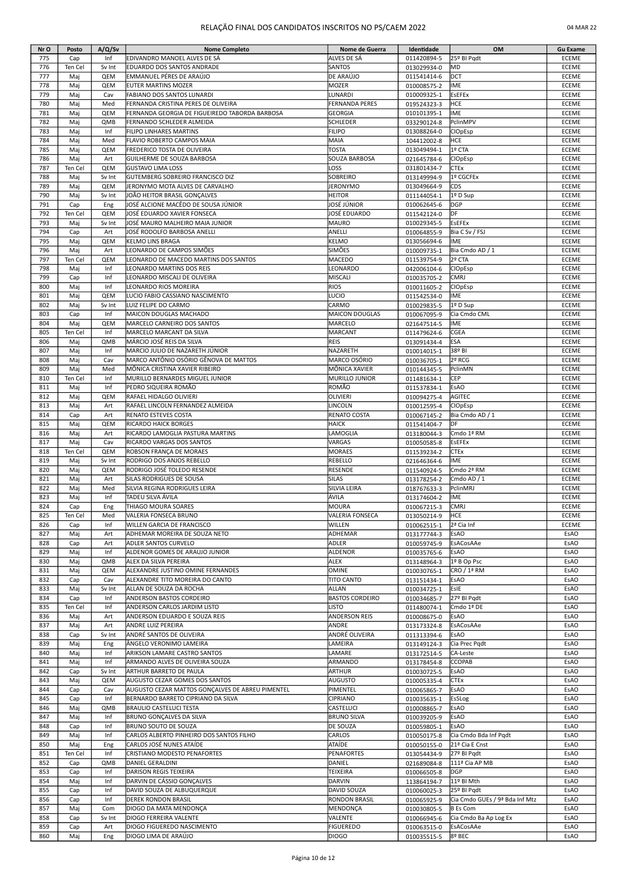# RELAÇÃO FINAL DOS CANDIDATOS INSCRITOS NO PS/CAEM 2022

04 MAR 22

| Nr O | Posto | A/Q/Sv | Nome Completo | Nome de Guerra | Identidade | OM | Gu Exame |
|---|---|---|---|---|---|---|---|
| 775 | Cap | Inf | EDIVANDRO MANOEL ALVES DE SÁ | ALVES DE SÁ | 011420894-5 | 25º BI Pqdt | ECEME |
| 776 | Ten Cel | Sv Int | EDUARDO DOS SANTOS ANDRADE | SANTOS | 013029934-0 | MD | ECEME |
| 777 | Maj | QEM | EMMANUEL PÉRES DE ARAÚJO | DE ARAÚJO | 011541414-6 | DCT | ECEME |
| 778 | Maj | QEM | EUTER MARTINS MOZER | MOZER | 010008575-2 | IME | ECEME |
| 779 | Maj | Cav | FABIANO DOS SANTOS LUNARDI | LUNARDI | 010009325-1 | EsEFEx | ECEME |
| 780 | Maj | Med | FERNANDA CRISTINA PERES DE OLIVEIRA | FERNANDA PERES | 019524323-3 | HCE | ECEME |
| 781 | Maj | QEM | FERNANDA GEORGIA DE FIGUEIREDO TABORDA BARBOSA | GEORGIA | 010101395-1 | IME | ECEME |
| 782 | Maj | QMB | FERNANDO SCHLEDER ALMEIDA | SCHLEDER | 033290124-8 | PclinMPV | ECEME |
| 783 | Maj | Inf | FILIPO LINHARES MARTINS | FILIPO | 013088264-0 | CIOpEsp | ECEME |
| 784 | Maj | Med | FLAVIO ROBERTO CAMPOS MAIA | MAIA | 104412002-8 | HCE | ECEME |
| 785 | Maj | QEM | FREDERICO TOSTA DE OLIVEIRA | TOSTA | 013049494-1 | 1º CTA | ECEME |
| 786 | Maj | Art | GUILHERME DE SOUZA BARBOSA | SOUZA BARBOSA | 021645784-6 | CIOpEsp | ECEME |
| 787 | Ten Cel | QEM | GUSTAVO LIMA LOSS | LOSS | 031801434-7 | CTEx | ECEME |
| 788 | Maj | Sv Int | GUTEMBERG SOBREIRO FRANCISCO DIZ | SOBREIRO | 013149994-9 | 1º CGCFEx | ECEME |
| 789 | Maj | QEM | JERONYMO MOTA ALVES DE CARVALHO | JERONYMO | 013049664-9 | CDS | ECEME |
| 790 | Maj | Sv Int | JOÃO HEITOR BRASIL GONÇALVES | HEITOR | 011144054-1 | 1º D Sup | ECEME |
| 791 | Cap | Eng | JOSÉ ALCIONE MACÊDO DE SOUSA JÚNIOR | JOSÉ JÚNIOR | 010062645-6 | DGP | ECEME |
| 792 | Ten Cel | QEM | JOSÉ EDUARDO XAVIER FONSECA | JOSÉ EDUARDO | 011542124-0 | DF | ECEME |
| 793 | Maj | Sv Int | JOSÉ MAURO MALHEIRO MAIA JUNIOR | MAURO | 010029345-5 | EsEFEx | ECEME |
| 794 | Cap | Art | JOSÉ RODOLFO BARBOSA ANELLI | ANELLI | 010064855-9 | Bia C Sv / FSJ | ECEME |
| 795 | Maj | QEM | KELMO LINS BRAGA | KELMO | 013056694-6 | IME | ECEME |
| 796 | Maj | Art | LEONARDO DE CAMPOS SIMÕES | SIMÕES | 010009735-1 | Bia Cmdo AD / 1 | ECEME |
| 797 | Ten Cel | QEM | LEONARDO DE MACEDO MARTINS DOS SANTOS | MACEDO | 011539754-9 | 2º CTA | ECEME |
| 798 | Maj | Inf | LEONARDO MARTINS DOS REIS | LEONARDO | 042006104-6 | CIOpEsp | ECEME |
| 799 | Cap | Inf | LEONARDO MISCALI DE OLIVEIRA | MISCALI | 010035705-2 | CMRJ | ECEME |
| 800 | Maj | Inf | LEONARDO RIOS MOREIRA | RIOS | 010011605-2 | CIOpEsp | ECEME |
| 801 | Maj | QEM | LUCIO FABIO CASSIANO NASCIMENTO | LUCIO | 011542534-0 | IME | ECEME |
| 802 | Maj | Sv Int | LUIZ FELIPE DO CARMO | CARMO | 010029835-5 | 1º D Sup | ECEME |
| 803 | Cap | Inf | MAICON DOUGLAS MACHADO | MAICON DOUGLAS | 010067095-9 | Cia Cmdo CML | ECEME |
| 804 | Maj | QEM | MARCELO CARNEIRO DOS SANTOS | MARCELO | 021647514-5 | IME | ECEME |
| 805 | Ten Cel | Inf | MARCELO MARCANT DA SILVA | MARCANT | 011479624-6 | CGEA | ECEME |
| 806 | Maj | QMB | MÁRCIO JOSÉ REIS DA SILVA | REIS | 013091434-4 | ESA | ECEME |
| 807 | Maj | Inf | MARCIO JULIO DE NAZARETH JÚNIOR | NAZARETH | 010014015-1 | 38º BI | ECEME |
| 808 | Maj | Cav | MARCO ANTÔNIO OSÓRIO GÊNOVA DE MATTOS | MARCO OSÓRIO | 010036705-1 | 2º RCG | ECEME |
| 809 | Maj | Med | MÔNICA CRISTINA XAVIER RIBEIRO | MÔNICA XAVIER | 010144345-5 | PclinMN | ECEME |
| 810 | Ten Cel | Inf | MURILLO BERNARDES MIGUEL JUNIOR | MURILLO JUNIOR | 011481634-1 | CEP | ECEME |
| 811 | Maj | Inf | PEDRO SIQUEIRA ROMÃO | ROMÃO | 011537834-1 | EsAO | ECEME |
| 812 | Maj | QEM | RAFAEL HIDALGO OLIVIERI | OLIVIERI | 010094275-4 | AGITEC | ECEME |
| 813 | Maj | Art | RAFAEL LINCOLN FERNANDEZ ALMEIDA | LINCOLN | 010012595-4 | CIOpEsp | ECEME |
| 814 | Cap | Art | RENATO ESTEVES COSTA | RENATO COSTA | 010067145-2 | Bia Cmdo AD / 1 | ECEME |
| 815 | Maj | QEM | RICARDO HAICK BORGES | HAICK | 011541404-7 | DF | ECEME |
| 816 | Maj | Art | RICARDO LAMOGLIA PASTURA MARTINS | LAMOGLIA | 013180044-3 | Cmdo 1ª RM | ECEME |
| 817 | Maj | Cav | RICARDO VARGAS DOS SANTOS | VARGAS | 010050585-8 | EsEFEx | ECEME |
| 818 | Ten Cel | QEM | ROBSON FRANÇA DE MORAES | MORAES | 011539234-2 | CTEx | ECEME |
| 819 | Maj | Sv Int | RODRIGO DOS ANJOS REBELLO | REBELLO | 021646364-6 | IME | ECEME |
| 820 | Maj | QEM | RODRIGO JOSÉ TOLEDO RESENDE | RESENDE | 011540924-5 | Cmdo 2ª RM | ECEME |
| 821 | Maj | Art | SILAS RODRIGUES DE SOUSA | SILAS | 013178254-2 | Cmdo AD / 1 | ECEME |
| 822 | Maj | Med | SILVIA REGINA RODRIGUES LEIRA | SILVIA LEIRA | 018767633-3 | PclinMRJ | ECEME |
| 823 | Maj | Inf | TADEU SILVA ÁVILA | ÁVILA | 013174604-2 | IME | ECEME |
| 824 | Cap | Eng | THIAGO MOURA SOARES | MOURA | 010067215-3 | CMRJ | ECEME |
| 825 | Ten Cel | Med | VALERIA FONSECA BRUNO | VALERIA FONSECA | 013050214-9 | HCE | ECEME |
| 826 | Cap | Inf | WILLEN GARCIA DE FRANCISCO | WILLEN | 010062515-1 | 2ª Cia Inf | ECEME |
| 827 | Maj | Art | ADHEMAR MOREIRA DE SOUZA NETO | ADHEMAR | 013177744-3 | EsAO | EsAO |
| 828 | Cap | Art | ADLER SANTOS CURVELO | ADLER | 010059745-9 | EsACosAAe | EsAO |
| 829 | Maj | Inf | ALDENOR GOMES DE ARAUJO JUNIOR | ALDENOR | 010035765-6 | EsAO | EsAO |
| 830 | Maj | QMB | ALEX DA SILVA PEREIRA | ALEX | 013148964-3 | 1º B Op Psc | EsAO |
| 831 | Maj | QEM | ALEXANDRE JUSTINO OMINE FERNANDES | OMINE | 010030765-1 | CRO / 1ª RM | EsAO |
| 832 | Cap | Cav | ALEXANDRE TITO MOREIRA DO CANTO | TITO CANTO | 013151434-1 | EsAO | EsAO |
| 833 | Maj | Sv Int | ALLAN DE SOUZA DA ROCHA | ALLAN | 010034725-1 | EsIE | EsAO |
| 834 | Cap | Inf | ANDERSON BASTOS CORDEIRO | BASTOS CORDEIRO | 010034685-7 | 27º BI Pqdt | EsAO |
| 835 | Ten Cel | Inf | ANDERSON CARLOS JARDIM LISTO | LISTO | 011480074-1 | Cmdo 1ª DE | EsAO |
| 836 | Maj | Art | ANDERSON EDUARDO E SOUZA REIS | ANDERSON REIS | 010008675-0 | EsAO | EsAO |
| 837 | Maj | Art | ANDRE LUIZ PEREIRA | ANDRE | 013173324-8 | EsACosAAe | EsAO |
| 838 | Cap | Sv Int | ANDRÉ SANTOS DE OLIVEIRA | ANDRÉ OLIVEIRA | 011313394-6 | EsAO | EsAO |
| 839 | Maj | Eng | ÂNGELO VERONIMO LAMEIRA | LAMEIRA | 013149124-3 | Cia Prec Pqdt | EsAO |
| 840 | Maj | Inf | ARIKSON LAMARE CASTRO SANTOS | LAMARE | 013172514-5 | CA-Leste | EsAO |
| 841 | Maj | Inf | ARMANDO ALVES DE OLIVEIRA SOUZA | ARMANDO | 013178454-8 | CCOPAB | EsAO |
| 842 | Cap | Sv Int | ARTHUR BARRETO DE PAULA | ARTHUR | 010030725-5 | EsAO | EsAO |
| 843 | Maj | QEM | AUGUSTO CEZAR GOMES DOS SANTOS | AUGUSTO | 010005335-4 | CTEx | EsAO |
| 844 | Cap | Cav | AUGUSTO CEZAR MATTOS GONÇALVES DE ABREU PIMENTEL | PIMENTEL | 010065865-7 | EsAO | EsAO |
| 845 | Cap | Inf | BERNARDO BARRETO CIPRIANO DA SILVA | CIPRIANO | 010035635-1 | EsSLog | EsAO |
| 846 | Maj | QMB | BRAULIO CASTELUCI TESTA | CASTELUCI | 010008865-7 | EsAO | EsAO |
| 847 | Maj | Inf | BRUNO GONÇALVES DA SILVA | BRUNO SILVA | 010039205-9 | EsAO | EsAO |
| 848 | Cap | Inf | BRUNO SOUTO DE SOUZA | DE SOUZA | 010059805-1 | EsAO | EsAO |
| 849 | Maj | Inf | CARLOS ALBERTO PINHEIRO DOS SANTOS FILHO | CARLOS | 010050175-8 | Cia Cmdo Bda Inf Pqdt | EsAO |
| 850 | Maj | Eng | CARLOS JOSÉ NUNES ATAÍDE | ATAÍDE | 010050155-0 | 21ª Cia E Cnst | EsAO |
| 851 | Ten Cel | Inf | CRISTIANO MODESTO PENAFORTES | PENAFORTES | 013054434-9 | 27º BI Pqdt | EsAO |
| 852 | Cap | QMB | DANIEL GERALDINI | DANIEL | 021689084-8 | 111ª Cia AP MB | EsAO |
| 853 | Cap | Inf | DARISON REGIS TEIXEIRA | TEIXEIRA | 010066505-8 | DGP | EsAO |
| 854 | Maj | Inf | DARVIN DE CÁSSIO GONÇALVES | DARVIN | 113864194-7 | 11º BI Mth | EsAO |
| 855 | Cap | Inf | DAVID SOUZA DE ALBUQUERQUE | DAVID SOUZA | 010060025-3 | 25º BI Pqdt | EsAO |
| 856 | Cap | Inf | DEREK RONDON BRASIL | RONDON BRASIL | 010065925-9 | Cia Cmdo GUEs / 9ª Bda Inf Mtz | EsAO |
| 857 | Maj | Com | DIOGO DA MATA MENDONÇA | MENDONÇA | 010030805-5 | B Es Com | EsAO |
| 858 | Cap | Sv Int | DIOGO FERREIRA VALENTE | VALENTE | 010066945-6 | Cia Cmdo Ba Ap Log Ex | EsAO |
| 859 | Cap | Art | DIOGO FIGUEREDO NASCIMENTO | FIGUEREDO | 010063515-0 | EsACosAAe | EsAO |
| 860 | Maj | Eng | DIOGO LIMA DE ARAÚJO | DIOGO | 010035515-5 | 8º BEC | EsAO |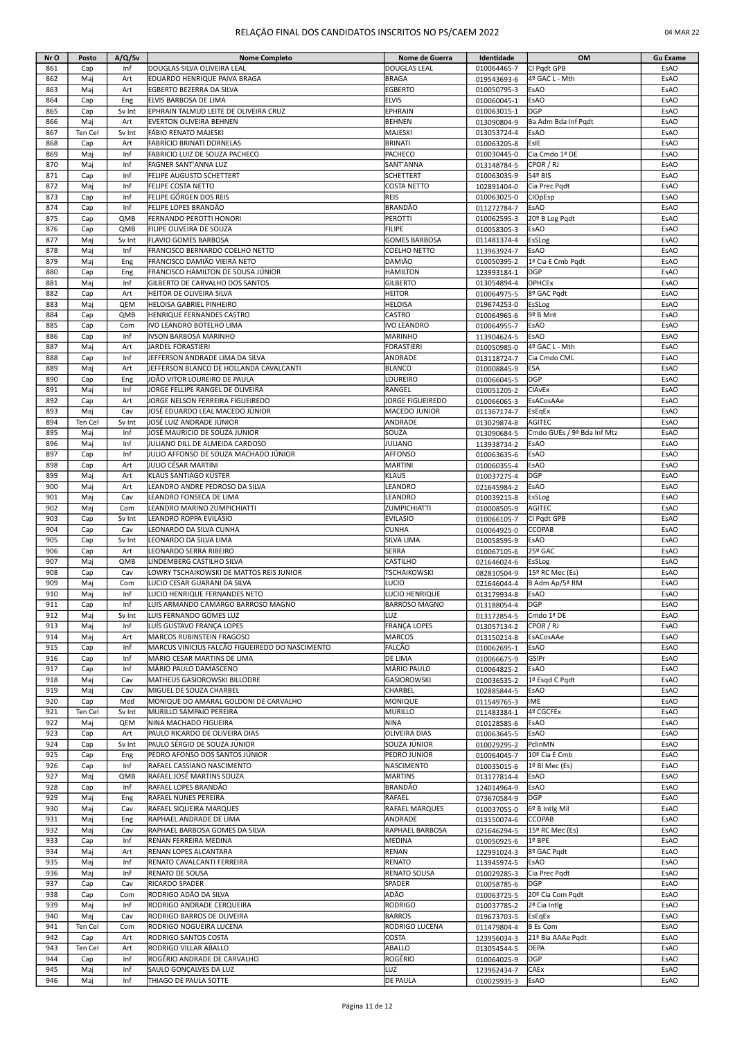# RELAÇÃO FINAL DOS CANDIDATOS INSCRITOS NO PS/CAEM 2022

04 MAR 22

| Nr O | Posto | A/Q/Sv | Nome Completo | Nome de Guerra | Identidade | OM | Gu Exame |
|---|---|---|---|---|---|---|---|
| 861 | Cap | Inf | DOUGLAS SILVA OLIVEIRA LEAL | DOUGLAS LEAL | 010064465-7 | CI Pqdt GPB | EsAO |
| 862 | Maj | Art | EDUARDO HENRIQUE PAIVA BRAGA | BRAGA | 019543693-6 | 4º GAC L - Mth | EsAO |
| 863 | Maj | Art | EGBERTO BEZERRA DA SILVA | EGBERTO | 010050795-3 | EsAO | EsAO |
| 864 | Cap | Eng | ELVIS BARBOSA DE LIMA | ELVIS | 010060045-1 | EsAO | EsAO |
| 865 | Cap | Sv Int | EPHRAIN TALMUD LEITE DE OLIVEIRA CRUZ | EPHRAIN | 010063015-1 | DGP | EsAO |
| 866 | Maj | Art | EVERTON OLIVEIRA BEHNEN | BEHNEN | 013090804-9 | Ba Adm Bda Inf Pqdt | EsAO |
| 867 | Ten Cel | Sv Int | FÁBIO RENATO MAJESKI | MAJESKI | 013053724-4 | EsAO | EsAO |
| 868 | Cap | Art | FABRÍCIO BRINATI DORNELAS | BRINATI | 010063205-8 | EsIE | EsAO |
| 869 | Maj | Inf | FABRICIO LUIZ DE SOUZA PACHECO | PACHECO | 010030445-0 | Cia Cmdo 1ª DE | EsAO |
| 870 | Maj | Inf | FAGNER SANT'ANNA LUZ | SANT'ANNA | 013148784-5 | CPOR / RJ | EsAO |
| 871 | Cap | Inf | FELIPE AUGUSTO SCHETTERT | SCHETTERT | 010063035-9 | 54º BIS | EsAO |
| 872 | Maj | Inf | FELIPE COSTA NETTO | COSTA NETTO | 102891404-0 | Cia Prec Pqdt | EsAO |
| 873 | Cap | Inf | FELIPE GÖRGEN DOS REIS | REIS | 010063025-0 | CIOpEsp | EsAO |
| 874 | Cap | Inf | FELIPE LOPES BRANDÃO | BRANDÃO | 011272784-7 | EsAO | EsAO |
| 875 | Cap | QMB | FERNANDO PEROTTI HONORI | PEROTTI | 010062595-3 | 20º B Log Pqdt | EsAO |
| 876 | Cap | QMB | FILIPE OLIVEIRA DE SOUZA | FILIPE | 010058305-3 | EsAO | EsAO |
| 877 | Maj | Sv Int | FLAVIO GOMES BARBOSA | GOMES BARBOSA | 011481374-4 | EsSLog | EsAO |
| 878 | Maj | Inf | FRANCISCO BERNARDO COELHO NETTO | COELHO NETTO | 113963924-7 | EsAO | EsAO |
| 879 | Maj | Eng | FRANCISCO DAMIÃO VIEIRA NETO | DAMIÃO | 010050395-2 | 1ª Cia E Cmb Pqdt | EsAO |
| 880 | Cap | Eng | FRANCISCO HAMILTON DE SOUSA JÚNIOR | HAMILTON | 123993184-1 | DGP | EsAO |
| 881 | Maj | Inf | GILBERTO DE CARVALHO DOS SANTOS | GILBERTO | 013054894-4 | DPHCEx | EsAO |
| 882 | Cap | Art | HEITOR DE OLIVEIRA SILVA | HEITOR | 010064975-5 | 8º GAC Pqdt | EsAO |
| 883 | Maj | QEM | HELOISA GABRIEL PINHEIRO | HELOISA | 019674253-0 | EsSLog | EsAO |
| 884 | Cap | QMB | HENRIQUE FERNANDES CASTRO | CASTRO | 010064965-6 | 9º B Mnt | EsAO |
| 885 | Cap | Com | IVO LEANDRO BOTELHO LIMA | IVO LEANDRO | 010064955-7 | EsAO | EsAO |
| 886 | Cap | Inf | IVSON BARBOSA MARINHO | MARINHO | 113904624-5 | EsAO | EsAO |
| 887 | Maj | Art | JARDEL FORASTIERI | FORASTIERI | 010050985-0 | 4º GAC L - Mth | EsAO |
| 888 | Cap | Inf | JEFFERSON ANDRADE LIMA DA SILVA | ANDRADE | 013118724-7 | Cia Cmdo CML | EsAO |
| 889 | Maj | Art | JEFFERSON BLANCO DE HOLLANDA CAVALCANTI | BLANCO | 010008845-9 | ESA | EsAO |
| 890 | Cap | Eng | JOÃO VITOR LOUREIRO DE PAULA | LOUREIRO | 010066045-5 | DGP | EsAO |
| 891 | Maj | Inf | JORGE FELLIPE RANGEL DE OLIVEIRA | RANGEL | 010051205-2 | CIAvEx | EsAO |
| 892 | Cap | Art | JORGE NELSON FERREIRA FIGUEIREDO | JORGE FIGUEIREDO | 010066065-3 | EsACosAAe | EsAO |
| 893 | Maj | Cav | JOSÉ EDUARDO LEAL MACEDO JÚNIOR | MACEDO JUNIOR | 011367174-7 | EsEqEx | EsAO |
| 894 | Ten Cel | Sv Int | JOSÉ LUIZ ANDRADE JÚNIOR | ANDRADE | 013029874-8 | AGITEC | EsAO |
| 895 | Maj | Inf | JOSÉ MAURICIO DE SOUZA JUNIOR | SOUZA | 013090684-5 | Cmdo GUEs / 9ª Bda Inf Mtz | EsAO |
| 896 | Maj | Inf | JULIANO DILL DE ALMEIDA CARDOSO | JULIANO | 113938734-2 | EsAO | EsAO |
| 897 | Cap | Inf | JULIO AFFONSO DE SOUZA MACHADO JÚNIOR | AFFONSO | 010063635-6 | EsAO | EsAO |
| 898 | Cap | Art | JULIO CÉSAR MARTINI | MARTINI | 010060355-4 | EsAO | EsAO |
| 899 | Maj | Art | KLAUS SANTIAGO KÜSTER | KLAUS | 010037275-4 | DGP | EsAO |
| 900 | Maj | Art | LEANDRO ANDRE PEDROSO DA SILVA | LEANDRO | 021645984-2 | EsAO | EsAO |
| 901 | Maj | Cav | LEANDRO FONSECA DE LIMA | LEANDRO | 010039215-8 | EsSLog | EsAO |
| 902 | Maj | Com | LEANDRO MARINO ZUMPICHIATTI | ZUMPICHIATTI | 010008505-9 | AGITEC | EsAO |
| 903 | Cap | Sv Int | LEANDRO ROPPA EVILÁSIO | EVILASIO | 010066105-7 | CI Pqdt GPB | EsAO |
| 904 | Cap | Cav | LEONARDO DA SILVA CUNHA | CUNHA | 010064925-0 | CCOPAB | EsAO |
| 905 | Cap | Sv Int | LEONARDO DA SILVA LIMA | SILVA LIMA | 010058595-9 | EsAO | EsAO |
| 906 | Cap | Art | LEONARDO SERRA RIBEIRO | SERRA | 010067105-6 | 25º GAC | EsAO |
| 907 | Maj | QMB | LINDEMBERG CASTILHO SILVA | CASTILHO | 021646024-6 | EsSLog | EsAO |
| 908 | Cap | Cav | LOWRY TSCHAIKOWSKI DE MATTOS REIS JUNIOR | TSCHAIKOWSKI | 082810504-9 | 15º RC Mec (Es) | EsAO |
| 909 | Maj | Com | LUCIO CESAR GUARANI DA SILVA | LUCIO | 021646044-4 | B Adm Ap/5ª RM | EsAO |
| 910 | Maj | Inf | LUCIO HENRIQUE FERNANDES NETO | LUCIO HENRIQUE | 013179934-8 | EsAO | EsAO |
| 911 | Cap | Inf | LUIS ARMANDO CAMARGO BARROSO MAGNO | BARROSO MAGNO | 013188054-4 | DGP | EsAO |
| 912 | Maj | Sv Int | LUIS FERNANDO GOMES LUZ | LUZ | 013172854-5 | Cmdo 1ª DE | EsAO |
| 913 | Maj | Inf | LUÍS GUSTAVO FRANÇA LOPES | FRANÇA LOPES | 013057134-2 | CPOR / RJ | EsAO |
| 914 | Maj | Art | MARCOS RUBINSTEIN FRAGOSO | MARCOS | 013150214-8 | EsACosAAe | EsAO |
| 915 | Cap | Inf | MARCUS VINICIUS FALCÃO FIGUEIREDO DO NASCIMENTO | FALCÃO | 010062695-1 | EsAO | EsAO |
| 916 | Cap | Inf | MÁRIO CESAR MARTINS DE LIMA | DE LIMA | 010066675-9 | GSIPr | EsAO |
| 917 | Cap | Inf | MÁRIO PAULO DAMASCENO | MÁRIO PAULO | 010064825-2 | EsAO | EsAO |
| 918 | Maj | Cav | MATHEUS GASIOROWSKI BILLODRE | GASIOROWSKI | 010036535-2 | 1º Esqd C Pqdt | EsAO |
| 919 | Maj | Cav | MIGUEL DE SOUZA CHARBEL | CHARBEL | 102885844-5 | EsAO | EsAO |
| 920 | Cap | Med | MONIQUE DO AMARAL GOLDONI DE CARVALHO | MONIQUE | 011549765-3 | IME | EsAO |
| 921 | Ten Cel | Sv Int | MURILLO SAMPAIO PEREIRA | MURILLO | 011483384-1 | 4º CGCFEx | EsAO |
| 922 | Maj | QEM | NINA MACHADO FIGUEIRA | NINA | 010128585-6 | EsAO | EsAO |
| 923 | Cap | Art | PAULO RICARDO DE OLIVEIRA DIAS | OLIVEIRA DIAS | 010063645-5 | EsAO | EsAO |
| 924 | Cap | Sv Int | PAULO SÉRGIO DE SOUZA JÚNIOR | SOUZA JÚNIOR | 010029295-2 | PclinMN | EsAO |
| 925 | Cap | Eng | PEDRO AFONSO DOS SANTOS JÚNIOR | PEDRO JUNIOR | 010064045-7 | 10ª Cia E Cmb | EsAO |
| 926 | Cap | Inf | RAFAEL CASSIANO NASCIMENTO | NASCIMENTO | 010035015-6 | 1º BI Mec (Es) | EsAO |
| 927 | Maj | QMB | RAFAEL JOSÉ MARTINS SOUZA | MARTINS | 013177814-4 | EsAO | EsAO |
| 928 | Cap | Inf | RAFAEL LOPES BRANDÃO | BRANDÃO | 124014964-9 | EsAO | EsAO |
| 929 | Maj | Eng | RAFAEL NUNES PEREIRA | RAFAEL | 073670584-9 | DGP | EsAO |
| 930 | Maj | Cav | RAFAEL SIQUEIRA MARQUES | RAFAEL MARQUES | 010037055-0 | 6º B Intlg Mil | EsAO |
| 931 | Maj | Eng | RAPHAEL ANDRADE DE LIMA | ANDRADE | 013150074-6 | CCOPAB | EsAO |
| 932 | Maj | Cav | RAPHAEL BARBOSA GOMES DA SILVA | RAPHAEL BARBOSA | 021646294-5 | 15º RC Mec (Es) | EsAO |
| 933 | Cap | Inf | RENAN FERREIRA MEDINA | MEDINA | 010050925-6 | 1º BPE | EsAO |
| 934 | Maj | Art | RENAN LOPES ALCANTARA | RENAN | 122991024-3 | 8º GAC Pqdt | EsAO |
| 935 | Maj | Inf | RENATO CAVALCANTI FERREIRA | RENATO | 113945974-5 | EsAO | EsAO |
| 936 | Maj | Inf | RENATO DE SOUSA | RENATO SOUSA | 010029285-3 | Cia Prec Pqdt | EsAO |
| 937 | Cap | Cav | RICARDO SPADER | SPADER | 010058785-6 | DGP | EsAO |
| 938 | Cap | Com | RODRIGO ADÃO DA SILVA | ADÃO | 010063725-5 | 20ª Cia Com Pqdt | EsAO |
| 939 | Maj | Inf | RODRIGO ANDRADE CERQUEIRA | RODRIGO | 010037785-2 | 2ª Cia Intlg | EsAO |
| 940 | Maj | Cav | RODRIGO BARROS DE OLIVEIRA | BARROS | 019673703-5 | EsEqEx | EsAO |
| 941 | Ten Cel | Com | RODRIGO NOGUEIRA LUCENA | RODRIGO LUCENA | 011479804-4 | B Es Com | EsAO |
| 942 | Cap | Art | RODRIGO SANTOS COSTA | COSTA | 123956034-3 | 21ª Bia AAAe Pqdt | EsAO |
| 943 | Ten Cel | Art | RODRIGO VILLAR ABALLO | ABALLO | 013054544-5 | DEPA | EsAO |
| 944 | Cap | Inf | ROGÉRIO ANDRADE DE CARVALHO | ROGÉRIO | 010064025-9 | DGP | EsAO |
| 945 | Maj | Inf | SAULO GONÇALVES DA LUZ | LUZ | 123962434-7 | CAEx | EsAO |
| 946 | Maj | Inf | THIAGO DE PAULA SOTTE | DE PAULA | 010029935-3 | EsAO | EsAO |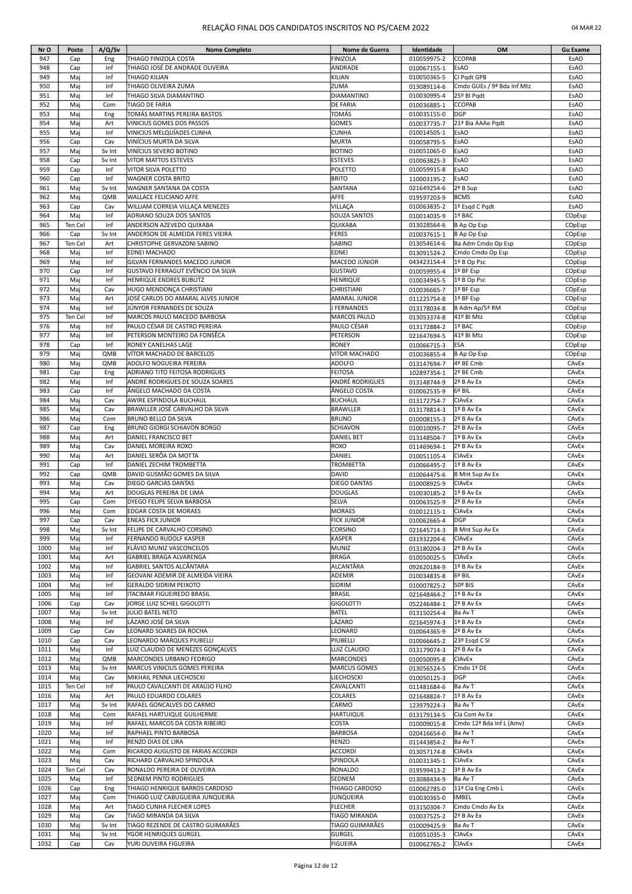| Nr O | Posto | A/Q/Sv | Nome Completo | Nome de Guerra | Identidade | OM | Gu Exame |
|---|---|---|---|---|---|---|---|
| 947 | Cap | Eng | THIAGO FINIZOLA COSTA | FINIZOLA | 010059975-2 | CCOPAB | EsAO |
| 948 | Cap | Inf | THIAGO JOSÉ DE ANDRADE OLIVEIRA | ANDRADE | 010067155-1 | EsAO | EsAO |
| 949 | Maj | Inf | THIAGO KILIAN | KILIAN | 010050365-5 | CI Pqdt GPB | EsAO |
| 950 | Maj | Inf | THIAGO OLIVEIRA ZUMA | ZUMA | 013089114-6 | Cmdo GUEs / 9ª Bda Inf Mtz | EsAO |
| 951 | Maj | Inf | THIAGO SILVA DIAMANTINO | DIAMANTINO | 010030995-4 | 25º BI Pqdt | EsAO |
| 952 | Maj | Com | TIAGO DE FARIA | DE FARIA | 010036885-1 | CCOPAB | EsAO |
| 953 | Maj | Eng | TOMÁS MARTINS PEREIRA BASTOS | TOMÁS | 010035155-0 | DGP | EsAO |
| 954 | Maj | Art | VINICIUS GOMES DOS PASSOS | GOMES | 010037735-7 | 21ª Bia AAAe Pqdt | EsAO |
| 955 | Maj | Inf | VINICIUS MELQUÍADES CUNHA | CUNHA | 010014505-1 | EsAO | EsAO |
| 956 | Cap | Cav | VINÍCIUS MURTA DA SILVA | MURTA | 010058795-5 | EsAO | EsAO |
| 957 | Maj | Sv Int | VINÍCIUS SEVERO BOTINO | BOTINO | 010051065-0 | EsAO | EsAO |
| 958 | Cap | Sv Int | VITOR MATTOS ESTEVES | ESTEVES | 010063825-3 | EsAO | EsAO |
| 959 | Cap | Inf | VITOR SILVA POLETTO | POLETTO | 010059915-8 | EsAO | EsAO |
| 960 | Cap | Inf | WAGNER COSTA BRITO | BRITO | 110003195-2 | EsAO | EsAO |
| 961 | Maj | Sv Int | WAGNER SANTANA DA COSTA | SANTANA | 021649254-6 | 2º B Sup | EsAO |
| 962 | Maj | QMB | WALLACE FELICIANO AFFE | AFFE | 019597203-9 | BCMS | EsAO |
| 963 | Cap | Cav | WILLIAM CORREIA VILLAÇA MENEZES | VILLAÇA | 010063835-2 | 1º Esqd C Pqdt | EsAO |
| 964 | Maj | Inf | ADRIANO SOUZA DOS SANTOS | SOUZA SANTOS | 010014035-9 | 1º BAC | COpEsp |
| 965 | Ten Cel | Inf | ANDERSON AZEVEDO QUIXABA | QUIXABA | 013028564-6 | B Ap Op Esp | COpEsp |
| 966 | Cap | Sv Int | ANDERSON DE ALMEIDA FERES VIEIRA | FERES | 010037615-1 | B Ap Op Esp | COpEsp |
| 967 | Ten Cel | Art | CHRISTOPHE GERVAZONI SABINO | SABINO | 013054614-6 | Ba Adm Cmdo Op Esp | COpEsp |
| 968 | Maj | Inf | EDNEI MACHADO | EDNEI | 013091524-2 | Cmdo Cmdo Op Esp | COpEsp |
| 969 | Maj | Inf | GILVAN FERNANDES MACEDO JUNIOR | MACEDO JÚNIOR | 043423154-4 | 1º B Op Psc | COpEsp |
| 970 | Cap | Inf | GUSTAVO FERRAGUT EVÊNCIO DA SILVA | GUSTAVO | 010059955-4 | 1º BF Esp | COpEsp |
| 971 | Maj | Inf | HENRIQUE ENDRES BUBLITZ | HENRIQUE | 010034945-5 | 1º B Op Psc | COpEsp |
| 972 | Maj | Cav | HUGO MENDONÇA CHRISTIANI | CHRISTIANI | 010036665-7 | 1º BF Esp | COpEsp |
| 973 | Maj | Art | JOSÉ CARLOS DO AMARAL ALVES JUNIOR | AMARAL JUNIOR | 011225754-8 | 1º BF Esp | COpEsp |
| 974 | Maj | Inf | JÚNYOR FERNANDES DE SOUZA | J FERNANDES | 013178034-8 | B Adm Ap/5ª RM | COpEsp |
| 975 | Ten Cel | Inf | MARCOS PAULO MACEDO BARBOSA | MARCOS PAULO | 013053374-8 | 41º BI Mtz | COpEsp |
| 976 | Maj | Inf | PAULO CÉSAR DE CASTRO PEREIRA | PAULO CÉSAR | 013172884-2 | 1º BAC | COpEsp |
| 977 | Maj | Inf | PETERSON MONTEIRO DA FONSÊCA | PETERSON | 021647694-5 | 41º BI Mtz | COpEsp |
| 978 | Cap | Inf | RONEY CANELHAS LAGE | RONEY | 010066715-3 | ESA | COpEsp |
| 979 | Maj | QMB | VÍTOR MACHADO DE BARCELOS | VITOR MACHADO | 010036855-4 | B Ap Op Esp | COpEsp |
| 980 | Maj | QMB | ADOLFO NOGUEIRA PEREIRA | ADOLFO | 013147694-7 | 4º BE Cmb | CAvEx |
| 981 | Cap | Eng | ADRIANO TITO FEITOSA RODRIGUES | FEITOSA | 102897354-1 | 2º BE Cmb | CAvEx |
| 982 | Maj | Inf | ANDRÉ RODRIGUES DE SOUZA SOARES | ANDRÉ RODRIGUES | 013148744-9 | 2º B Av Ex | CAvEx |
| 983 | Cap | Inf | ÂNGELO MACHADO DA COSTA | ÂNGELO COSTA | 010062535-9 | 6º BIL | CAvEx |
| 984 | Maj | Cav | AWIRE ESPINDOLA BUCHAUL | BUCHAUL | 013172754-7 | CIAvEx | CAvEx |
| 985 | Maj | Cav | BRAWLLER JOSÉ CARVALHO DA SILVA | BRAWLLER | 013178814-3 | 1º B Av Ex | CAvEx |
| 986 | Maj | Com | BRUNO BELLO DA SILVA | BRUNO | 010008155-3 | 2º B Av Ex | CAvEx |
| 987 | Cap | Eng | BRUNO GIORGI SCHIAVON BORGO | SCHIAVON | 010010095-7 | 2º B Av Ex | CAvEx |
| 988 | Maj | Art | DANIEL FRANCISCO BET | DANIEL BET | 013148504-7 | 1º B Av Ex | CAvEx |
| 989 | Maj | Cav | DANIEL MOREIRA ROXO | ROXO | 011469694-1 | 2º B Av Ex | CAvEx |
| 990 | Maj | Art | DANIEL SERÔA DA MOTTA | DANIEL | 010051105-4 | CIAvEx | CAvEx |
| 991 | Cap | Inf | DANIEL ZECHIM TROMBETTA | TROMBETTA | 010066495-2 | 1º B Av Ex | CAvEx |
| 992 | Cap | QMB | DAVID GUSMÃO GOMES DA SILVA | DAVID | 010064475-6 | B Mnt Sup Av Ex | CAvEx |
| 993 | Maj | Cav | DIEGO GARCIAS DANTAS | DIEGO DANTAS | 010008925-9 | CIAvEx | CAvEx |
| 994 | Maj | Art | DOUGLAS PEREIRA DE LIMA | DOUGLAS | 010030185-2 | 1º B Av Ex | CAvEx |
| 995 | Cap | Com | DYEGO FELIPE SELVA BARBOSA | SELVA | 010063525-9 | 2º B Av Ex | CAvEx |
| 996 | Maj | Com | EDGAR COSTA DE MORAES | MORAES | 010012115-1 | CIAvEx | CAvEx |
| 997 | Cap | Cav | ENEAS FICK JUNIOR | FICK JUNIOR | 010062665-4 | DGP | CAvEx |
| 998 | Maj | Sv Int | FELIPE DE CARVALHO CORSINO | CORSINO | 021645714-3 | B Mnt Sup Av Ex | CAvEx |
| 999 | Maj | Inf | FERNANDO RUDOLF KASPER | KASPER | 031932204-6 | CIAvEx | CAvEx |
| 1000 | Maj | Inf | FLÁVIO MUNIZ VASCONCELOS | MUNIZ | 013180204-3 | 2º B Av Ex | CAvEx |
| 1001 | Maj | Art | GABRIEL BRAGA ALVARENGA | BRAGA | 010050025-5 | CIAvEx | CAvEx |
| 1002 | Maj | Inf | GABRIEL SANTOS ALCÂNTARA | ALCÂNTARA | 092620184-9 | 1º B Av Ex | CAvEx |
| 1003 | Maj | Inf | GEOVANI ADEMIR DE ALMEIDA VIEIRA | ADEMIR | 010034835-8 | 6º BIL | CAvEx |
| 1004 | Maj | Inf | GERALDO SIDRIM PEIXOTO | SIDRIM | 010007825-2 | 50º BIS | CAvEx |
| 1005 | Maj | Inf | ITACIMAR FIGUEIREDO BRASIL | BRASIL | 021648464-2 | 1º B Av Ex | CAvEx |
| 1006 | Cap | Cav | JORGE LUIZ SCHIEL GIGOLOTTI | GIGOLOTTI | 052246484-1 | 2º B Av Ex | CAvEx |
| 1007 | Maj | Sv Int | JULIO BATEL NETO | BATEL | 013150254-4 | Ba Av T | CAvEx |
| 1008 | Maj | Inf | LÁZARO JOSÉ DA SILVA | LÁZARO | 021645974-3 | 1º B Av Ex | CAvEx |
| 1009 | Cap | Cav | LEONARD SOARES DA ROCHA | LEONARD | 010064365-9 | 2º B Av Ex | CAvEx |
| 1010 | Cap | Cav | LEONARDO MARQUES PIUBELLI | PIUBELLI | 010066645-2 | 23º Esqd C Sl | CAvEx |
| 1011 | Maj | Inf | LUIZ CLAUDIO DE MENEZES GONÇALVES | LUIZ CLAUDIO | 013179074-3 | 2º B Av Ex | CAvEx |
| 1012 | Maj | QMB | MARCONDES URBANO FEDRIGO | MARCONDES | 010050095-8 | CIAvEx | CAvEx |
| 1013 | Maj | Sv Int | MARCUS VINICIUS GOMES PEREIRA | MARCUS GOMES | 013056524-5 | Cmdo 1ª DE | CAvEx |
| 1014 | Maj | Cav | MIKHAIL PENNA LIECHOSCKI | LIECHOSCKI | 010050125-3 | DGP | CAvEx |
| 1015 | Ten Cel | Inf | PAULO CAVALCANTI DE ARAÚJO FILHO | CAVALCANTI | 011481684-6 | Ba Av T | CAvEx |
| 1016 | Maj | Art | PAULO EDUARDO COLARES | COLARES | 021648824-7 | 1º B Av Ex | CAvEx |
| 1017 | Maj | Sv Int | RAFAEL GONCALVES DO CARMO | CARMO | 123979224-3 | Ba Av T | CAvEx |
| 1018 | Maj | Com | RAFAEL HARTUIQUE GUILHERME | HARTUIQUE | 013179134-5 | Cia Com Av Ex | CAvEx |
| 1019 | Maj | Inf | RAFAEL MARCOS DA COSTA RIBEIRO | COSTA | 010009015-8 | Cmdo 12ª Bda Inf L (Amv) | CAvEx |
| 1020 | Maj | Inf | RAPHAEL PINTO BARBOSA | BARBOSA | 020416654-0 | Ba Av T | CAvEx |
| 1021 | Maj | Inf | RENZO DIAS DE LIRA | RENZO | 011443854-2 | Ba Av T | CAvEx |
| 1022 | Maj | Com | RICARDO AUGUSTO DE FARIAS ACCORDI | ACCORDI | 013057174-8 | CIAvEx | CAvEx |
| 1023 | Maj | Cav | RICHARD CARVALHO SPINDOLA | SPINDOLA | 010031345-1 | CIAvEx | CAvEx |
| 1024 | Ten Cel | Cav | RONALDO PEREIRA DE OLIVEIRA | RONALDO | 019599413-2 | 3º B Av Ex | CAvEx |
| 1025 | Maj | Inf | SEDNEM PINTO RODRIGUES | SEDNEM | 013088434-9 | Ba Av T | CAvEx |
| 1026 | Cap | Eng | THIAGO HENRIQUE BARROS CARDOSO | THIAGO CARDOSO | 010062785-0 | 11ª Cia Eng Cmb L | CAvEx |
| 1027 | Maj | Com | THIAGO LUIZ CABUGUEIRA JUNQUEIRA | JUNQUEIRA | 010030365-0 | IMBEL | CAvEx |
| 1028 | Maj | Art | TIAGO CUNHA FLECHER LOPES | FLECHER | 013150304-7 | Cmdo Cmdo Av Ex | CAvEx |
| 1029 | Maj | Cav | TIAGO MIRANDA DA SILVA | TIAGO MIRANDA | 010037525-2 | 2º B Av Ex | CAvEx |
| 1030 | Maj | Sv Int | TIAGO REZENDE DE CASTRO GUIMARÃES | TIAGO GUIMARÃES | 010009425-9 | Ba Av T | CAvEx |
| 1031 | Maj | Sv Int | YGOR HENRIQUES GURGEL | GURGEL | 010051035-3 | CIAvEx | CAvEx |
| 1032 | Cap | Cav | YURI OLIVEIRA FIGUEIRA | FIGUEIRA | 010062765-2 | CIAvEx | CAvEx |